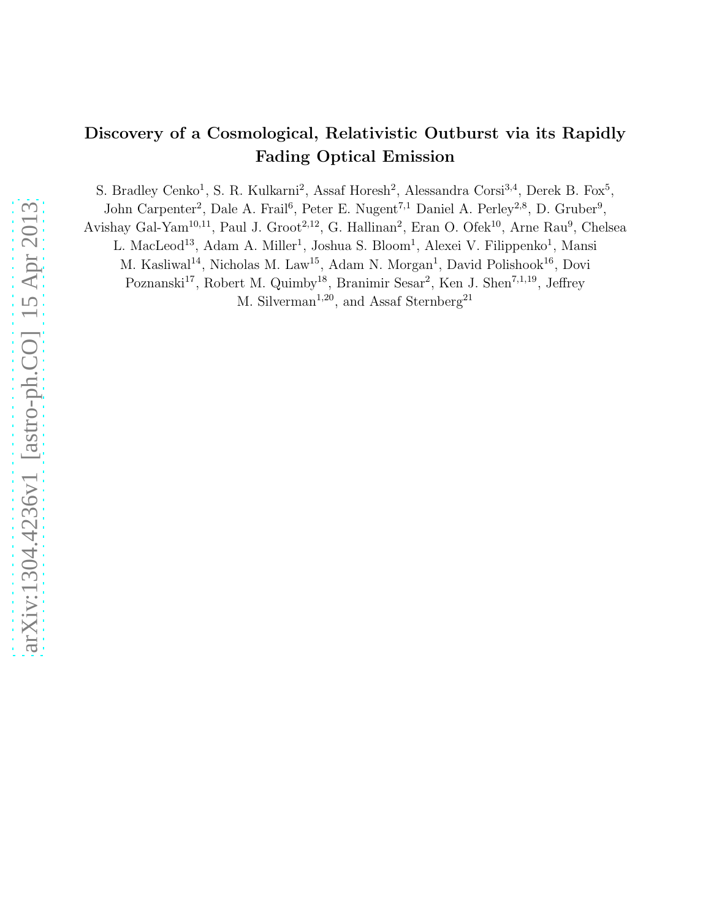# Discovery of a Cosmological, Relativistic Outburst via its Rapidly Fading Optical Emission

S. Bradley Cenko[1], S. R. Kulkarni[2], Assaf Horesh[2], Alessandra Corsi[3,4], Derek B. Fox[5], John Carpenter[2], Dale A. Frail[6], Peter E. Nugent[7,1] Daniel A. Perley[2,8], D. Gruber[9], Avishay Gal-Yam[10,11], Paul J. Groot[2,12], G. Hallinan[2], Eran O. Ofek[10], Arne Rau[9], Chelsea L. MacLeod[13], Adam A. Miller[1], Joshua S. Bloom[1], Alexei V. Filippenko[1], Mansi M. Kasliwal[14], Nicholas M. Law[15], Adam N. Morgan[1], David Polishook[16], Dovi Poznanski[17], Robert M. Quimby[18], Branimir Sesar[2], Ken J. Shen[7,1,19], Jeffrey M. Silverman[1,20], and Assaf Sternberg[21]

arXiv:1304.4236v1 [astro-ph.CO] 15 Apr 2013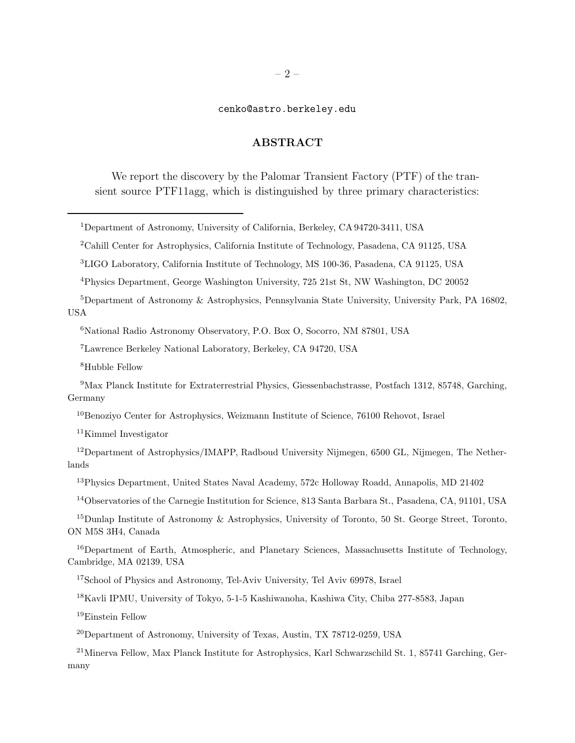cenko@astro.berkeley.edu

## ABSTRACT

We report the discovery by the Palomar Transient Factory (PTF) of the transient source PTF11agg, which is distinguished by three primary characteristics:

---

[1]Department of Astronomy, University of California, Berkeley, CA 94720-3411, USA

[2]Cahill Center for Astrophysics, California Institute of Technology, Pasadena, CA 91125, USA

[3]LIGO Laboratory, California Institute of Technology, MS 100-36, Pasadena, CA 91125, USA

[4]Physics Department, George Washington University, 725 21st St, NW Washington, DC 20052

[5]Department of Astronomy & Astrophysics, Pennsylvania State University, University Park, PA 16802, USA

[6]National Radio Astronomy Observatory, P.O. Box O, Socorro, NM 87801, USA

[7]Lawrence Berkeley National Laboratory, Berkeley, CA 94720, USA

[8]Hubble Fellow

[9]Max Planck Institute for Extraterrestrial Physics, Giessenbachstrasse, Postfach 1312, 85748, Garching, Germany

[10]Benoziyo Center for Astrophysics, Weizmann Institute of Science, 76100 Rehovot, Israel

[11]Kimmel Investigator

[12]Department of Astrophysics/IMAPP, Radboud University Nijmegen, 6500 GL, Nijmegen, The Netherlands

[13]Physics Department, United States Naval Academy, 572c Holloway Roadd, Annapolis, MD 21402

[14]Observatories of the Carnegie Institution for Science, 813 Santa Barbara St., Pasadena, CA, 91101, USA

[15]Dunlap Institute of Astronomy & Astrophysics, University of Toronto, 50 St. George Street, Toronto, ON M5S 3H4, Canada

[16]Department of Earth, Atmospheric, and Planetary Sciences, Massachusetts Institute of Technology, Cambridge, MA 02139, USA

[17]School of Physics and Astronomy, Tel-Aviv University, Tel Aviv 69978, Israel

[18]Kavli IPMU, University of Tokyo, 5-1-5 Kashiwanoha, Kashiwa City, Chiba 277-8583, Japan

[19]Einstein Fellow

[20]Department of Astronomy, University of Texas, Austin, TX 78712-0259, USA

[21]Minerva Fellow, Max Planck Institute for Astrophysics, Karl Schwarzschild St. 1, 85741 Garching, Germany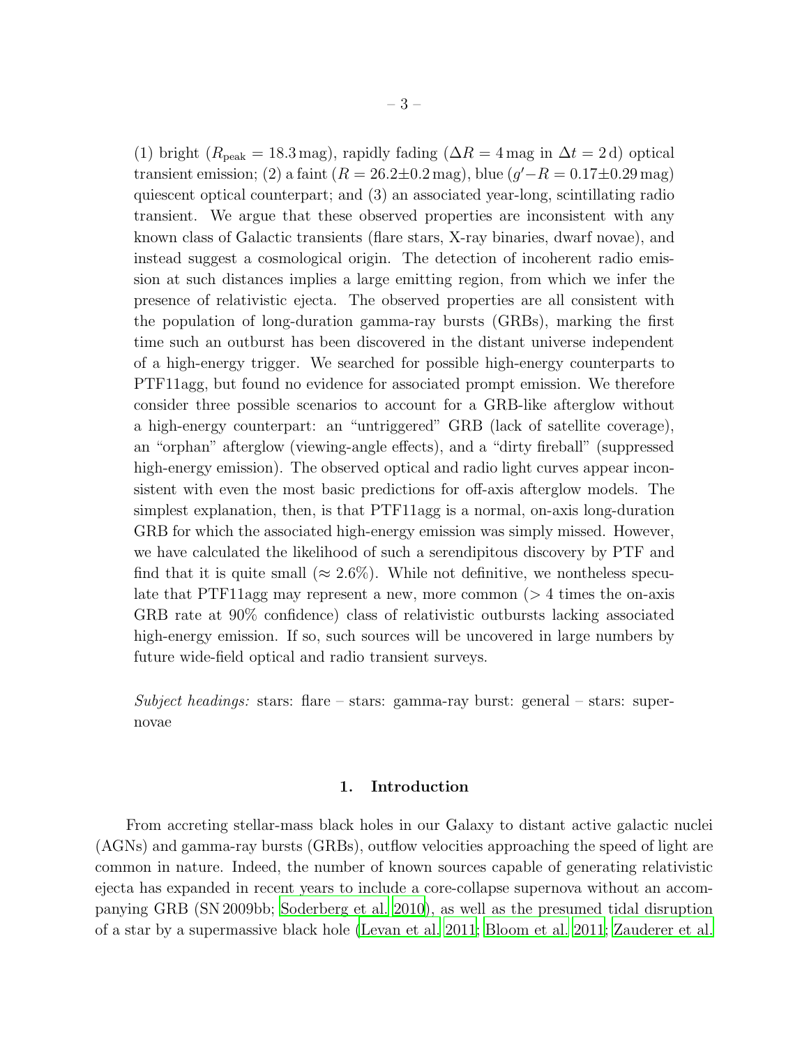(1) bright ($R_{\rm peak} = 18.3$ mag), rapidly fading ($\Delta R = 4$ mag in $\Delta t = 2$ d) optical transient emission; (2) a faint ($R = 26.2 \pm 0.2$ mag), blue ($g' - R = 0.17 \pm 0.29$ mag) quiescent optical counterpart; and (3) an associated year-long, scintillating radio transient. We argue that these observed properties are inconsistent with any known class of Galactic transients (flare stars, X-ray binaries, dwarf novae), and instead suggest a cosmological origin. The detection of incoherent radio emission at such distances implies a large emitting region, from which we infer the presence of relativistic ejecta. The observed properties are all consistent with the population of long-duration gamma-ray bursts (GRBs), marking the first time such an outburst has been discovered in the distant universe independent of a high-energy trigger. We searched for possible high-energy counterparts to PTF11agg, but found no evidence for associated prompt emission. We therefore consider three possible scenarios to account for a GRB-like afterglow without a high-energy counterpart: an "untriggered" GRB (lack of satellite coverage), an "orphan" afterglow (viewing-angle effects), and a "dirty fireball" (suppressed high-energy emission). The observed optical and radio light curves appear inconsistent with even the most basic predictions for off-axis afterglow models. The simplest explanation, then, is that PTF11agg is a normal, on-axis long-duration GRB for which the associated high-energy emission was simply missed. However, we have calculated the likelihood of such a serendipitous discovery by PTF and find that it is quite small ($\approx 2.6\%$). While not definitive, we nontheless speculate that PTF11agg may represent a new, more common ($> 4$ times the on-axis GRB rate at 90% confidence) class of relativistic outbursts lacking associated high-energy emission. If so, such sources will be uncovered in large numbers by future wide-field optical and radio transient surveys.

*Subject headings:* stars: flare – stars: gamma-ray burst: general – stars: supernovae

## 1. Introduction

From accreting stellar-mass black holes in our Galaxy to distant active galactic nuclei (AGNs) and gamma-ray bursts (GRBs), outflow velocities approaching the speed of light are common in nature. Indeed, the number of known sources capable of generating relativistic ejecta has expanded in recent years to include a core-collapse supernova without an accompanying GRB (SN 2009bb; Soderberg et al. 2010), as well as the presumed tidal disruption of a star by a supermassive black hole (Levan et al. 2011; Bloom et al. 2011; Zauderer et al.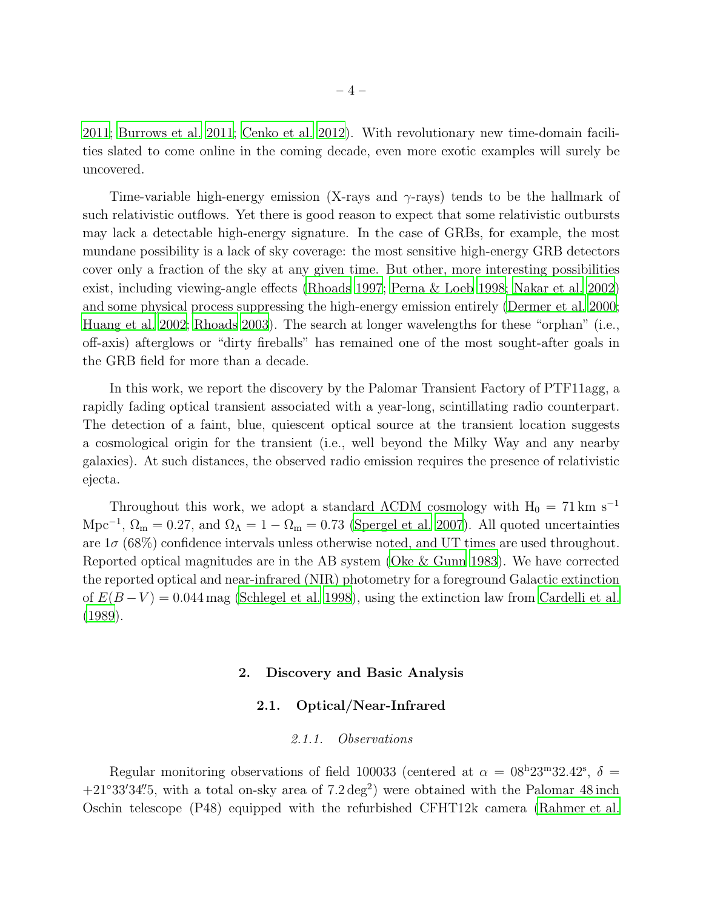2011; Burrows et al. 2011; Cenko et al. 2012). With revolutionary new time-domain facilities slated to come online in the coming decade, even more exotic examples will surely be uncovered.

Time-variable high-energy emission (X-rays and $\gamma$-rays) tends to be the hallmark of such relativistic outflows. Yet there is good reason to expect that some relativistic outbursts may lack a detectable high-energy signature. In the case of GRBs, for example, the most mundane possibility is a lack of sky coverage: the most sensitive high-energy GRB detectors cover only a fraction of the sky at any given time. But other, more interesting possibilities exist, including viewing-angle effects (Rhoads 1997; Perna & Loeb 1998; Nakar et al. 2002) and some physical process suppressing the high-energy emission entirely (Dermer et al. 2000; Huang et al. 2002; Rhoads 2003). The search at longer wavelengths for these "orphan" (i.e., off-axis) afterglows or "dirty fireballs" has remained one of the most sought-after goals in the GRB field for more than a decade.

In this work, we report the discovery by the Palomar Transient Factory of PTF11agg, a rapidly fading optical transient associated with a year-long, scintillating radio counterpart. The detection of a faint, blue, quiescent optical source at the transient location suggests a cosmological origin for the transient (i.e., well beyond the Milky Way and any nearby galaxies). At such distances, the observed radio emission requires the presence of relativistic ejecta.

Throughout this work, we adopt a standard ΛCDM cosmology with $H_0 = 71\,\mathrm{km\ s^{-1}\ Mpc^{-1}}$, $\Omega_\mathrm{m} = 0.27$, and $\Omega_\Lambda = 1 - \Omega_\mathrm{m} = 0.73$ (Spergel et al. 2007). All quoted uncertainties are $1\sigma$ (68%) confidence intervals unless otherwise noted, and UT times are used throughout. Reported optical magnitudes are in the AB system (Oke & Gunn 1983). We have corrected the reported optical and near-infrared (NIR) photometry for a foreground Galactic extinction of $E(B-V) = 0.044$ mag (Schlegel et al. 1998), using the extinction law from Cardelli et al. (1989).

## 2. Discovery and Basic Analysis

### 2.1. Optical/Near-Infrared

#### *2.1.1. Observations*

Regular monitoring observations of field 100033 (centered at $\alpha = 08^\mathrm{h}23^\mathrm{m}32.42^\mathrm{s}$, $\delta = +21^\circ33'34''.5$, with a total on-sky area of $7.2\,\mathrm{deg}^2$) were obtained with the Palomar 48 inch Oschin telescope (P48) equipped with the refurbished CFHT12k camera (Rahmer et al.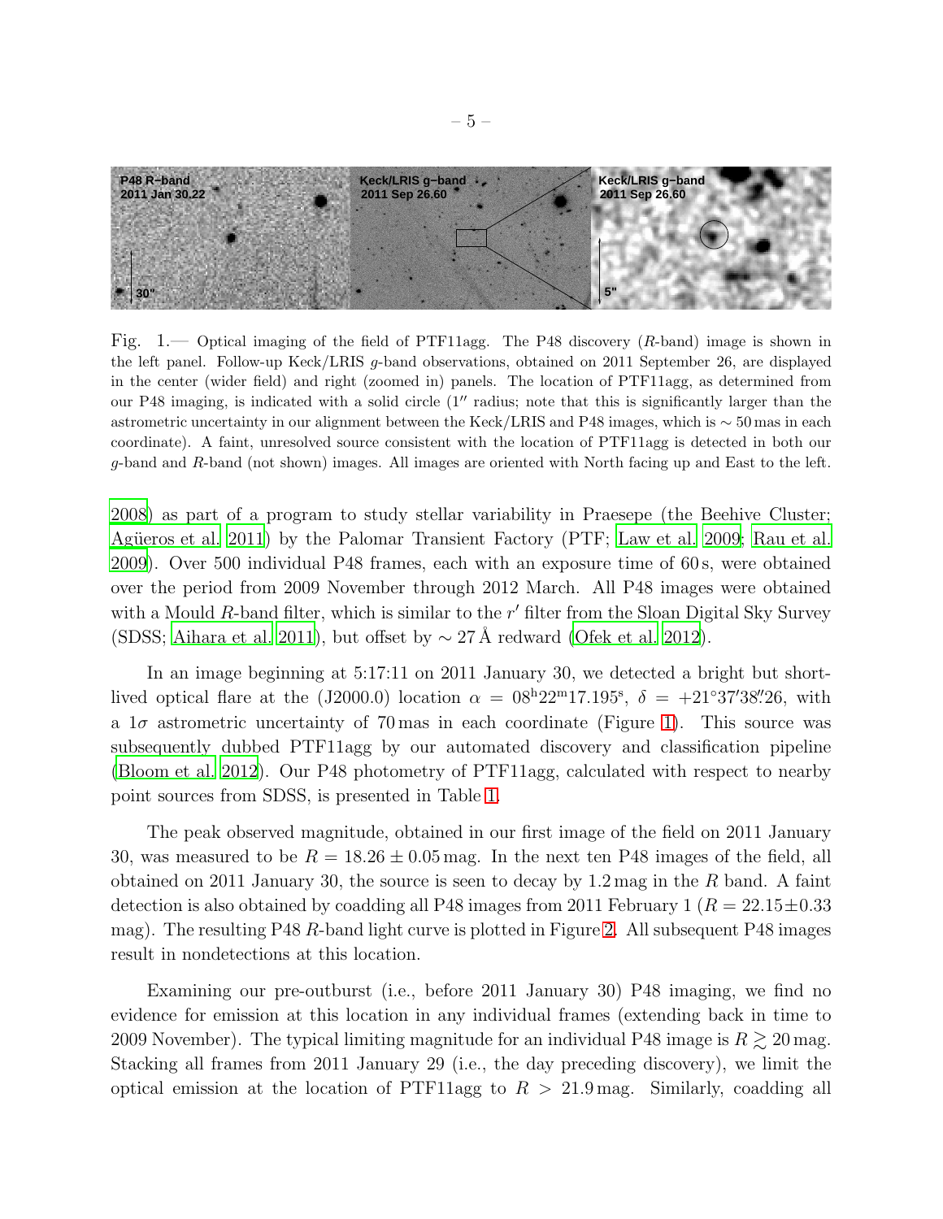Fig. 1.— Optical imaging of the field of PTF11agg. The P48 discovery ($R$-band) image is shown in the left panel. Follow-up Keck/LRIS $g$-band observations, obtained on 2011 September 26, are displayed in the center (wider field) and right (zoomed in) panels. The location of PTF11agg, as determined from our P48 imaging, is indicated with a solid circle (1″ radius; note that this is significantly larger than the astrometric uncertainty in our alignment between the Keck/LRIS and P48 images, which is ∼ 50 mas in each coordinate). A faint, unresolved source consistent with the location of PTF11agg is detected in both our $g$-band and $R$-band (not shown) images. All images are oriented with North facing up and East to the left.

2008) as part of a program to study stellar variability in Praesepe (the Beehive Cluster; Agüeros et al. 2011) by the Palomar Transient Factory (PTF; Law et al. 2009; Rau et al. 2009). Over 500 individual P48 frames, each with an exposure time of 60 s, were obtained over the period from 2009 November through 2012 March. All P48 images were obtained with a Mould $R$-band filter, which is similar to the $r'$ filter from the Sloan Digital Sky Survey (SDSS; Aihara et al. 2011), but offset by ∼ 27 Å redward (Ofek et al. 2012).

In an image beginning at 5:17:11 on 2011 January 30, we detected a bright but short-lived optical flare at the (J2000.0) location $\alpha = 08^{\rm h}22^{\rm m}17.195^{\rm s}$, $\delta = +21^{\circ}37'38''.26$, with a $1\sigma$ astrometric uncertainty of 70 mas in each coordinate (Figure 1). This source was subsequently dubbed PTF11agg by our automated discovery and classification pipeline (Bloom et al. 2012). Our P48 photometry of PTF11agg, calculated with respect to nearby point sources from SDSS, is presented in Table 1.

The peak observed magnitude, obtained in our first image of the field on 2011 January 30, was measured to be $R = 18.26 \pm 0.05$ mag. In the next ten P48 images of the field, all obtained on 2011 January 30, the source is seen to decay by 1.2 mag in the $R$ band. A faint detection is also obtained by coadding all P48 images from 2011 February 1 ($R = 22.15 \pm 0.33$ mag). The resulting P48 $R$-band light curve is plotted in Figure 2. All subsequent P48 images result in nondetections at this location.

Examining our pre-outburst (i.e., before 2011 January 30) P48 imaging, we find no evidence for emission at this location in any individual frames (extending back in time to 2009 November). The typical limiting magnitude for an individual P48 image is $R \gtrsim 20$ mag. Stacking all frames from 2011 January 29 (i.e., the day preceding discovery), we limit the optical emission at the location of PTF11agg to $R > 21.9$ mag. Similarly, coadding all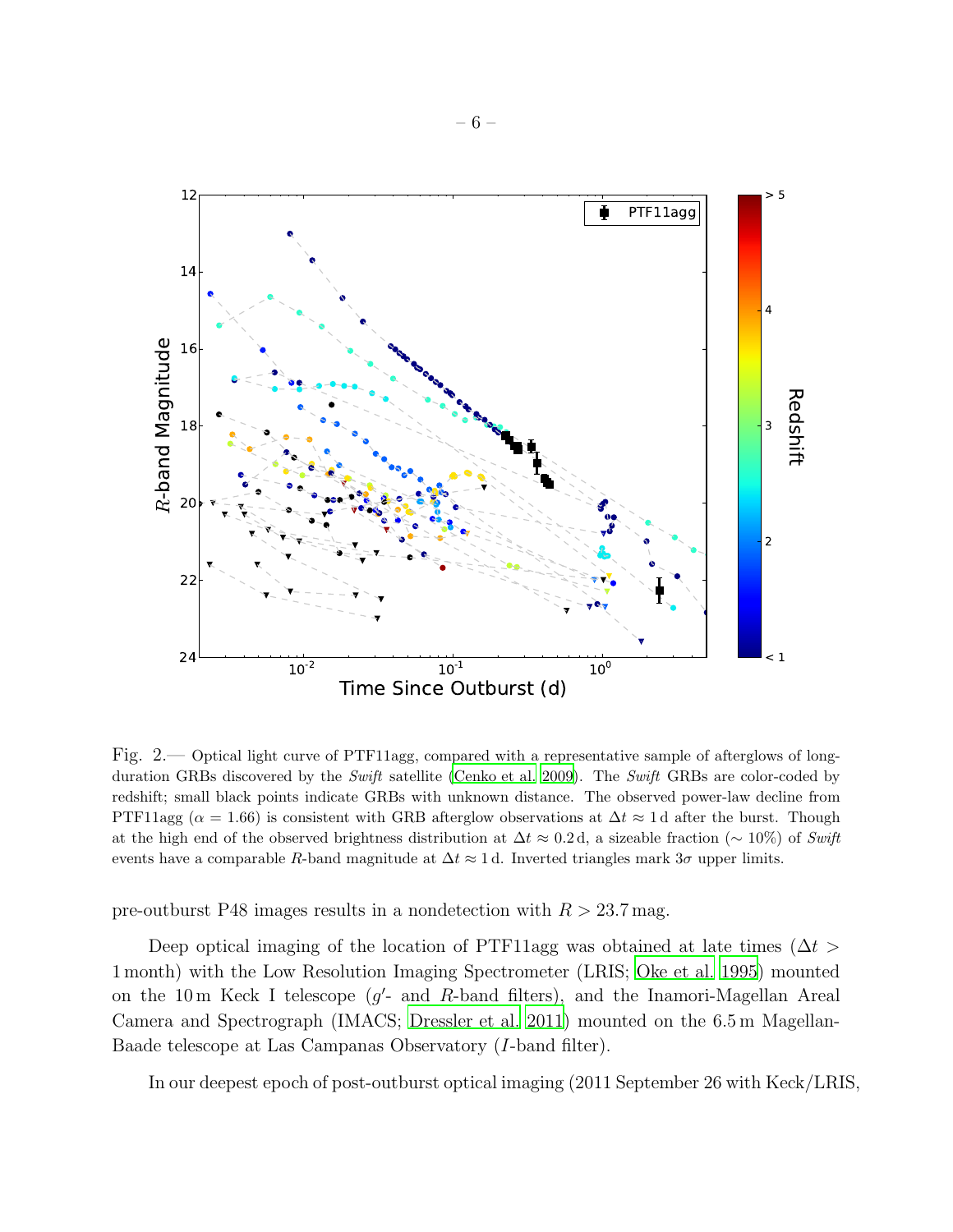Fig. 2.— Optical light curve of PTF11agg, compared with a representative sample of afterglows of long-duration GRBs discovered by the *Swift* satellite (Cenko et al. 2009). The *Swift* GRBs are color-coded by redshift; small black points indicate GRBs with unknown distance. The observed power-law decline from PTF11agg ($\alpha = 1.66$) is consistent with GRB afterglow observations at $\Delta t \approx 1$ d after the burst. Though at the high end of the observed brightness distribution at $\Delta t \approx 0.2$ d, a sizeable fraction ($\sim 10\%$) of *Swift* events have a comparable $R$-band magnitude at $\Delta t \approx 1$ d. Inverted triangles mark $3\sigma$ upper limits.

pre-outburst P48 images results in a nondetection with $R > 23.7$ mag.

Deep optical imaging of the location of PTF11agg was obtained at late times ($\Delta t >$ 1 month) with the Low Resolution Imaging Spectrometer (LRIS; Oke et al. 1995) mounted on the 10 m Keck I telescope ($g'$- and $R$-band filters), and the Inamori-Magellan Areal Camera and Spectrograph (IMACS; Dressler et al. 2011) mounted on the 6.5 m Magellan-Baade telescope at Las Campanas Observatory ($I$-band filter).

In our deepest epoch of post-outburst optical imaging (2011 September 26 with Keck/LRIS,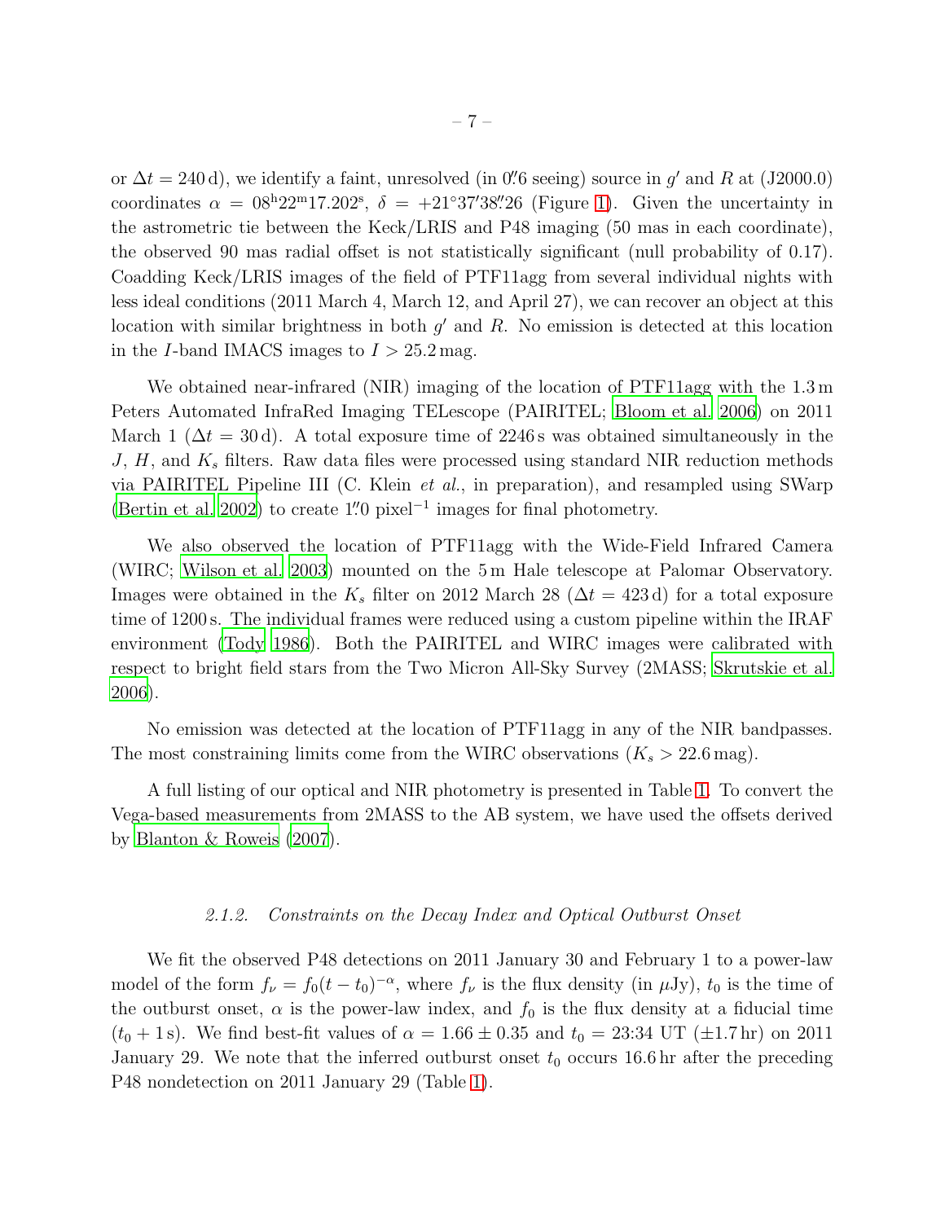or $\Delta t = 240$ d), we identify a faint, unresolved (in $0''.6$ seeing) source in $g'$ and $R$ at (J2000.0) coordinates $\alpha = 08^{\rm h}22^{\rm m}17.202^{\rm s}$, $\delta = +21^\circ 37' 38''.26$ (Figure 1). Given the uncertainty in the astrometric tie between the Keck/LRIS and P48 imaging (50 mas in each coordinate), the observed 90 mas radial offset is not statistically significant (null probability of 0.17). Coadding Keck/LRIS images of the field of PTF11agg from several individual nights with less ideal conditions (2011 March 4, March 12, and April 27), we can recover an object at this location with similar brightness in both $g'$ and $R$. No emission is detected at this location in the $I$-band IMACS images to $I > 25.2$ mag.

We obtained near-infrared (NIR) imaging of the location of PTF11agg with the 1.3 m Peters Automated InfraRed Imaging TELescope (PAIRITEL; Bloom et al. 2006) on 2011 March 1 ($\Delta t = 30$ d). A total exposure time of 2246 s was obtained simultaneously in the $J$, $H$, and $K_s$ filters. Raw data files were processed using standard NIR reduction methods via PAIRITEL Pipeline III (C. Klein *et al.*, in preparation), and resampled using SWarp (Bertin et al. 2002) to create $1''.0$ pixel$^{-1}$ images for final photometry.

We also observed the location of PTF11agg with the Wide-Field Infrared Camera (WIRC; Wilson et al. 2003) mounted on the 5 m Hale telescope at Palomar Observatory. Images were obtained in the $K_s$ filter on 2012 March 28 ($\Delta t = 423$ d) for a total exposure time of 1200 s. The individual frames were reduced using a custom pipeline within the IRAF environment (Tody 1986). Both the PAIRITEL and WIRC images were calibrated with respect to bright field stars from the Two Micron All-Sky Survey (2MASS; Skrutskie et al. 2006).

No emission was detected at the location of PTF11agg in any of the NIR bandpasses. The most constraining limits come from the WIRC observations ($K_s > 22.6$ mag).

A full listing of our optical and NIR photometry is presented in Table 1. To convert the Vega-based measurements from 2MASS to the AB system, we have used the offsets derived by Blanton & Roweis (2007).

### 2.1.2. Constraints on the Decay Index and Optical Outburst Onset

We fit the observed P48 detections on 2011 January 30 and February 1 to a power-law model of the form $f_\nu = f_0(t - t_0)^{-\alpha}$, where $f_\nu$ is the flux density (in $\mu$Jy), $t_0$ is the time of the outburst onset, $\alpha$ is the power-law index, and $f_0$ is the flux density at a fiducial time ($t_0 + 1$ s). We find best-fit values of $\alpha = 1.66 \pm 0.35$ and $t_0 = $ 23:34 UT ($\pm 1.7$ hr) on 2011 January 29. We note that the inferred outburst onset $t_0$ occurs 16.6 hr after the preceding P48 nondetection on 2011 January 29 (Table 1).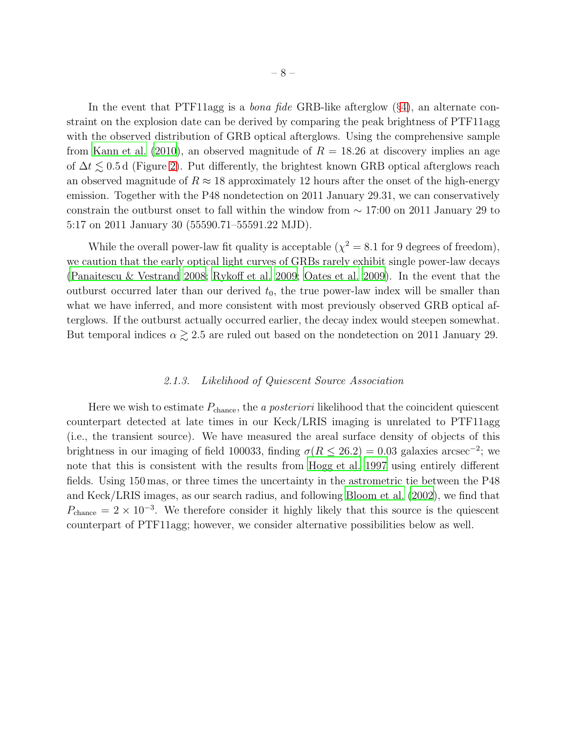In the event that PTF11agg is a *bona fide* GRB-like afterglow (§4), an alternate constraint on the explosion date can be derived by comparing the peak brightness of PTF11agg with the observed distribution of GRB optical afterglows. Using the comprehensive sample from Kann et al. (2010), an observed magnitude of $R = 18.26$ at discovery implies an age of $\Delta t \lesssim 0.5\,\mathrm{d}$ (Figure 2). Put differently, the brightest known GRB optical afterglows reach an observed magnitude of $R \approx 18$ approximately 12 hours after the onset of the high-energy emission. Together with the P48 nondetection on 2011 January 29.31, we can conservatively constrain the outburst onset to fall within the window from $\sim$ 17:00 on 2011 January 29 to 5:17 on 2011 January 30 (55590.71–55591.22 MJD).

While the overall power-law fit quality is acceptable ($\chi^2 = 8.1$ for 9 degrees of freedom), we caution that the early optical light curves of GRBs rarely exhibit single power-law decays (Panaitescu & Vestrand 2008; Rykoff et al. 2009; Oates et al. 2009). In the event that the outburst occurred later than our derived $t_0$, the true power-law index will be smaller than what we have inferred, and more consistent with most previously observed GRB optical afterglows. If the outburst actually occurred earlier, the decay index would steepen somewhat. But temporal indices $\alpha \gtrsim 2.5$ are ruled out based on the nondetection on 2011 January 29.

### 2.1.3. Likelihood of Quiescent Source Association

Here we wish to estimate $P_{\mathrm{chance}}$, the *a posteriori* likelihood that the coincident quiescent counterpart detected at late times in our Keck/LRIS imaging is unrelated to PTF11agg (i.e., the transient source). We have measured the areal surface density of objects of this brightness in our imaging of field 100033, finding $\sigma(R \leq 26.2) = 0.03$ galaxies arcsec$^{-2}$; we note that this is consistent with the results from Hogg et al. 1997 using entirely different fields. Using 150 mas, or three times the uncertainty in the astrometric tie between the P48 and Keck/LRIS images, as our search radius, and following Bloom et al. (2002), we find that $P_{\mathrm{chance}} = 2 \times 10^{-3}$. We therefore consider it highly likely that this source is the quiescent counterpart of PTF11agg; however, we consider alternative possibilities below as well.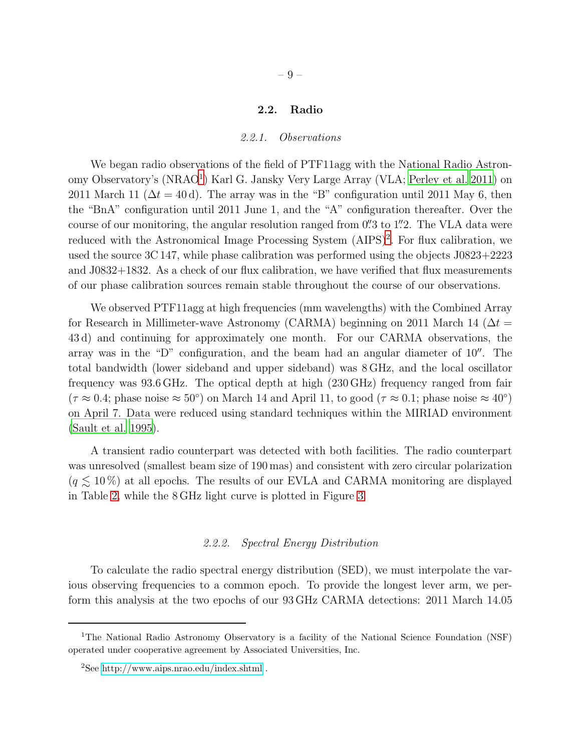### 2.2. Radio

#### 2.2.1. *Observations*

We began radio observations of the field of PTF11agg with the National Radio Astronomy Observatory's (NRAO[1]) Karl G. Jansky Very Large Array (VLA; Perley et al. 2011) on 2011 March 11 ($\Delta t = 40$ d). The array was in the "B" configuration until 2011 May 6, then the "BnA" configuration until 2011 June 1, and the "A" configuration thereafter. Over the course of our monitoring, the angular resolution ranged from 0.″3 to 1.″2. The VLA data were reduced with the Astronomical Image Processing System (AIPS)[2]. For flux calibration, we used the source 3C 147, while phase calibration was performed using the objects J0823+2223 and J0832+1832. As a check of our flux calibration, we have verified that flux measurements of our phase calibration sources remain stable throughout the course of our observations.

We observed PTF11agg at high frequencies (mm wavelengths) with the Combined Array for Research in Millimeter-wave Astronomy (CARMA) beginning on 2011 March 14 ($\Delta t = 43$ d) and continuing for approximately one month. For our CARMA observations, the array was in the "D" configuration, and the beam had an angular diameter of 10″. The total bandwidth (lower sideband and upper sideband) was 8 GHz, and the local oscillator frequency was 93.6 GHz. The optical depth at high (230 GHz) frequency ranged from fair ($\tau \approx 0.4$; phase noise $\approx 50°$) on March 14 and April 11, to good ($\tau \approx 0.1$; phase noise $\approx 40°$) on April 7. Data were reduced using standard techniques within the MIRIAD environment (Sault et al. 1995).

A transient radio counterpart was detected with both facilities. The radio counterpart was unresolved (smallest beam size of 190 mas) and consistent with zero circular polarization ($q \lesssim 10\,\%$) at all epochs. The results of our EVLA and CARMA monitoring are displayed in Table 2, while the 8 GHz light curve is plotted in Figure 3.

#### 2.2.2. *Spectral Energy Distribution*

To calculate the radio spectral energy distribution (SED), we must interpolate the various observing frequencies to a common epoch. To provide the longest lever arm, we perform this analysis at the two epochs of our 93 GHz CARMA detections: 2011 March 14.05

---

[1] The National Radio Astronomy Observatory is a facility of the National Science Foundation (NSF) operated under cooperative agreement by Associated Universities, Inc.

[2] See http://www.aips.nrao.edu/index.shtml .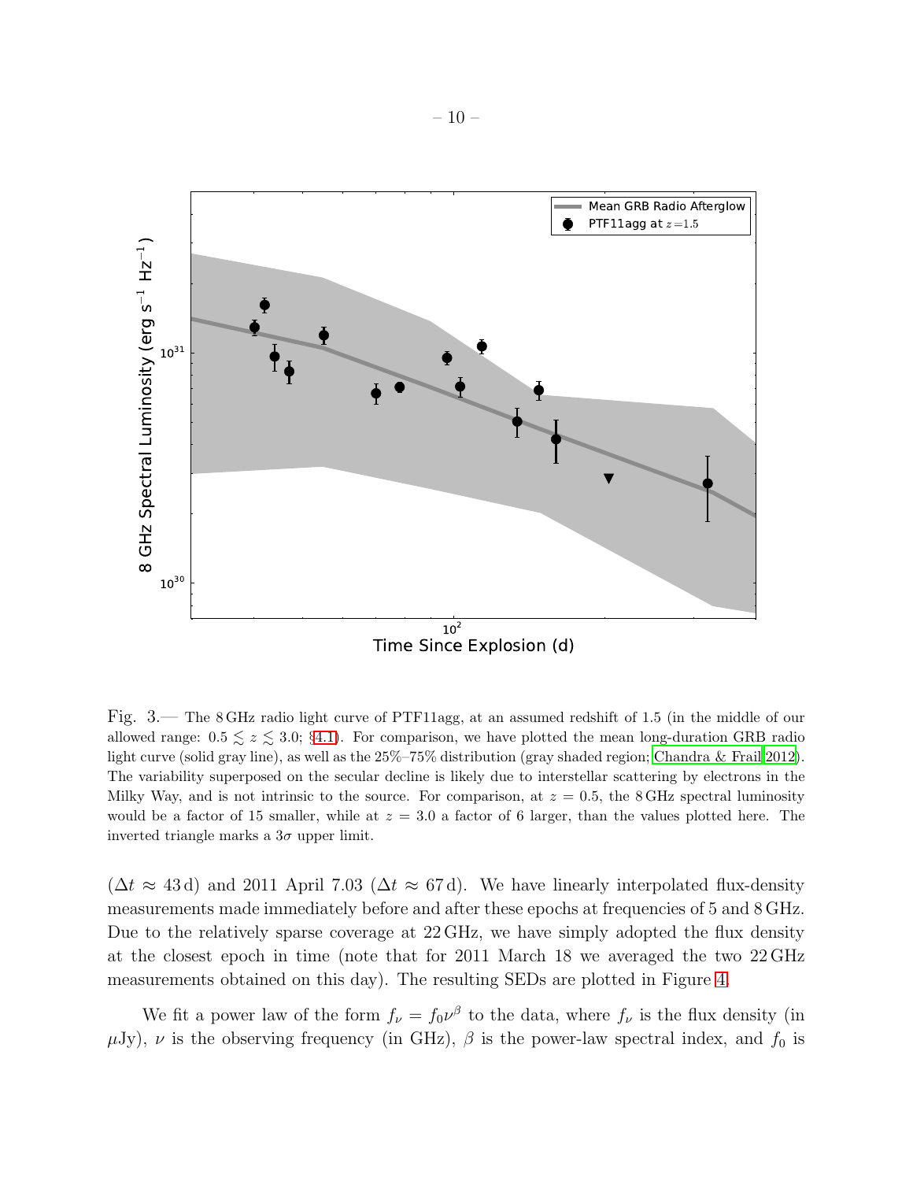Fig. 3.— The 8 GHz radio light curve of PTF11agg, at an assumed redshift of 1.5 (in the middle of our allowed range: $0.5 \lesssim z \lesssim 3.0$; §4.1). For comparison, we have plotted the mean long-duration GRB radio light curve (solid gray line), as well as the 25%–75% distribution (gray shaded region; Chandra & Frail 2012). The variability superposed on the secular decline is likely due to interstellar scattering by electrons in the Milky Way, and is not intrinsic to the source. For comparison, at $z = 0.5$, the 8 GHz spectral luminosity would be a factor of 15 smaller, while at $z = 3.0$ a factor of 6 larger, than the values plotted here. The inverted triangle marks a $3\sigma$ upper limit.

($\Delta t \approx 43$ d) and 2011 April 7.03 ($\Delta t \approx 67$ d). We have linearly interpolated flux-density measurements made immediately before and after these epochs at frequencies of 5 and 8 GHz. Due to the relatively sparse coverage at 22 GHz, we have simply adopted the flux density at the closest epoch in time (note that for 2011 March 18 we averaged the two 22 GHz measurements obtained on this day). The resulting SEDs are plotted in Figure 4.

We fit a power law of the form $f_\nu = f_0 \nu^\beta$ to the data, where $f_\nu$ is the flux density (in $\mu$Jy), $\nu$ is the observing frequency (in GHz), $\beta$ is the power-law spectral index, and $f_0$ is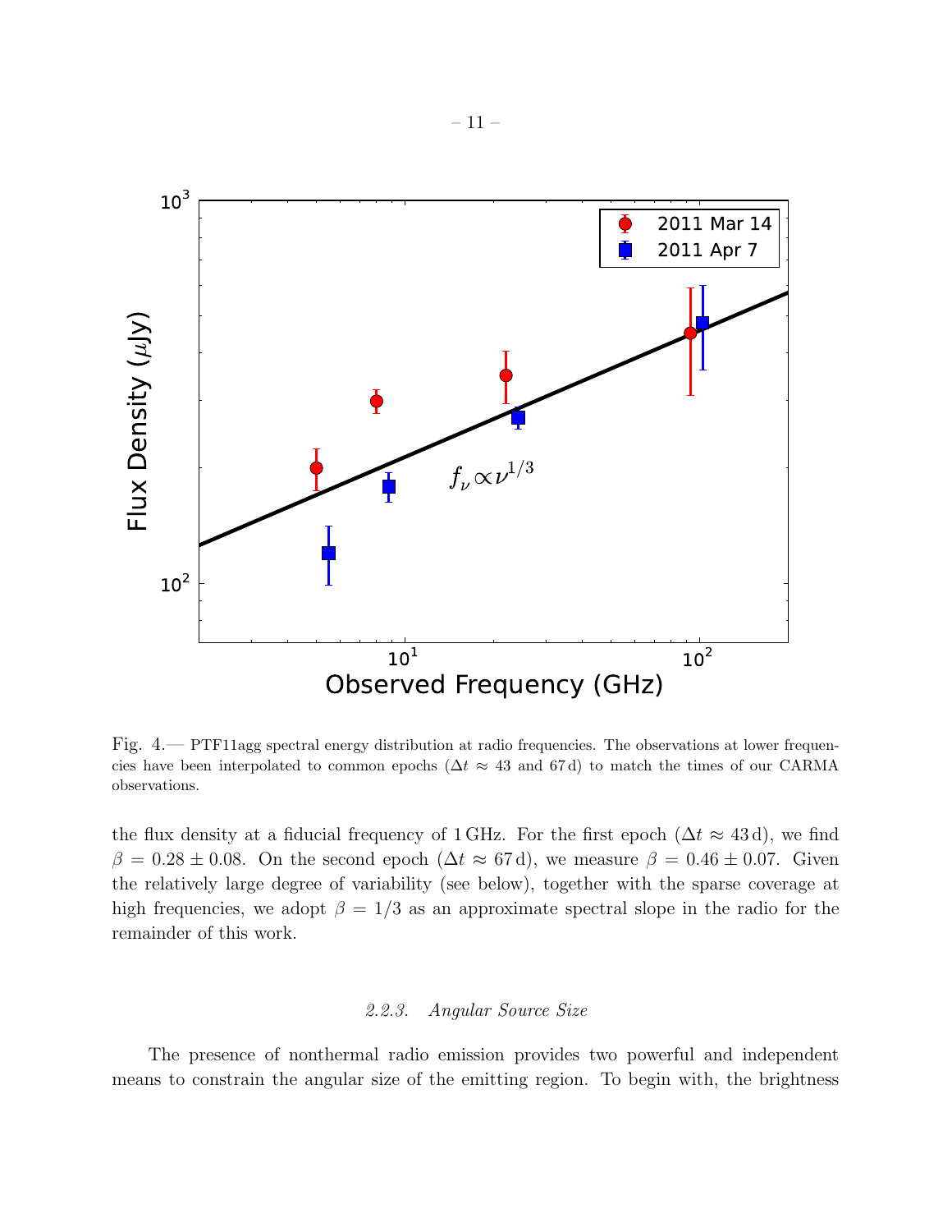Fig. 4.— PTF11agg spectral energy distribution at radio frequencies. The observations at lower frequencies have been interpolated to common epochs ($\Delta t \approx 43$ and $67\,\mathrm{d}$) to match the times of our CARMA observations.

the flux density at a fiducial frequency of 1 GHz. For the first epoch ($\Delta t \approx 43\,\mathrm{d}$), we find $\beta = 0.28 \pm 0.08$. On the second epoch ($\Delta t \approx 67\,\mathrm{d}$), we measure $\beta = 0.46 \pm 0.07$. Given the relatively large degree of variability (see below), together with the sparse coverage at high frequencies, we adopt $\beta = 1/3$ as an approximate spectral slope in the radio for the remainder of this work.

### 2.2.3. Angular Source Size

The presence of nonthermal radio emission provides two powerful and independent means to constrain the angular size of the emitting region. To begin with, the brightness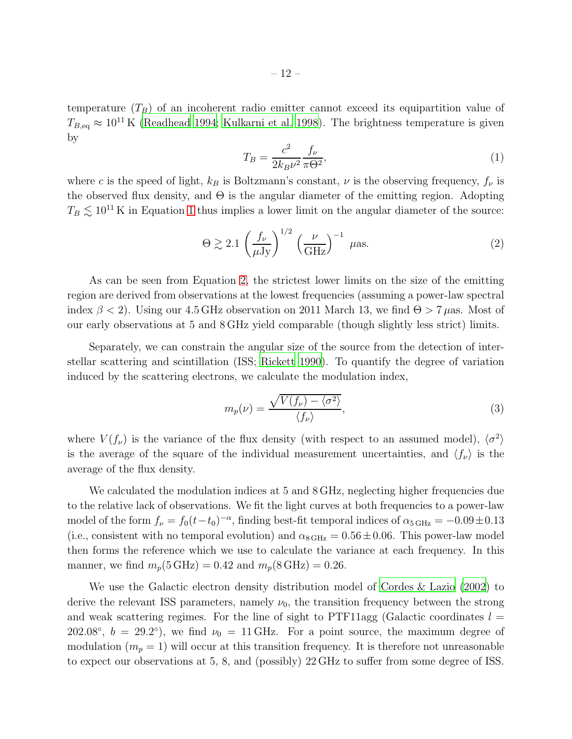temperature ($T_B$) of an incoherent radio emitter cannot exceed its equipartition value of $T_{B,\rm eq} \approx 10^{11}$ K (Readhead 1994; Kulkarni et al. 1998). The brightness temperature is given by

$$T_B = \frac{c^2}{2k_B\nu^2}\frac{f_\nu}{\pi\Theta^2}, \tag{1}$$

where $c$ is the speed of light, $k_B$ is Boltzmann's constant, $\nu$ is the observing frequency, $f_\nu$ is the observed flux density, and $\Theta$ is the angular diameter of the emitting region. Adopting $T_B \lesssim 10^{11}$ K in Equation 1 thus implies a lower limit on the angular diameter of the source:

$$\Theta \gtrsim 2.1 \left(\frac{f_\nu}{\mu\rm Jy}\right)^{1/2} \left(\frac{\nu}{\rm GHz}\right)^{-1} \; \mu\rm as. \tag{2}$$

As can be seen from Equation 2, the strictest lower limits on the size of the emitting region are derived from observations at the lowest frequencies (assuming a power-law spectral index $\beta < 2$). Using our 4.5 GHz observation on 2011 March 13, we find $\Theta > 7\,\mu$as. Most of our early observations at 5 and 8 GHz yield comparable (though slightly less strict) limits.

Separately, we can constrain the angular size of the source from the detection of interstellar scattering and scintillation (ISS; Rickett 1990). To quantify the degree of variation induced by the scattering electrons, we calculate the modulation index,

$$m_p(\nu) = \frac{\sqrt{V(f_\nu) - \langle\sigma^2\rangle}}{\langle f_\nu\rangle}, \tag{3}$$

where $V(f_\nu)$ is the variance of the flux density (with respect to an assumed model), $\langle\sigma^2\rangle$ is the average of the square of the individual measurement uncertainties, and $\langle f_\nu\rangle$ is the average of the flux density.

We calculated the modulation indices at 5 and 8 GHz, neglecting higher frequencies due to the relative lack of observations. We fit the light curves at both frequencies to a power-law model of the form $f_\nu = f_0(t-t_0)^{-\alpha}$, finding best-fit temporal indices of $\alpha_{5\,\rm GHz} = -0.09 \pm 0.13$ (i.e., consistent with no temporal evolution) and $\alpha_{8\,\rm GHz} = 0.56 \pm 0.06$. This power-law model then forms the reference which we use to calculate the variance at each frequency. In this manner, we find $m_p(5\,\rm GHz) = 0.42$ and $m_p(8\,\rm GHz) = 0.26$.

We use the Galactic electron density distribution model of Cordes & Lazio (2002) to derive the relevant ISS parameters, namely $\nu_0$, the transition frequency between the strong and weak scattering regimes. For the line of sight to PTF11agg (Galactic coordinates $l = 202.08^\circ$, $b = 29.2^\circ$), we find $\nu_0 = 11$ GHz. For a point source, the maximum degree of modulation ($m_p = 1$) will occur at this transition frequency. It is therefore not unreasonable to expect our observations at 5, 8, and (possibly) 22 GHz to suffer from some degree of ISS.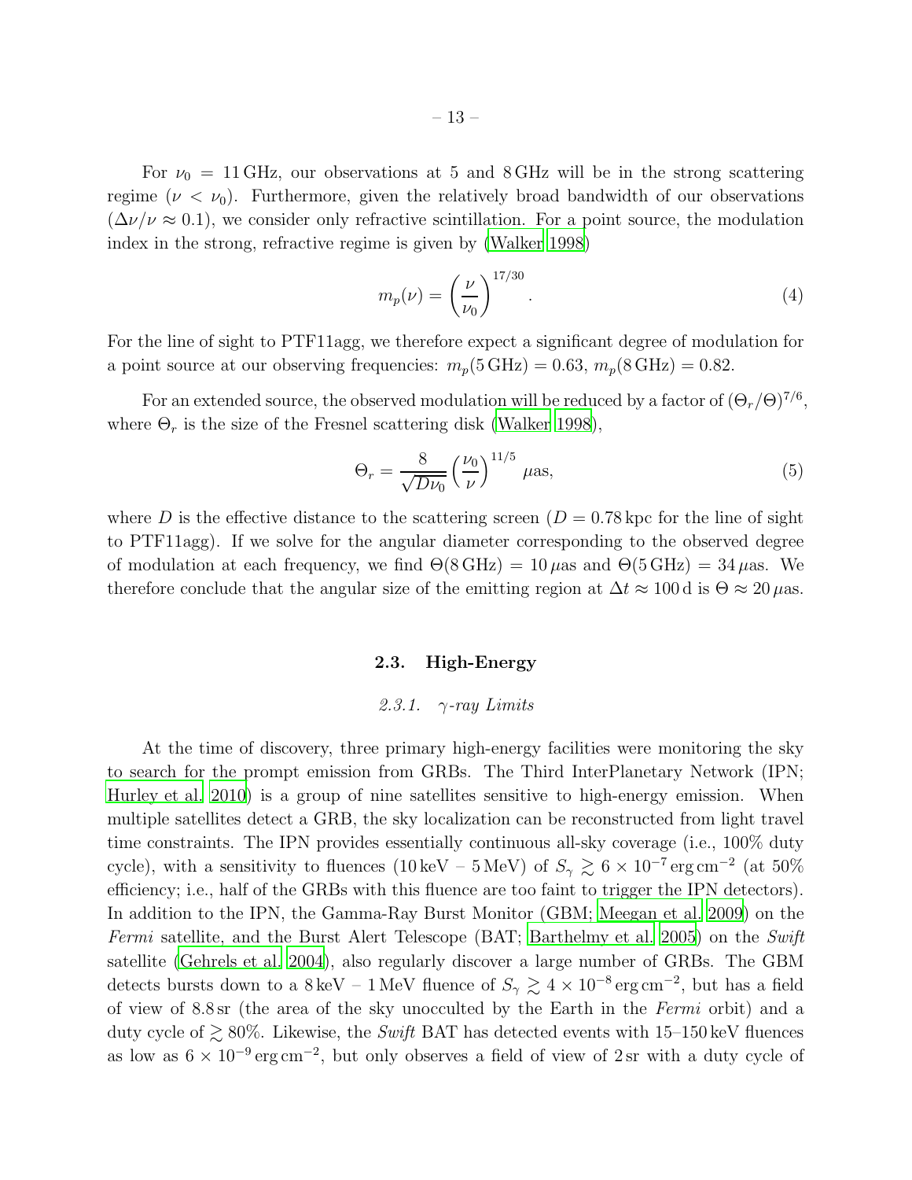For $\nu_0 = 11\,\mathrm{GHz}$, our observations at 5 and 8 GHz will be in the strong scattering regime ($\nu < \nu_0$). Furthermore, given the relatively broad bandwidth of our observations ($\Delta\nu/\nu \approx 0.1$), we consider only refractive scintillation. For a point source, the modulation index in the strong, refractive regime is given by (Walker 1998)

$$m_p(\nu) = \left(\frac{\nu}{\nu_0}\right)^{17/30}. \tag{4}$$

For the line of sight to PTF11agg, we therefore expect a significant degree of modulation for a point source at our observing frequencies: $m_p(5\,\mathrm{GHz}) = 0.63$, $m_p(8\,\mathrm{GHz}) = 0.82$.

For an extended source, the observed modulation will be reduced by a factor of $(\Theta_r/\Theta)^{7/6}$, where $\Theta_r$ is the size of the Fresnel scattering disk (Walker 1998),

$$\Theta_r = \frac{8}{\sqrt{D\nu_0}}\left(\frac{\nu_0}{\nu}\right)^{11/5}\,\mu\mathrm{as}, \tag{5}$$

where $D$ is the effective distance to the scattering screen ($D = 0.78\,\mathrm{kpc}$ for the line of sight to PTF11agg). If we solve for the angular diameter corresponding to the observed degree of modulation at each frequency, we find $\Theta(8\,\mathrm{GHz}) = 10\,\mu\mathrm{as}$ and $\Theta(5\,\mathrm{GHz}) = 34\,\mu\mathrm{as}$. We therefore conclude that the angular size of the emitting region at $\Delta t \approx 100\,\mathrm{d}$ is $\Theta \approx 20\,\mu\mathrm{as}$.

### 2.3. High-Energy

#### 2.3.1. $\gamma$-ray Limits

At the time of discovery, three primary high-energy facilities were monitoring the sky to search for the prompt emission from GRBs. The Third InterPlanetary Network (IPN; Hurley et al. 2010) is a group of nine satellites sensitive to high-energy emission. When multiple satellites detect a GRB, the sky localization can be reconstructed from light travel time constraints. The IPN provides essentially continuous all-sky coverage (i.e., 100% duty cycle), with a sensitivity to fluences (10 keV – 5 MeV) of $S_\gamma \gtrsim 6 \times 10^{-7}\,\mathrm{erg\,cm^{-2}}$ (at 50% efficiency; i.e., half of the GRBs with this fluence are too faint to trigger the IPN detectors). In addition to the IPN, the Gamma-Ray Burst Monitor (GBM; Meegan et al. 2009) on the *Fermi* satellite, and the Burst Alert Telescope (BAT; Barthelmy et al. 2005) on the *Swift* satellite (Gehrels et al. 2004), also regularly discover a large number of GRBs. The GBM detects bursts down to a 8 keV – 1 MeV fluence of $S_\gamma \gtrsim 4 \times 10^{-8}\,\mathrm{erg\,cm^{-2}}$, but has a field of view of 8.8 sr (the area of the sky unocculted by the Earth in the *Fermi* orbit) and a duty cycle of $\gtrsim 80\%$. Likewise, the *Swift* BAT has detected events with 15–150 keV fluences as low as $6 \times 10^{-9}\,\mathrm{erg\,cm^{-2}}$, but only observes a field of view of 2 sr with a duty cycle of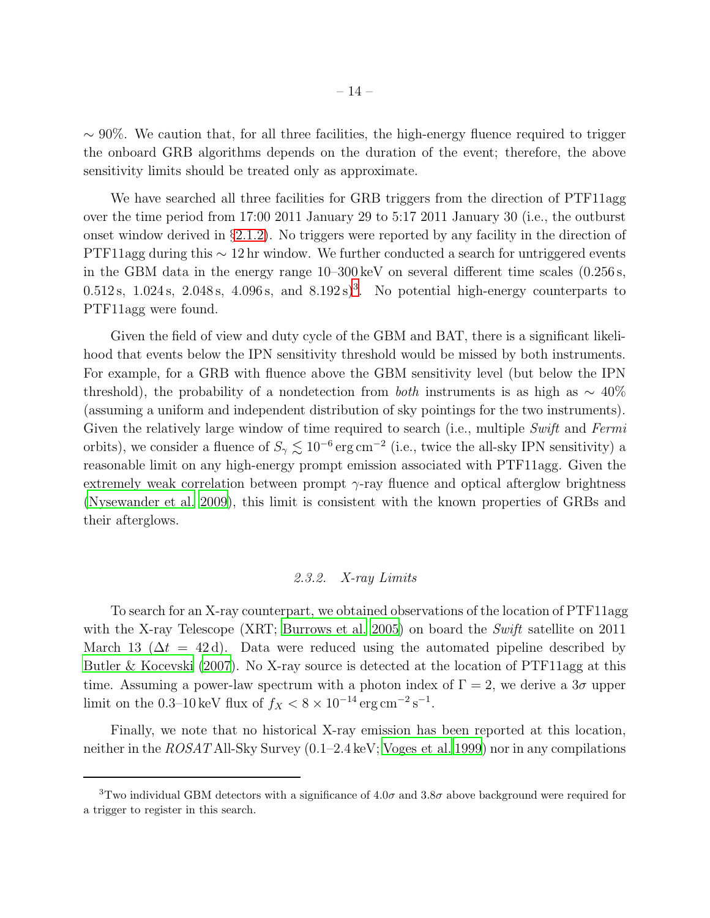$\sim 90\%$. We caution that, for all three facilities, the high-energy fluence required to trigger the onboard GRB algorithms depends on the duration of the event; therefore, the above sensitivity limits should be treated only as approximate.

We have searched all three facilities for GRB triggers from the direction of PTF11agg over the time period from 17:00 2011 January 29 to 5:17 2011 January 30 (i.e., the outburst onset window derived in §2.1.2). No triggers were reported by any facility in the direction of PTF11agg during this $\sim 12$ hr window. We further conducted a search for untriggered events in the GBM data in the energy range 10–300 keV on several different time scales (0.256 s, 0.512 s, 1.024 s, 2.048 s, 4.096 s, and 8.192 s)[3]. No potential high-energy counterparts to PTF11agg were found.

Given the field of view and duty cycle of the GBM and BAT, there is a significant likelihood that events below the IPN sensitivity threshold would be missed by both instruments. For example, for a GRB with fluence above the GBM sensitivity level (but below the IPN threshold), the probability of a nondetection from *both* instruments is as high as $\sim 40\%$ (assuming a uniform and independent distribution of sky pointings for the two instruments). Given the relatively large window of time required to search (i.e., multiple *Swift* and *Fermi* orbits), we consider a fluence of $S_\gamma \lesssim 10^{-6}\,\mathrm{erg\,cm^{-2}}$ (i.e., twice the all-sky IPN sensitivity) a reasonable limit on any high-energy prompt emission associated with PTF11agg. Given the extremely weak correlation between prompt $\gamma$-ray fluence and optical afterglow brightness (Nysewander et al. 2009), this limit is consistent with the known properties of GRBs and their afterglows.

### 2.3.2. X-ray Limits

To search for an X-ray counterpart, we obtained observations of the location of PTF11agg with the X-ray Telescope (XRT; Burrows et al. 2005) on board the *Swift* satellite on 2011 March 13 ($\Delta t = 42$ d). Data were reduced using the automated pipeline described by Butler & Kocevski (2007). No X-ray source is detected at the location of PTF11agg at this time. Assuming a power-law spectrum with a photon index of $\Gamma = 2$, we derive a $3\sigma$ upper limit on the 0.3–10 keV flux of $f_X < 8 \times 10^{-14}\,\mathrm{erg\,cm^{-2}\,s^{-1}}$.

Finally, we note that no historical X-ray emission has been reported at this location, neither in the *ROSAT* All-Sky Survey (0.1–2.4 keV; Voges et al. 1999) nor in any compilations

[3] Two individual GBM detectors with a significance of $4.0\sigma$ and $3.8\sigma$ above background were required for a trigger to register in this search.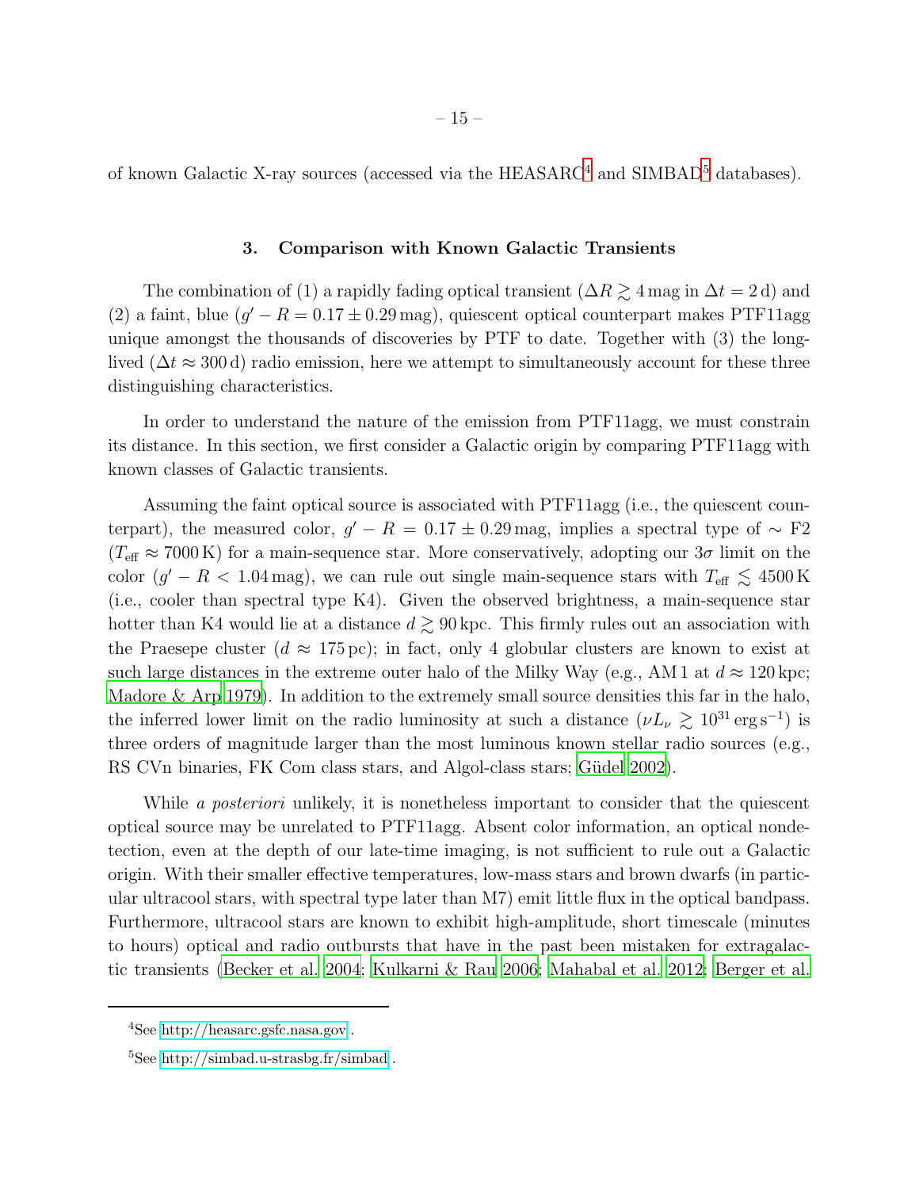of known Galactic X-ray sources (accessed via the HEASARC[4] and SIMBAD[5] databases).

### 3. Comparison with Known Galactic Transients

The combination of (1) a rapidly fading optical transient ($\Delta R \gtrsim 4$ mag in $\Delta t = 2$ d) and (2) a faint, blue ($g' - R = 0.17 \pm 0.29$ mag), quiescent optical counterpart makes PTF11agg unique amongst the thousands of discoveries by PTF to date. Together with (3) the long-lived ($\Delta t \approx 300$ d) radio emission, here we attempt to simultaneously account for these three distinguishing characteristics.

In order to understand the nature of the emission from PTF11agg, we must constrain its distance. In this section, we first consider a Galactic origin by comparing PTF11agg with known classes of Galactic transients.

Assuming the faint optical source is associated with PTF11agg (i.e., the quiescent counterpart), the measured color, $g' - R = 0.17 \pm 0.29$ mag, implies a spectral type of $\sim$ F2 ($T_{\rm eff} \approx 7000$ K) for a main-sequence star. More conservatively, adopting our $3\sigma$ limit on the color ($g' - R < 1.04$ mag), we can rule out single main-sequence stars with $T_{\rm eff} \lesssim 4500$ K (i.e., cooler than spectral type K4). Given the observed brightness, a main-sequence star hotter than K4 would lie at a distance $d \gtrsim 90$ kpc. This firmly rules out an association with the Praesepe cluster ($d \approx 175$ pc); in fact, only 4 globular clusters are known to exist at such large distances in the extreme outer halo of the Milky Way (e.g., AM 1 at $d \approx 120$ kpc; Madore & Arp 1979). In addition to the extremely small source densities this far in the halo, the inferred lower limit on the radio luminosity at such a distance ($\nu L_\nu \gtrsim 10^{31}$ erg s$^{-1}$) is three orders of magnitude larger than the most luminous known stellar radio sources (e.g., RS CVn binaries, FK Com class stars, and Algol-class stars; Güdel 2002).

While *a posteriori* unlikely, it is nonetheless important to consider that the quiescent optical source may be unrelated to PTF11agg. Absent color information, an optical nondetection, even at the depth of our late-time imaging, is not sufficient to rule out a Galactic origin. With their smaller effective temperatures, low-mass stars and brown dwarfs (in particular ultracool stars, with spectral type later than M7) emit little flux in the optical bandpass. Furthermore, ultracool stars are known to exhibit high-amplitude, short timescale (minutes to hours) optical and radio outbursts that have in the past been mistaken for extragalactic transients (Becker et al. 2004; Kulkarni & Rau 2006; Mahabal et al. 2012; Berger et al.

[4]See http://heasarc.gsfc.nasa.gov .

[5]See http://simbad.u-strasbg.fr/simbad .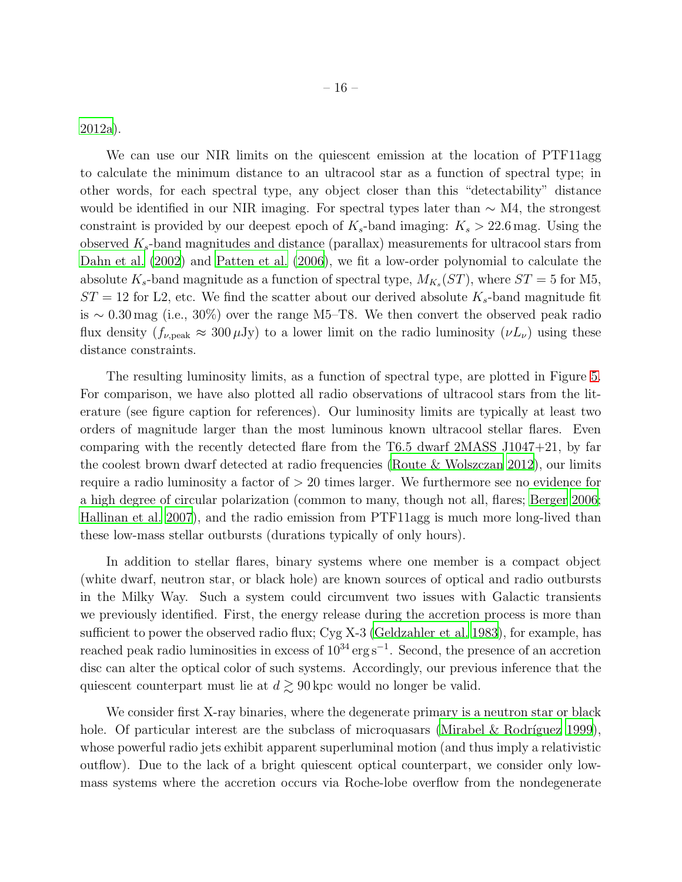2012a).

We can use our NIR limits on the quiescent emission at the location of PTF11agg to calculate the minimum distance to an ultracool star as a function of spectral type; in other words, for each spectral type, any object closer than this "detectability" distance would be identified in our NIR imaging. For spectral types later than $\sim$ M4, the strongest constraint is provided by our deepest epoch of $K_s$-band imaging: $K_s > 22.6$ mag. Using the observed $K_s$-band magnitudes and distance (parallax) measurements for ultracool stars from Dahn et al. (2002) and Patten et al. (2006), we fit a low-order polynomial to calculate the absolute $K_s$-band magnitude as a function of spectral type, $M_{K_s}(ST)$, where $ST = 5$ for M5, $ST = 12$ for L2, etc. We find the scatter about our derived absolute $K_s$-band magnitude fit is $\sim 0.30$ mag (i.e., 30%) over the range M5–T8. We then convert the observed peak radio flux density ($f_{\nu,\mathrm{peak}} \approx 300\,\mu$Jy) to a lower limit on the radio luminosity ($\nu L_\nu$) using these distance constraints.

The resulting luminosity limits, as a function of spectral type, are plotted in Figure 5. For comparison, we have also plotted all radio observations of ultracool stars from the literature (see figure caption for references). Our luminosity limits are typically at least two orders of magnitude larger than the most luminous known ultracool stellar flares. Even comparing with the recently detected flare from the T6.5 dwarf 2MASS J1047+21, by far the coolest brown dwarf detected at radio frequencies (Route & Wolszczan 2012), our limits require a radio luminosity a factor of $> 20$ times larger. We furthermore see no evidence for a high degree of circular polarization (common to many, though not all, flares; Berger 2006; Hallinan et al. 2007), and the radio emission from PTF11agg is much more long-lived than these low-mass stellar outbursts (durations typically of only hours).

In addition to stellar flares, binary systems where one member is a compact object (white dwarf, neutron star, or black hole) are known sources of optical and radio outbursts in the Milky Way. Such a system could circumvent two issues with Galactic transients we previously identified. First, the energy release during the accretion process is more than sufficient to power the observed radio flux; Cyg X-3 (Geldzahler et al. 1983), for example, has reached peak radio luminosities in excess of $10^{34}$ erg s$^{-1}$. Second, the presence of an accretion disc can alter the optical color of such systems. Accordingly, our previous inference that the quiescent counterpart must lie at $d \gtrsim 90$ kpc would no longer be valid.

We consider first X-ray binaries, where the degenerate primary is a neutron star or black hole. Of particular interest are the subclass of microquasars (Mirabel & Rodríguez 1999), whose powerful radio jets exhibit apparent superluminal motion (and thus imply a relativistic outflow). Due to the lack of a bright quiescent optical counterpart, we consider only low-mass systems where the accretion occurs via Roche-lobe overflow from the nondegenerate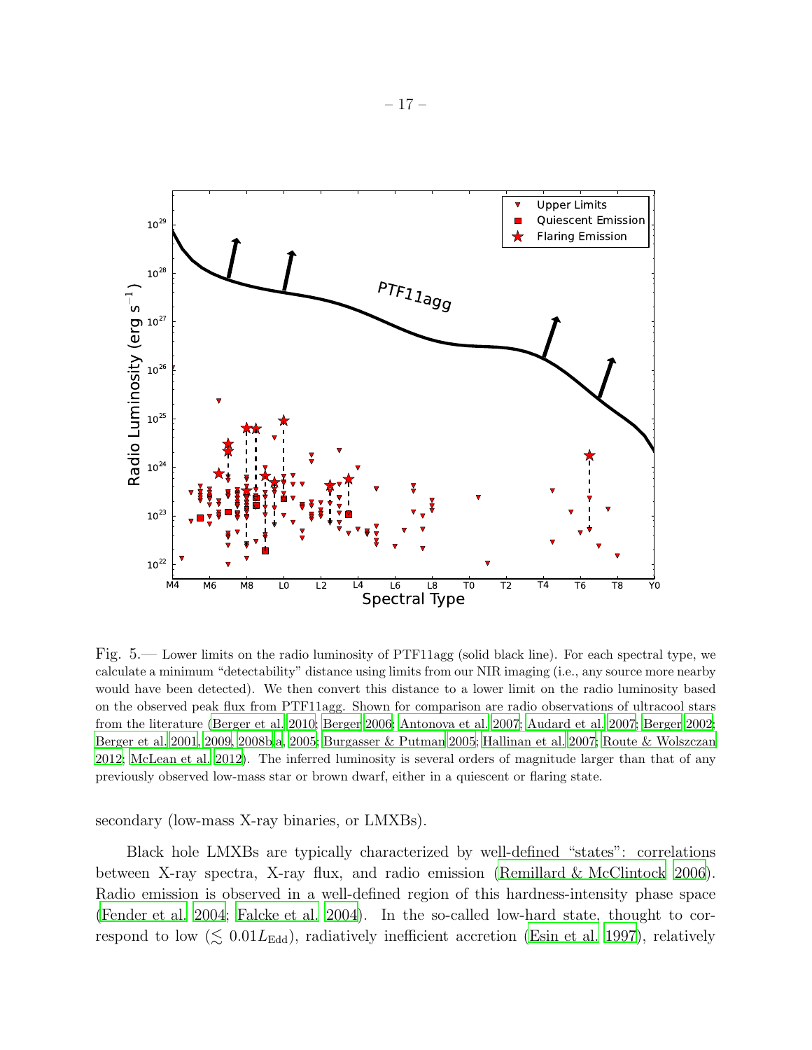Fig. 5.— Lower limits on the radio luminosity of PTF11agg (solid black line). For each spectral type, we calculate a minimum "detectability" distance using limits from our NIR imaging (i.e., any source more nearby would have been detected). We then convert this distance to a lower limit on the radio luminosity based on the observed peak flux from PTF11agg. Shown for comparison are radio observations of ultracool stars from the literature (Berger et al. 2010; Berger 2006; Antonova et al. 2007; Audard et al. 2007; Berger 2002; Berger et al. 2001, 2009, 2008b,a, 2005; Burgasser & Putman 2005; Hallinan et al. 2007; Route & Wolszczan 2012; McLean et al. 2012). The inferred luminosity is several orders of magnitude larger than that of any previously observed low-mass star or brown dwarf, either in a quiescent or flaring state.

secondary (low-mass X-ray binaries, or LMXBs).

Black hole LMXBs are typically characterized by well-defined "states": correlations between X-ray spectra, X-ray flux, and radio emission (Remillard & McClintock 2006). Radio emission is observed in a well-defined region of this hardness-intensity phase space (Fender et al. 2004; Falcke et al. 2004). In the so-called low-hard state, thought to correspond to low ($\lesssim 0.01 L_{\mathrm{Edd}}$), radiatively inefficient accretion (Esin et al. 1997), relatively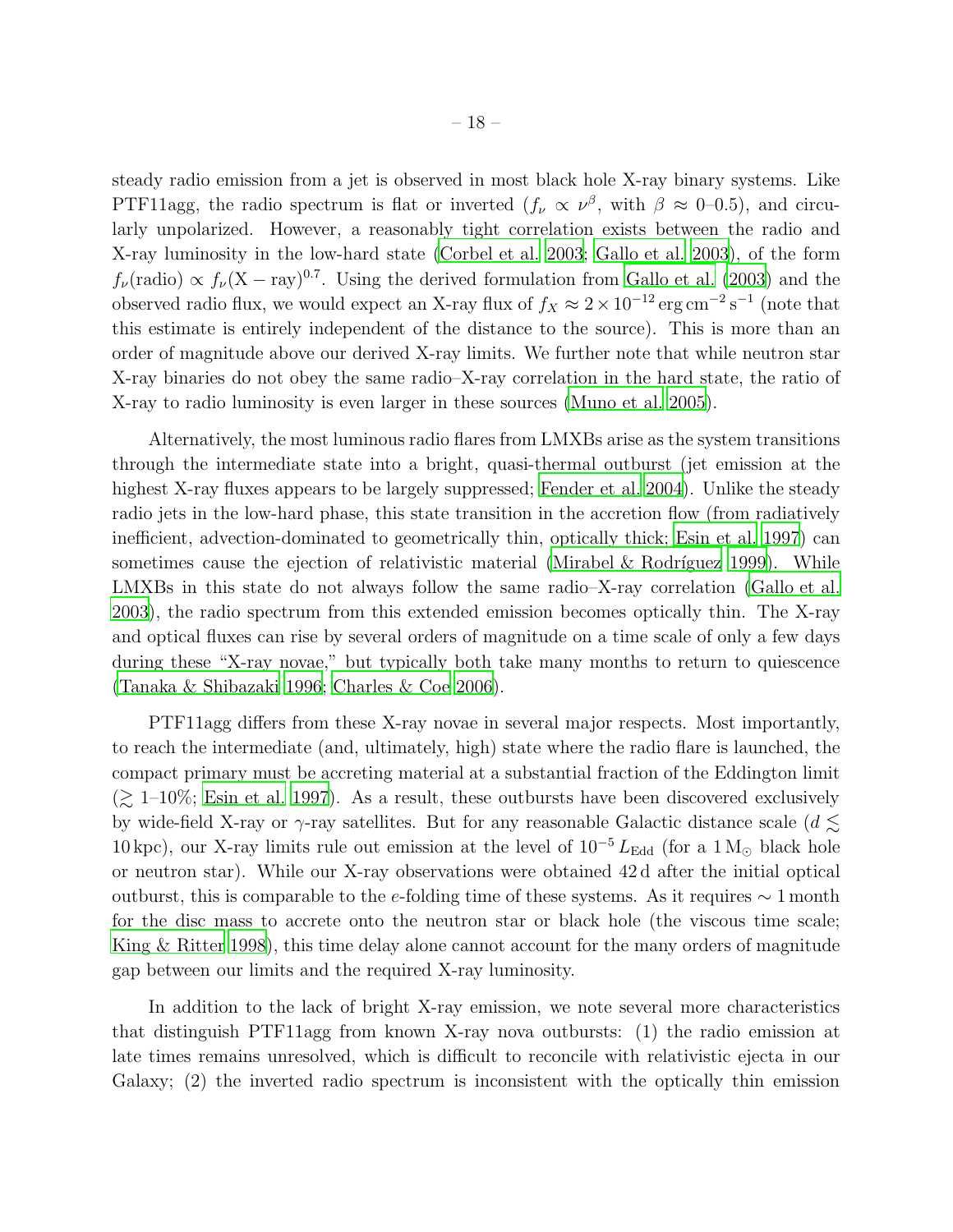steady radio emission from a jet is observed in most black hole X-ray binary systems. Like PTF11agg, the radio spectrum is flat or inverted ($f_\nu \propto \nu^\beta$, with $\beta \approx 0$–0.5), and circularly unpolarized. However, a reasonably tight correlation exists between the radio and X-ray luminosity in the low-hard state (Corbel et al. 2003; Gallo et al. 2003), of the form $f_\nu(\mathrm{radio}) \propto f_\nu(\mathrm{X-ray})^{0.7}$. Using the derived formulation from Gallo et al. (2003) and the observed radio flux, we would expect an X-ray flux of $f_X \approx 2 \times 10^{-12}\,\mathrm{erg\,cm^{-2}\,s^{-1}}$ (note that this estimate is entirely independent of the distance to the source). This is more than an order of magnitude above our derived X-ray limits. We further note that while neutron star X-ray binaries do not obey the same radio–X-ray correlation in the hard state, the ratio of X-ray to radio luminosity is even larger in these sources (Muno et al. 2005).

Alternatively, the most luminous radio flares from LMXBs arise as the system transitions through the intermediate state into a bright, quasi-thermal outburst (jet emission at the highest X-ray fluxes appears to be largely suppressed; Fender et al. 2004). Unlike the steady radio jets in the low-hard phase, this state transition in the accretion flow (from radiatively inefficient, advection-dominated to geometrically thin, optically thick; Esin et al. 1997) can sometimes cause the ejection of relativistic material (Mirabel & Rodríguez 1999). While LMXBs in this state do not always follow the same radio–X-ray correlation (Gallo et al. 2003), the radio spectrum from this extended emission becomes optically thin. The X-ray and optical fluxes can rise by several orders of magnitude on a time scale of only a few days during these "X-ray novae," but typically both take many months to return to quiescence (Tanaka & Shibazaki 1996; Charles & Coe 2006).

PTF11agg differs from these X-ray novae in several major respects. Most importantly, to reach the intermediate (and, ultimately, high) state where the radio flare is launched, the compact primary must be accreting material at a substantial fraction of the Eddington limit ($\gtrsim$ 1–10%; Esin et al. 1997). As a result, these outbursts have been discovered exclusively by wide-field X-ray or $\gamma$-ray satellites. But for any reasonable Galactic distance scale ($d \lesssim 10\,\mathrm{kpc}$), our X-ray limits rule out emission at the level of $10^{-5}\,L_{\mathrm{Edd}}$ (for a $1\,\mathrm{M_\odot}$ black hole or neutron star). While our X-ray observations were obtained 42 d after the initial optical outburst, this is comparable to the $e$-folding time of these systems. As it requires $\sim 1$ month for the disc mass to accrete onto the neutron star or black hole (the viscous time scale; King & Ritter 1998), this time delay alone cannot account for the many orders of magnitude gap between our limits and the required X-ray luminosity.

In addition to the lack of bright X-ray emission, we note several more characteristics that distinguish PTF11agg from known X-ray nova outbursts: (1) the radio emission at late times remains unresolved, which is difficult to reconcile with relativistic ejecta in our Galaxy; (2) the inverted radio spectrum is inconsistent with the optically thin emission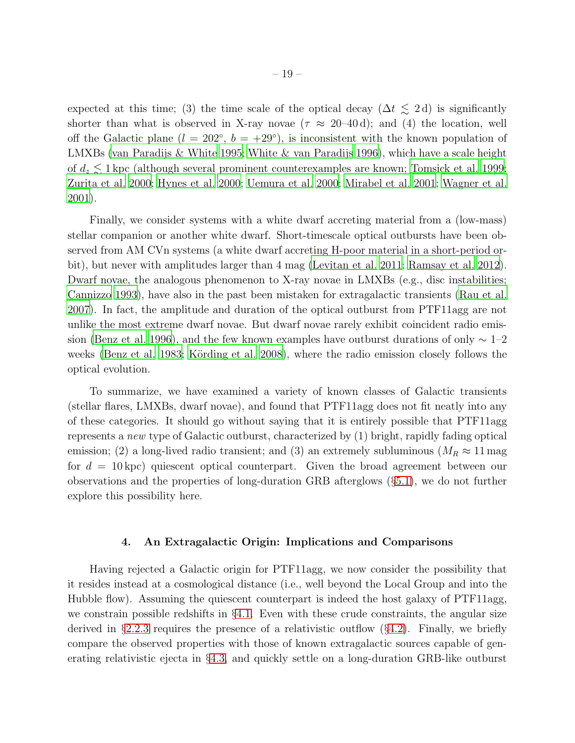expected at this time; (3) the time scale of the optical decay ($\Delta t \lesssim 2\,\mathrm{d}$) is significantly shorter than what is observed in X-ray novae ($\tau \approx$ 20–40 d); and (4) the location, well off the Galactic plane ($l = 202^{\circ}$, $b = +29^{\circ}$), is inconsistent with the known population of LMXBs (van Paradijs & White 1995; White & van Paradijs 1996), which have a scale height of $d_z \lesssim 1\,\mathrm{kpc}$ (although several prominent counterexamples are known; Tomsick et al. 1999; Zurita et al. 2000; Hynes et al. 2000; Uemura et al. 2000; Mirabel et al. 2001; Wagner et al. 2001).

Finally, we consider systems with a white dwarf accreting material from a (low-mass) stellar companion or another white dwarf. Short-timescale optical outbursts have been observed from AM CVn systems (a white dwarf accreting H-poor material in a short-period orbit), but never with amplitudes larger than 4 mag (Levitan et al. 2011; Ramsay et al. 2012). Dwarf novae, the analogous phenomenon to X-ray novae in LMXBs (e.g., disc instabilities; Cannizzo 1993), have also in the past been mistaken for extragalactic transients (Rau et al. 2007). In fact, the amplitude and duration of the optical outburst from PTF11agg are not unlike the most extreme dwarf novae. But dwarf novae rarely exhibit coincident radio emission (Benz et al. 1996), and the few known examples have outburst durations of only $\sim$ 1–2 weeks (Benz et al. 1983; Körding et al. 2008), where the radio emission closely follows the optical evolution.

To summarize, we have examined a variety of known classes of Galactic transients (stellar flares, LMXBs, dwarf novae), and found that PTF11agg does not fit neatly into any of these categories. It should go without saying that it is entirely possible that PTF11agg represents a *new* type of Galactic outburst, characterized by (1) bright, rapidly fading optical emission; (2) a long-lived radio transient; and (3) an extremely subluminous ($M_R \approx 11\,\mathrm{mag}$ for $d = 10\,\mathrm{kpc}$) quiescent optical counterpart. Given the broad agreement between our observations and the properties of long-duration GRB afterglows (§5.1), we do not further explore this possibility here.

## 4. An Extragalactic Origin: Implications and Comparisons

Having rejected a Galactic origin for PTF11agg, we now consider the possibility that it resides instead at a cosmological distance (i.e., well beyond the Local Group and into the Hubble flow). Assuming the quiescent counterpart is indeed the host galaxy of PTF11agg, we constrain possible redshifts in §4.1. Even with these crude constraints, the angular size derived in §2.2.3 requires the presence of a relativistic outflow (§4.2). Finally, we briefly compare the observed properties with those of known extragalactic sources capable of generating relativistic ejecta in §4.3, and quickly settle on a long-duration GRB-like outburst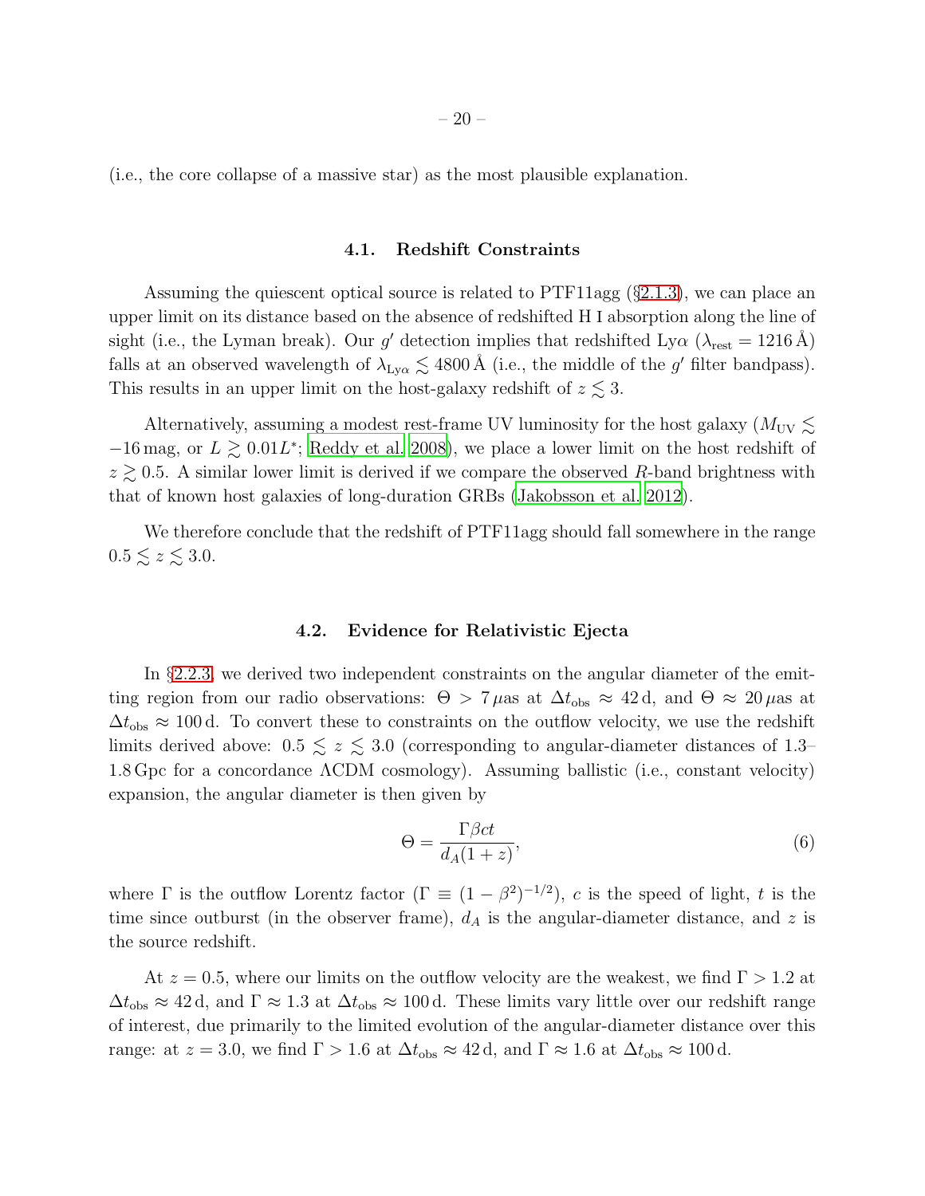(i.e., the core collapse of a massive star) as the most plausible explanation.

### 4.1. Redshift Constraints

Assuming the quiescent optical source is related to PTF11agg (§2.1.3), we can place an upper limit on its distance based on the absence of redshifted H I absorption along the line of sight (i.e., the Lyman break). Our $g'$ detection implies that redshifted Ly$\alpha$ ($\lambda_{\rm rest} = 1216$ Å) falls at an observed wavelength of $\lambda_{\rm Ly\alpha} \lesssim 4800$ Å (i.e., the middle of the $g'$ filter bandpass). This results in an upper limit on the host-galaxy redshift of $z \lesssim 3$.

Alternatively, assuming a modest rest-frame UV luminosity for the host galaxy ($M_{\rm UV} \lesssim -16$ mag, or $L \gtrsim 0.01L^*$; Reddy et al. 2008), we place a lower limit on the host redshift of $z \gtrsim 0.5$. A similar lower limit is derived if we compare the observed $R$-band brightness with that of known host galaxies of long-duration GRBs (Jakobsson et al. 2012).

We therefore conclude that the redshift of PTF11agg should fall somewhere in the range $0.5 \lesssim z \lesssim 3.0$.

### 4.2. Evidence for Relativistic Ejecta

In §2.2.3, we derived two independent constraints on the angular diameter of the emitting region from our radio observations: $\Theta > 7\,\mu$as at $\Delta t_{\rm obs} \approx 42$ d, and $\Theta \approx 20\,\mu$as at $\Delta t_{\rm obs} \approx 100$ d. To convert these to constraints on the outflow velocity, we use the redshift limits derived above: $0.5 \lesssim z \lesssim 3.0$ (corresponding to angular-diameter distances of 1.3–1.8 Gpc for a concordance ΛCDM cosmology). Assuming ballistic (i.e., constant velocity) expansion, the angular diameter is then given by

$$\Theta = \frac{\Gamma \beta c t}{d_A (1+z)}, \tag{6}$$

where $\Gamma$ is the outflow Lorentz factor ($\Gamma \equiv (1 - \beta^2)^{-1/2}$), $c$ is the speed of light, $t$ is the time since outburst (in the observer frame), $d_A$ is the angular-diameter distance, and $z$ is the source redshift.

At $z = 0.5$, where our limits on the outflow velocity are the weakest, we find $\Gamma > 1.2$ at $\Delta t_{\rm obs} \approx 42$ d, and $\Gamma \approx 1.3$ at $\Delta t_{\rm obs} \approx 100$ d. These limits vary little over our redshift range of interest, due primarily to the limited evolution of the angular-diameter distance over this range: at $z = 3.0$, we find $\Gamma > 1.6$ at $\Delta t_{\rm obs} \approx 42$ d, and $\Gamma \approx 1.6$ at $\Delta t_{\rm obs} \approx 100$ d.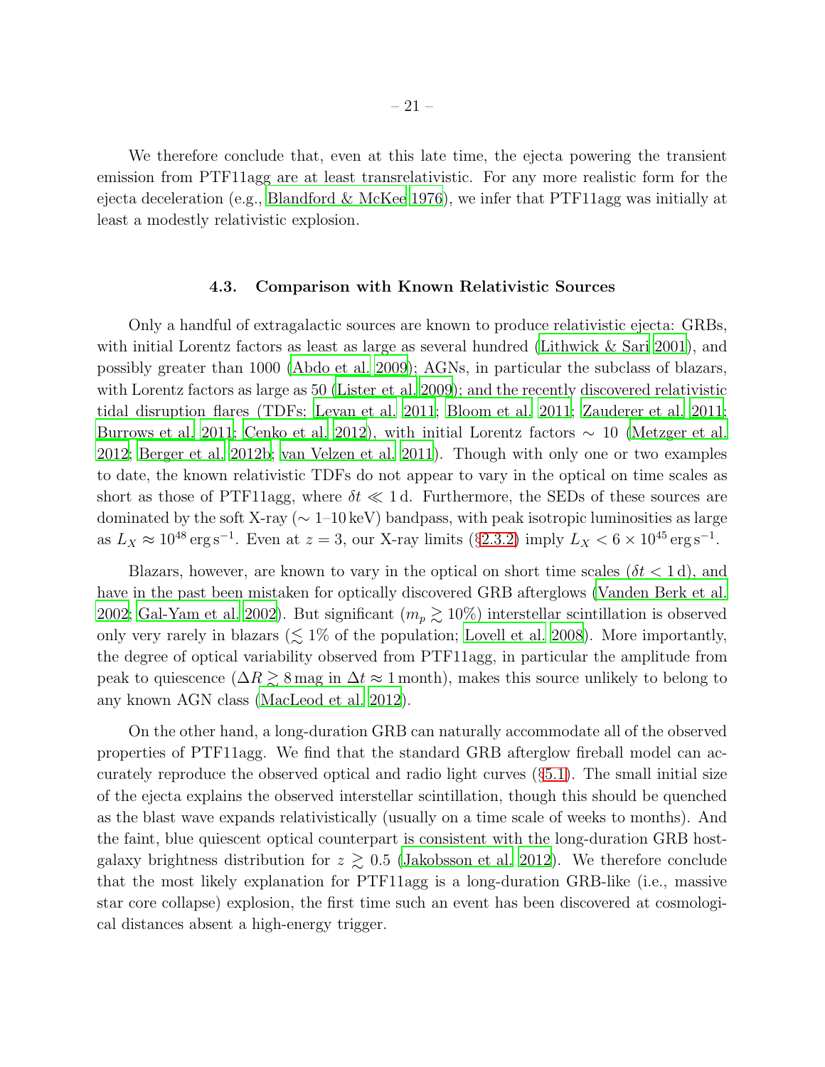We therefore conclude that, even at this late time, the ejecta powering the transient emission from PTF11agg are at least transrelativistic. For any more realistic form for the ejecta deceleration (e.g., Blandford & McKee 1976), we infer that PTF11agg was initially at least a modestly relativistic explosion.

### 4.3. Comparison with Known Relativistic Sources

Only a handful of extragalactic sources are known to produce relativistic ejecta: GRBs, with initial Lorentz factors as least as large as several hundred (Lithwick & Sari 2001), and possibly greater than 1000 (Abdo et al. 2009); AGNs, in particular the subclass of blazars, with Lorentz factors as large as 50 (Lister et al. 2009); and the recently discovered relativistic tidal disruption flares (TDFs; Levan et al. 2011; Bloom et al. 2011; Zauderer et al. 2011; Burrows et al. 2011; Cenko et al. 2012), with initial Lorentz factors $\sim 10$ (Metzger et al. 2012; Berger et al. 2012b; van Velzen et al. 2011). Though with only one or two examples to date, the known relativistic TDFs do not appear to vary in the optical on time scales as short as those of PTF11agg, where $\delta t \ll 1\,\mathrm{d}$. Furthermore, the SEDs of these sources are dominated by the soft X-ray ($\sim 1$–$10\,\mathrm{keV}$) bandpass, with peak isotropic luminosities as large as $L_X \approx 10^{48}\,\mathrm{erg\,s^{-1}}$. Even at $z = 3$, our X-ray limits (§2.3.2) imply $L_X < 6 \times 10^{45}\,\mathrm{erg\,s^{-1}}$.

Blazars, however, are known to vary in the optical on short time scales ($\delta t < 1\,\mathrm{d}$), and have in the past been mistaken for optically discovered GRB afterglows (Vanden Berk et al. 2002; Gal-Yam et al. 2002). But significant ($m_p \gtrsim 10\%$) interstellar scintillation is observed only very rarely in blazars ($\lesssim 1\%$ of the population; Lovell et al. 2008). More importantly, the degree of optical variability observed from PTF11agg, in particular the amplitude from peak to quiescence ($\Delta R \gtrsim 8\,\mathrm{mag}$ in $\Delta t \approx 1\,\mathrm{month}$), makes this source unlikely to belong to any known AGN class (MacLeod et al. 2012).

On the other hand, a long-duration GRB can naturally accommodate all of the observed properties of PTF11agg. We find that the standard GRB afterglow fireball model can accurately reproduce the observed optical and radio light curves (§5.1). The small initial size of the ejecta explains the observed interstellar scintillation, though this should be quenched as the blast wave expands relativistically (usually on a time scale of weeks to months). And the faint, blue quiescent optical counterpart is consistent with the long-duration GRB host-galaxy brightness distribution for $z \gtrsim 0.5$ (Jakobsson et al. 2012). We therefore conclude that the most likely explanation for PTF11agg is a long-duration GRB-like (i.e., massive star core collapse) explosion, the first time such an event has been discovered at cosmological distances absent a high-energy trigger.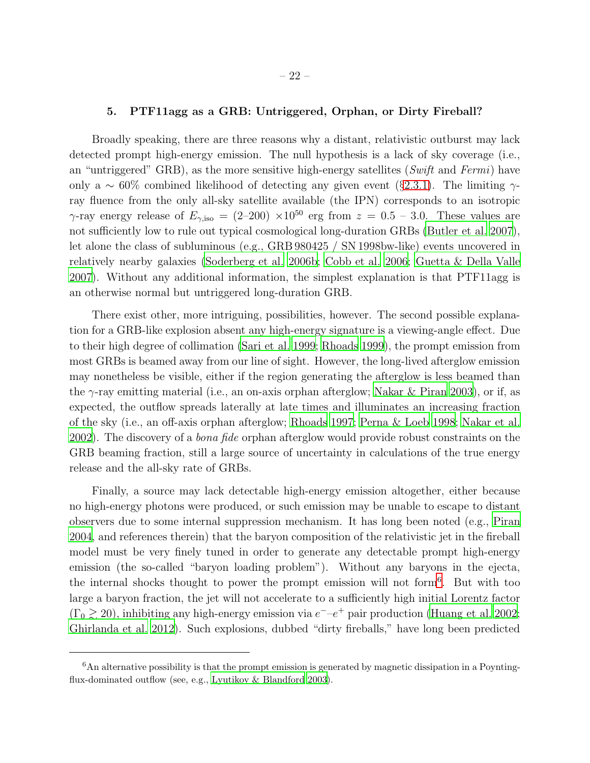## 5. PTF11agg as a GRB: Untriggered, Orphan, or Dirty Fireball?

Broadly speaking, there are three reasons why a distant, relativistic outburst may lack detected prompt high-energy emission. The null hypothesis is a lack of sky coverage (i.e., an "untriggered" GRB), as the more sensitive high-energy satellites (*Swift* and *Fermi*) have only a $\sim 60\%$ combined likelihood of detecting any given event (§2.3.1). The limiting $\gamma$-ray fluence from the only all-sky satellite available (the IPN) corresponds to an isotropic $\gamma$-ray energy release of $E_{\gamma,\mathrm{iso}} = (2\text{–}200) \times 10^{50}$ erg from $z = 0.5$ – $3.0$. These values are not sufficiently low to rule out typical cosmological long-duration GRBs (Butler et al. 2007), let alone the class of subluminous (e.g., GRB 980425 / SN 1998bw-like) events uncovered in relatively nearby galaxies (Soderberg et al. 2006b; Cobb et al. 2006; Guetta & Della Valle 2007). Without any additional information, the simplest explanation is that PTF11agg is an otherwise normal but untriggered long-duration GRB.

There exist other, more intriguing, possibilities, however. The second possible explanation for a GRB-like explosion absent any high-energy signature is a viewing-angle effect. Due to their high degree of collimation (Sari et al. 1999; Rhoads 1999), the prompt emission from most GRBs is beamed away from our line of sight. However, the long-lived afterglow emission may nonetheless be visible, either if the region generating the afterglow is less beamed than the $\gamma$-ray emitting material (i.e., an on-axis orphan afterglow; Nakar & Piran 2003), or if, as expected, the outflow spreads laterally at late times and illuminates an increasing fraction of the sky (i.e., an off-axis orphan afterglow; Rhoads 1997; Perna & Loeb 1998; Nakar et al. 2002). The discovery of a *bona fide* orphan afterglow would provide robust constraints on the GRB beaming fraction, still a large source of uncertainty in calculations of the true energy release and the all-sky rate of GRBs.

Finally, a source may lack detectable high-energy emission altogether, either because no high-energy photons were produced, or such emission may be unable to escape to distant observers due to some internal suppression mechanism. It has long been noted (e.g., Piran 2004, and references therein) that the baryon composition of the relativistic jet in the fireball model must be very finely tuned in order to generate any detectable prompt high-energy emission (the so-called "baryon loading problem"). Without any baryons in the ejecta, the internal shocks thought to power the prompt emission will not form[6]. But with too large a baryon fraction, the jet will not accelerate to a sufficiently high initial Lorentz factor ($\Gamma_0 \gtrsim 20$), inhibiting any high-energy emission via $e^-$–$e^+$ pair production (Huang et al. 2002; Ghirlanda et al. 2012). Such explosions, dubbed "dirty fireballs," have long been predicted

[6] An alternative possibility is that the prompt emission is generated by magnetic dissipation in a Poynting-flux-dominated outflow (see, e.g., Lyutikov & Blandford 2003).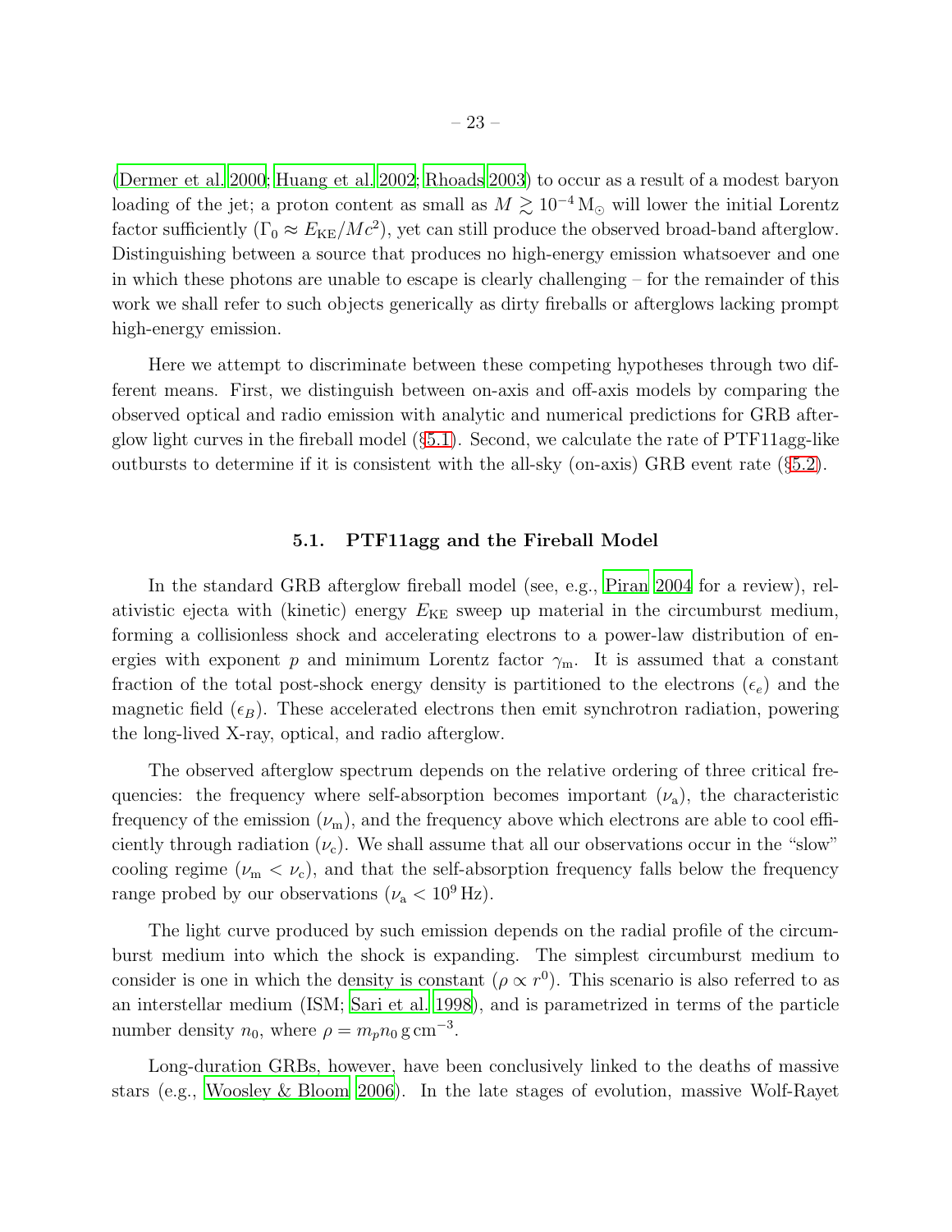(Dermer et al. 2000; Huang et al. 2002; Rhoads 2003) to occur as a result of a modest baryon loading of the jet; a proton content as small as $M \gtrsim 10^{-4}\,\mathrm{M}_{\odot}$ will lower the initial Lorentz factor sufficiently ($\Gamma_0 \approx E_{\mathrm{KE}}/Mc^2$), yet can still produce the observed broad-band afterglow. Distinguishing between a source that produces no high-energy emission whatsoever and one in which these photons are unable to escape is clearly challenging – for the remainder of this work we shall refer to such objects generically as dirty fireballs or afterglows lacking prompt high-energy emission.

Here we attempt to discriminate between these competing hypotheses through two different means. First, we distinguish between on-axis and off-axis models by comparing the observed optical and radio emission with analytic and numerical predictions for GRB afterglow light curves in the fireball model (§5.1). Second, we calculate the rate of PTF11agg-like outbursts to determine if it is consistent with the all-sky (on-axis) GRB event rate (§5.2).

### 5.1. PTF11agg and the Fireball Model

In the standard GRB afterglow fireball model (see, e.g., Piran 2004 for a review), relativistic ejecta with (kinetic) energy $E_{\mathrm{KE}}$ sweep up material in the circumburst medium, forming a collisionless shock and accelerating electrons to a power-law distribution of energies with exponent $p$ and minimum Lorentz factor $\gamma_{\mathrm{m}}$. It is assumed that a constant fraction of the total post-shock energy density is partitioned to the electrons ($\epsilon_e$) and the magnetic field ($\epsilon_B$). These accelerated electrons then emit synchrotron radiation, powering the long-lived X-ray, optical, and radio afterglow.

The observed afterglow spectrum depends on the relative ordering of three critical frequencies: the frequency where self-absorption becomes important ($\nu_{\mathrm{a}}$), the characteristic frequency of the emission ($\nu_{\mathrm{m}}$), and the frequency above which electrons are able to cool efficiently through radiation ($\nu_{\mathrm{c}}$). We shall assume that all our observations occur in the "slow" cooling regime ($\nu_{\mathrm{m}} < \nu_{\mathrm{c}}$), and that the self-absorption frequency falls below the frequency range probed by our observations ($\nu_{\mathrm{a}} < 10^9\,\mathrm{Hz}$).

The light curve produced by such emission depends on the radial profile of the circumburst medium into which the shock is expanding. The simplest circumburst medium to consider is one in which the density is constant ($\rho \propto r^0$). This scenario is also referred to as an interstellar medium (ISM; Sari et al. 1998), and is parametrized in terms of the particle number density $n_0$, where $\rho = m_p n_0\,\mathrm{g\,cm^{-3}}$.

Long-duration GRBs, however, have been conclusively linked to the deaths of massive stars (e.g., Woosley & Bloom 2006). In the late stages of evolution, massive Wolf-Rayet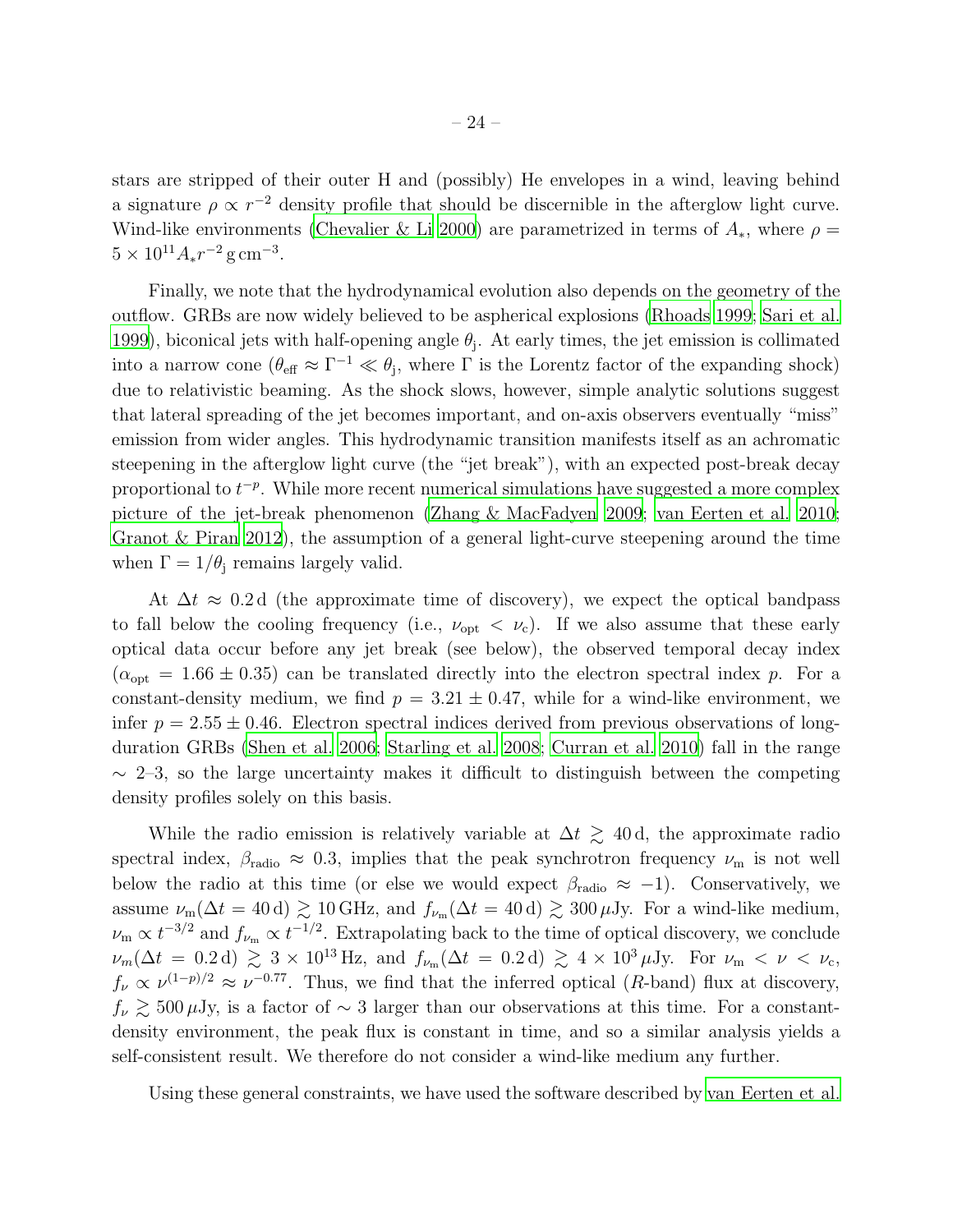stars are stripped of their outer H and (possibly) He envelopes in a wind, leaving behind a signature $\rho \propto r^{-2}$ density profile that should be discernible in the afterglow light curve. Wind-like environments (Chevalier & Li 2000) are parametrized in terms of $A_*$, where $\rho = 5 \times 10^{11} A_* r^{-2}\,\mathrm{g\,cm^{-3}}$.

Finally, we note that the hydrodynamical evolution also depends on the geometry of the outflow. GRBs are now widely believed to be aspherical explosions (Rhoads 1999; Sari et al. 1999), biconical jets with half-opening angle $\theta_\mathrm{j}$. At early times, the jet emission is collimated into a narrow cone ($\theta_\mathrm{eff} \approx \Gamma^{-1} \ll \theta_\mathrm{j}$, where $\Gamma$ is the Lorentz factor of the expanding shock) due to relativistic beaming. As the shock slows, however, simple analytic solutions suggest that lateral spreading of the jet becomes important, and on-axis observers eventually "miss" emission from wider angles. This hydrodynamic transition manifests itself as an achromatic steepening in the afterglow light curve (the "jet break"), with an expected post-break decay proportional to $t^{-p}$. While more recent numerical simulations have suggested a more complex picture of the jet-break phenomenon (Zhang & MacFadyen 2009; van Eerten et al. 2010; Granot & Piran 2012), the assumption of a general light-curve steepening around the time when $\Gamma = 1/\theta_\mathrm{j}$ remains largely valid.

At $\Delta t \approx 0.2\,\mathrm{d}$ (the approximate time of discovery), we expect the optical bandpass to fall below the cooling frequency (i.e., $\nu_\mathrm{opt} < \nu_\mathrm{c}$). If we also assume that these early optical data occur before any jet break (see below), the observed temporal decay index ($\alpha_\mathrm{opt} = 1.66 \pm 0.35$) can be translated directly into the electron spectral index $p$. For a constant-density medium, we find $p = 3.21 \pm 0.47$, while for a wind-like environment, we infer $p = 2.55 \pm 0.46$. Electron spectral indices derived from previous observations of long-duration GRBs (Shen et al. 2006; Starling et al. 2008; Curran et al. 2010) fall in the range $\sim$ 2–3, so the large uncertainty makes it difficult to distinguish between the competing density profiles solely on this basis.

While the radio emission is relatively variable at $\Delta t \gtrsim 40\,\mathrm{d}$, the approximate radio spectral index, $\beta_\mathrm{radio} \approx 0.3$, implies that the peak synchrotron frequency $\nu_\mathrm{m}$ is not well below the radio at this time (or else we would expect $\beta_\mathrm{radio} \approx -1$). Conservatively, we assume $\nu_\mathrm{m}(\Delta t = 40\,\mathrm{d}) \gtrsim 10\,\mathrm{GHz}$, and $f_{\nu_\mathrm{m}}(\Delta t = 40\,\mathrm{d}) \gtrsim 300\,\mu\mathrm{Jy}$. For a wind-like medium, $\nu_\mathrm{m} \propto t^{-3/2}$ and $f_{\nu_\mathrm{m}} \propto t^{-1/2}$. Extrapolating back to the time of optical discovery, we conclude $\nu_m(\Delta t = 0.2\,\mathrm{d}) \gtrsim 3 \times 10^{13}\,\mathrm{Hz}$, and $f_{\nu_\mathrm{m}}(\Delta t = 0.2\,\mathrm{d}) \gtrsim 4 \times 10^{3}\,\mu\mathrm{Jy}$. For $\nu_\mathrm{m} < \nu < \nu_\mathrm{c}$, $f_\nu \propto \nu^{(1-p)/2} \approx \nu^{-0.77}$. Thus, we find that the inferred optical ($R$-band) flux at discovery, $f_\nu \gtrsim 500\,\mu\mathrm{Jy}$, is a factor of $\sim 3$ larger than our observations at this time. For a constant-density environment, the peak flux is constant in time, and so a similar analysis yields a self-consistent result. We therefore do not consider a wind-like medium any further.

Using these general constraints, we have used the software described by van Eerten et al.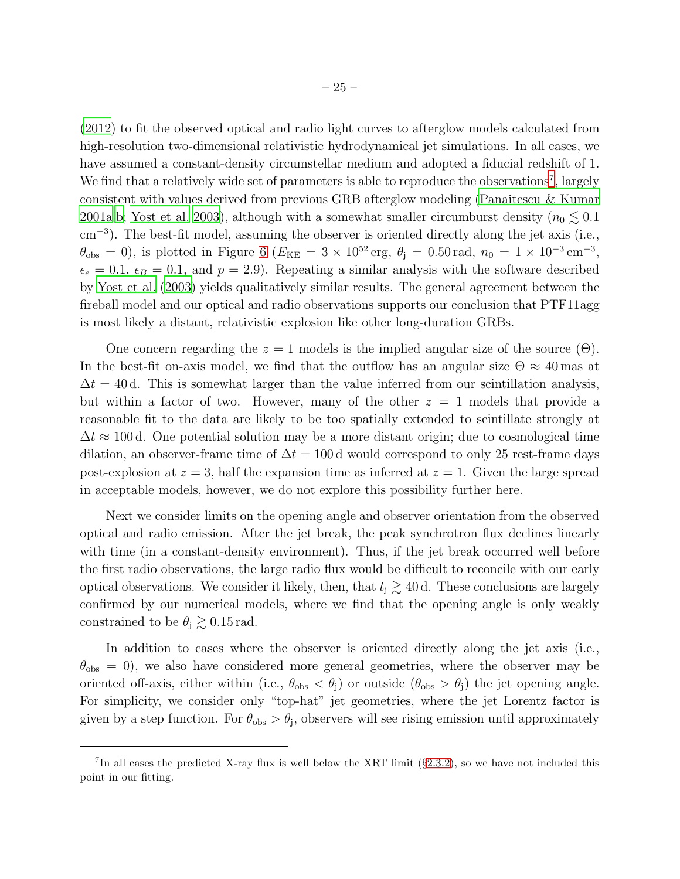(2012) to fit the observed optical and radio light curves to afterglow models calculated from high-resolution two-dimensional relativistic hydrodynamical jet simulations. In all cases, we have assumed a constant-density circumstellar medium and adopted a fiducial redshift of 1. We find that a relatively wide set of parameters is able to reproduce the observations[7], largely consistent with values derived from previous GRB afterglow modeling (Panaitescu & Kumar 2001a,b; Yost et al. 2003), although with a somewhat smaller circumburst density ($n_0 \lesssim 0.1$ cm$^{-3}$). The best-fit model, assuming the observer is oriented directly along the jet axis (i.e., $\theta_{\rm obs} = 0$), is plotted in Figure 6 ($E_{\rm KE} = 3 \times 10^{52}$ erg, $\theta_{\rm j} = 0.50$ rad, $n_0 = 1 \times 10^{-3}$ cm$^{-3}$, $\epsilon_e = 0.1$, $\epsilon_B = 0.1$, and $p = 2.9$). Repeating a similar analysis with the software described by Yost et al. (2003) yields qualitatively similar results. The general agreement between the fireball model and our optical and radio observations supports our conclusion that PTF11agg is most likely a distant, relativistic explosion like other long-duration GRBs.

One concern regarding the $z = 1$ models is the implied angular size of the source ($\Theta$). In the best-fit on-axis model, we find that the outflow has an angular size $\Theta \approx 40$ mas at $\Delta t = 40$ d. This is somewhat larger than the value inferred from our scintillation analysis, but within a factor of two. However, many of the other $z = 1$ models that provide a reasonable fit to the data are likely to be too spatially extended to scintillate strongly at $\Delta t \approx 100$ d. One potential solution may be a more distant origin; due to cosmological time dilation, an observer-frame time of $\Delta t = 100$ d would correspond to only 25 rest-frame days post-explosion at $z = 3$, half the expansion time as inferred at $z = 1$. Given the large spread in acceptable models, however, we do not explore this possibility further here.

Next we consider limits on the opening angle and observer orientation from the observed optical and radio emission. After the jet break, the peak synchrotron flux declines linearly with time (in a constant-density environment). Thus, if the jet break occurred well before the first radio observations, the large radio flux would be difficult to reconcile with our early optical observations. We consider it likely, then, that $t_{\rm j} \gtrsim 40$ d. These conclusions are largely confirmed by our numerical models, where we find that the opening angle is only weakly constrained to be $\theta_{\rm j} \gtrsim 0.15$ rad.

In addition to cases where the observer is oriented directly along the jet axis (i.e., $\theta_{\rm obs} = 0$), we also have considered more general geometries, where the observer may be oriented off-axis, either within (i.e., $\theta_{\rm obs} < \theta_{\rm j}$) or outside ($\theta_{\rm obs} > \theta_{\rm j}$) the jet opening angle. For simplicity, we consider only "top-hat" jet geometries, where the jet Lorentz factor is given by a step function. For $\theta_{\rm obs} > \theta_{\rm j}$, observers will see rising emission until approximately

[7] In all cases the predicted X-ray flux is well below the XRT limit (§2.3.2), so we have not included this point in our fitting.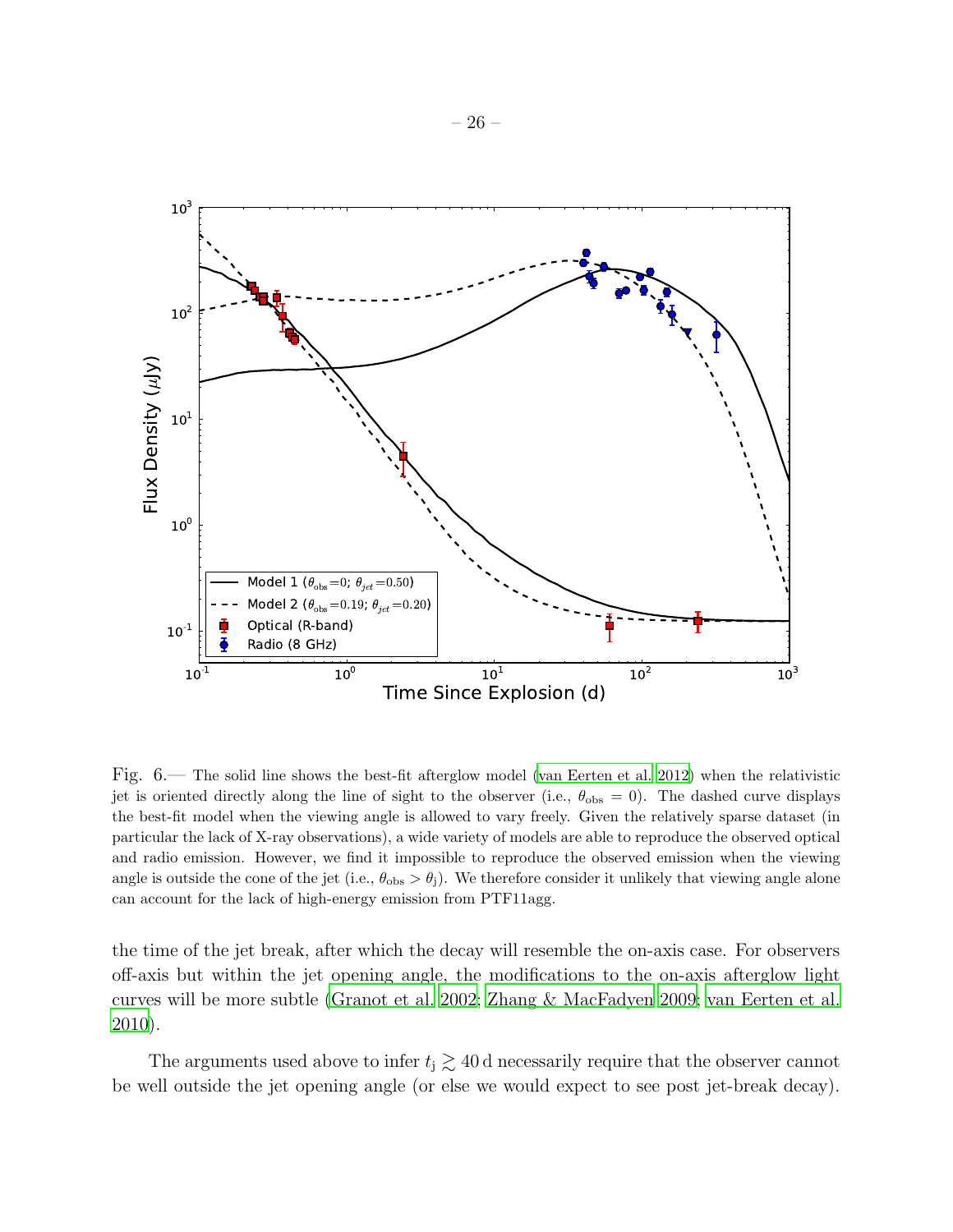Fig. 6.— The solid line shows the best-fit afterglow model (van Eerten et al. 2012) when the relativistic jet is oriented directly along the line of sight to the observer (i.e., $\theta_{\rm obs} = 0$). The dashed curve displays the best-fit model when the viewing angle is allowed to vary freely. Given the relatively sparse dataset (in particular the lack of X-ray observations), a wide variety of models are able to reproduce the observed optical and radio emission. However, we find it impossible to reproduce the observed emission when the viewing angle is outside the cone of the jet (i.e., $\theta_{\rm obs} > \theta_{\rm j}$). We therefore consider it unlikely that viewing angle alone can account for the lack of high-energy emission from PTF11agg.

the time of the jet break, after which the decay will resemble the on-axis case. For observers off-axis but within the jet opening angle, the modifications to the on-axis afterglow light curves will be more subtle (Granot et al. 2002; Zhang & MacFadyen 2009; van Eerten et al. 2010).

The arguments used above to infer $t_{\rm j} \gtrsim 40\,{\rm d}$ necessarily require that the observer cannot be well outside the jet opening angle (or else we would expect to see post jet-break decay).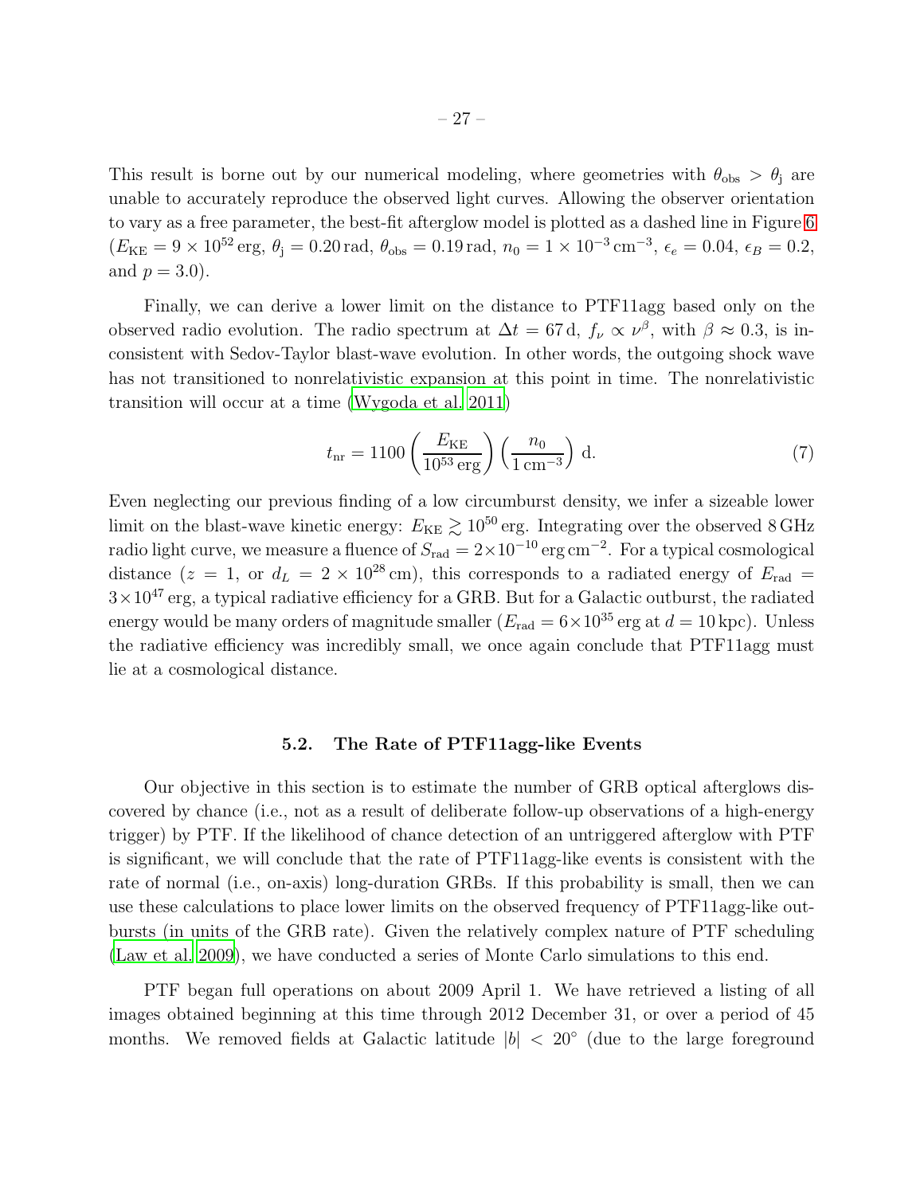This result is borne out by our numerical modeling, where geometries with $\theta_{\rm obs} > \theta_{\rm j}$ are unable to accurately reproduce the observed light curves. Allowing the observer orientation to vary as a free parameter, the best-fit afterglow model is plotted as a dashed line in Figure 6 ($E_{\rm KE} = 9 \times 10^{52}$ erg, $\theta_{\rm j} = 0.20$ rad, $\theta_{\rm obs} = 0.19$ rad, $n_0 = 1 \times 10^{-3}$ cm$^{-3}$, $\epsilon_e = 0.04$, $\epsilon_B = 0.2$, and $p = 3.0$).

Finally, we can derive a lower limit on the distance to PTF11agg based only on the observed radio evolution. The radio spectrum at $\Delta t = 67$ d, $f_\nu \propto \nu^\beta$, with $\beta \approx 0.3$, is inconsistent with Sedov-Taylor blast-wave evolution. In other words, the outgoing shock wave has not transitioned to nonrelativistic expansion at this point in time. The nonrelativistic transition will occur at a time (Wygoda et al. 2011)

$$t_{\rm nr} = 1100 \left(\frac{E_{\rm KE}}{10^{53}\,{\rm erg}}\right)\left(\frac{n_0}{1\,{\rm cm}^{-3}}\right)\,{\rm d}. \tag{7}$$

Even neglecting our previous finding of a low circumburst density, we infer a sizeable lower limit on the blast-wave kinetic energy: $E_{\rm KE} \gtrsim 10^{50}$ erg. Integrating over the observed 8 GHz radio light curve, we measure a fluence of $S_{\rm rad} = 2 \times 10^{-10}$ erg cm$^{-2}$. For a typical cosmological distance ($z = 1$, or $d_L = 2 \times 10^{28}$ cm), this corresponds to a radiated energy of $E_{\rm rad} = 3 \times 10^{47}$ erg, a typical radiative efficiency for a GRB. But for a Galactic outburst, the radiated energy would be many orders of magnitude smaller ($E_{\rm rad} = 6 \times 10^{35}$ erg at $d = 10$ kpc). Unless the radiative efficiency was incredibly small, we once again conclude that PTF11agg must lie at a cosmological distance.

### 5.2. The Rate of PTF11agg-like Events

Our objective in this section is to estimate the number of GRB optical afterglows discovered by chance (i.e., not as a result of deliberate follow-up observations of a high-energy trigger) by PTF. If the likelihood of chance detection of an untriggered afterglow with PTF is significant, we will conclude that the rate of PTF11agg-like events is consistent with the rate of normal (i.e., on-axis) long-duration GRBs. If this probability is small, then we can use these calculations to place lower limits on the observed frequency of PTF11agg-like outbursts (in units of the GRB rate). Given the relatively complex nature of PTF scheduling (Law et al. 2009), we have conducted a series of Monte Carlo simulations to this end.

PTF began full operations on about 2009 April 1. We have retrieved a listing of all images obtained beginning at this time through 2012 December 31, or over a period of 45 months. We removed fields at Galactic latitude $|b| < 20^\circ$ (due to the large foreground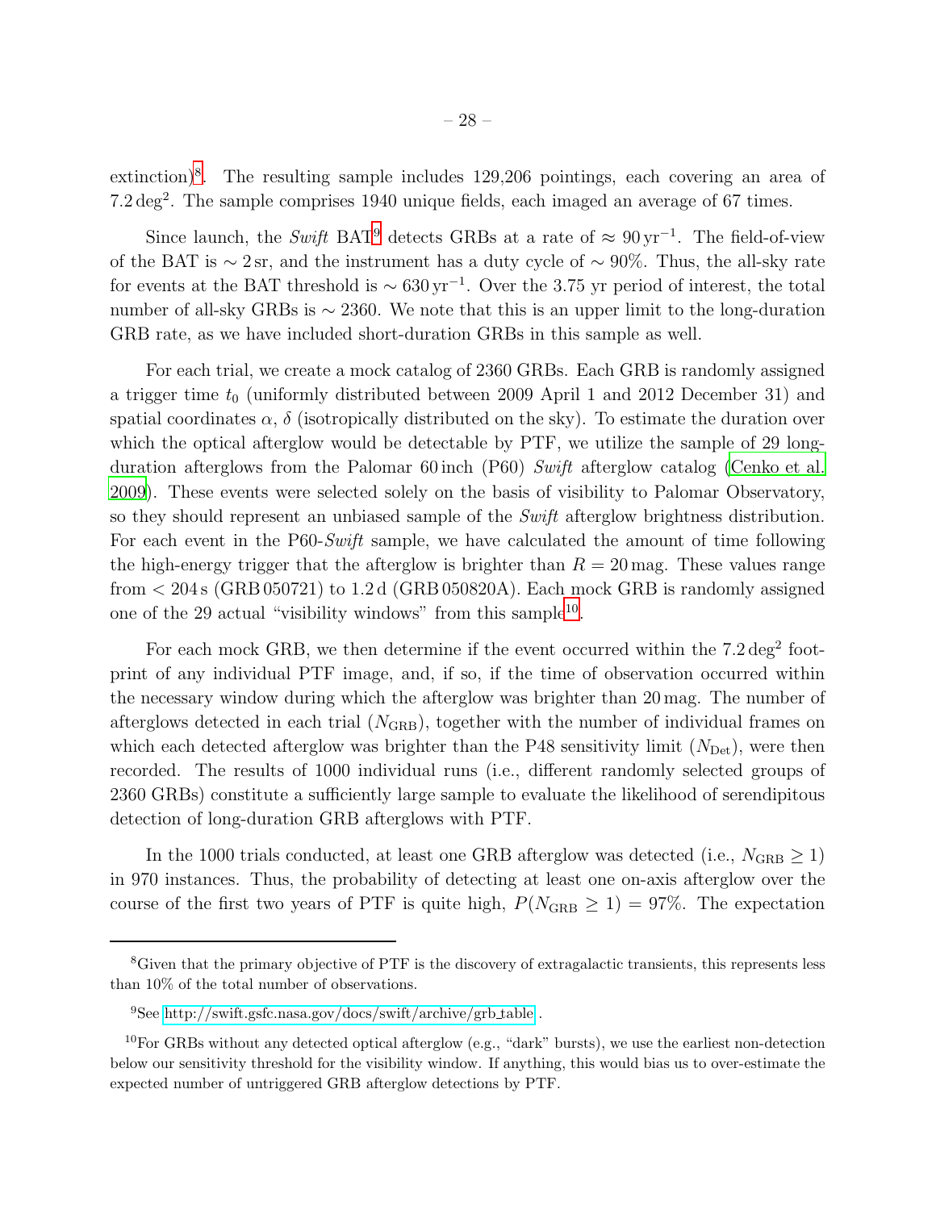extinction)[8]. The resulting sample includes 129,206 pointings, each covering an area of $7.2\,\mathrm{deg}^2$. The sample comprises 1940 unique fields, each imaged an average of 67 times.

Since launch, the *Swift* BAT[9] detects GRBs at a rate of $\approx 90\,\mathrm{yr}^{-1}$. The field-of-view of the BAT is $\sim 2\,\mathrm{sr}$, and the instrument has a duty cycle of $\sim 90\%$. Thus, the all-sky rate for events at the BAT threshold is $\sim 630\,\mathrm{yr}^{-1}$. Over the 3.75 yr period of interest, the total number of all-sky GRBs is $\sim 2360$. We note that this is an upper limit to the long-duration GRB rate, as we have included short-duration GRBs in this sample as well.

For each trial, we create a mock catalog of 2360 GRBs. Each GRB is randomly assigned a trigger time $t_0$ (uniformly distributed between 2009 April 1 and 2012 December 31) and spatial coordinates $\alpha$, $\delta$ (isotropically distributed on the sky). To estimate the duration over which the optical afterglow would be detectable by PTF, we utilize the sample of 29 long-duration afterglows from the Palomar 60 inch (P60) *Swift* afterglow catalog (Cenko et al. 2009). These events were selected solely on the basis of visibility to Palomar Observatory, so they should represent an unbiased sample of the *Swift* afterglow brightness distribution. For each event in the P60-*Swift* sample, we have calculated the amount of time following the high-energy trigger that the afterglow is brighter than $R = 20\,\mathrm{mag}$. These values range from $< 204\,\mathrm{s}$ (GRB 050721) to $1.2\,\mathrm{d}$ (GRB 050820A). Each mock GRB is randomly assigned one of the 29 actual "visibility windows" from this sample[10].

For each mock GRB, we then determine if the event occurred within the $7.2\,\mathrm{deg}^2$ footprint of any individual PTF image, and, if so, if the time of observation occurred within the necessary window during which the afterglow was brighter than 20 mag. The number of afterglows detected in each trial ($N_{\mathrm{GRB}}$), together with the number of individual frames on which each detected afterglow was brighter than the P48 sensitivity limit ($N_{\mathrm{Det}}$), were then recorded. The results of 1000 individual runs (i.e., different randomly selected groups of 2360 GRBs) constitute a sufficiently large sample to evaluate the likelihood of serendipitous detection of long-duration GRB afterglows with PTF.

In the 1000 trials conducted, at least one GRB afterglow was detected (i.e., $N_{\mathrm{GRB}} \geq 1$) in 970 instances. Thus, the probability of detecting at least one on-axis afterglow over the course of the first two years of PTF is quite high, $P(N_{\mathrm{GRB}} \geq 1) = 97\%$. The expectation

---

[8] Given that the primary objective of PTF is the discovery of extragalactic transients, this represents less than 10% of the total number of observations.

[9] See http://swift.gsfc.nasa.gov/docs/swift/archive/grb_table .

[10] For GRBs without any detected optical afterglow (e.g., "dark" bursts), we use the earliest non-detection below our sensitivity threshold for the visibility window. If anything, this would bias us to over-estimate the expected number of untriggered GRB afterglow detections by PTF.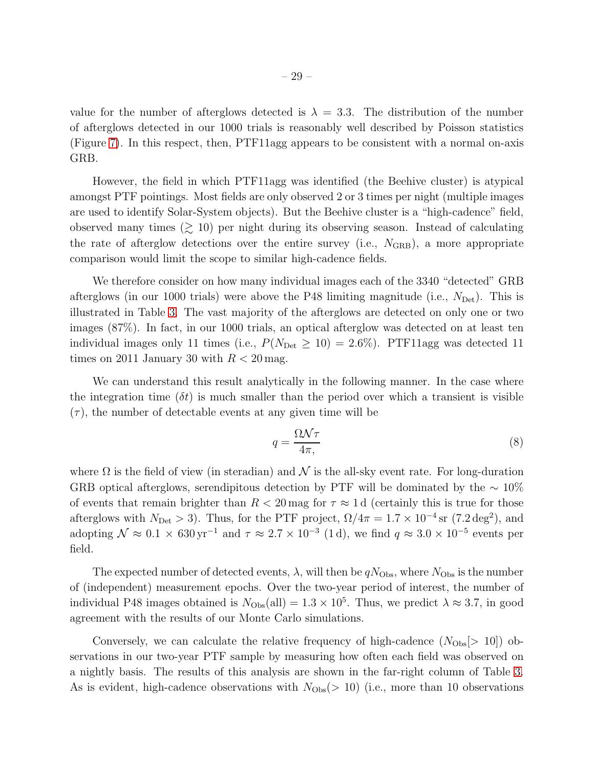value for the number of afterglows detected is $\lambda = 3.3$. The distribution of the number of afterglows detected in our 1000 trials is reasonably well described by Poisson statistics (Figure 7). In this respect, then, PTF11agg appears to be consistent with a normal on-axis GRB.

However, the field in which PTF11agg was identified (the Beehive cluster) is atypical amongst PTF pointings. Most fields are only observed 2 or 3 times per night (multiple images are used to identify Solar-System objects). But the Beehive cluster is a "high-cadence" field, observed many times ($\gtrsim 10$) per night during its observing season. Instead of calculating the rate of afterglow detections over the entire survey (i.e., $N_{\mathrm{GRB}}$), a more appropriate comparison would limit the scope to similar high-cadence fields.

We therefore consider on how many individual images each of the 3340 "detected" GRB afterglows (in our 1000 trials) were above the P48 limiting magnitude (i.e., $N_{\mathrm{Det}}$). This is illustrated in Table 3. The vast majority of the afterglows are detected on only one or two images (87%). In fact, in our 1000 trials, an optical afterglow was detected on at least ten individual images only 11 times (i.e., $P(N_{\mathrm{Det}} \geq 10) = 2.6\%$). PTF11agg was detected 11 times on 2011 January 30 with $R < 20$ mag.

We can understand this result analytically in the following manner. In the case where the integration time ($\delta t$) is much smaller than the period over which a transient is visible ($\tau$), the number of detectable events at any given time will be

$$q = \frac{\Omega \mathcal{N} \tau}{4\pi,} \tag{8}$$

where $\Omega$ is the field of view (in steradian) and $\mathcal{N}$ is the all-sky event rate. For long-duration GRB optical afterglows, serendipitous detection by PTF will be dominated by the $\sim 10\%$ of events that remain brighter than $R < 20$ mag for $\tau \approx 1$ d (certainly this is true for those afterglows with $N_{\mathrm{Det}} > 3$). Thus, for the PTF project, $\Omega/4\pi = 1.7 \times 10^{-4}$ sr ($7.2\,\mathrm{deg}^2$), and adopting $\mathcal{N} \approx 0.1 \times 630\,\mathrm{yr}^{-1}$ and $\tau \approx 2.7 \times 10^{-3}$ (1 d), we find $q \approx 3.0 \times 10^{-5}$ events per field.

The expected number of detected events, $\lambda$, will then be $qN_{\mathrm{Obs}}$, where $N_{\mathrm{Obs}}$ is the number of (independent) measurement epochs. Over the two-year period of interest, the number of individual P48 images obtained is $N_{\mathrm{Obs}}(\mathrm{all}) = 1.3 \times 10^5$. Thus, we predict $\lambda \approx 3.7$, in good agreement with the results of our Monte Carlo simulations.

Conversely, we can calculate the relative frequency of high-cadence ($N_{\mathrm{Obs}}[> 10]$) observations in our two-year PTF sample by measuring how often each field was observed on a nightly basis. The results of this analysis are shown in the far-right column of Table 3. As is evident, high-cadence observations with $N_{\mathrm{Obs}}(> 10)$ (i.e., more than 10 observations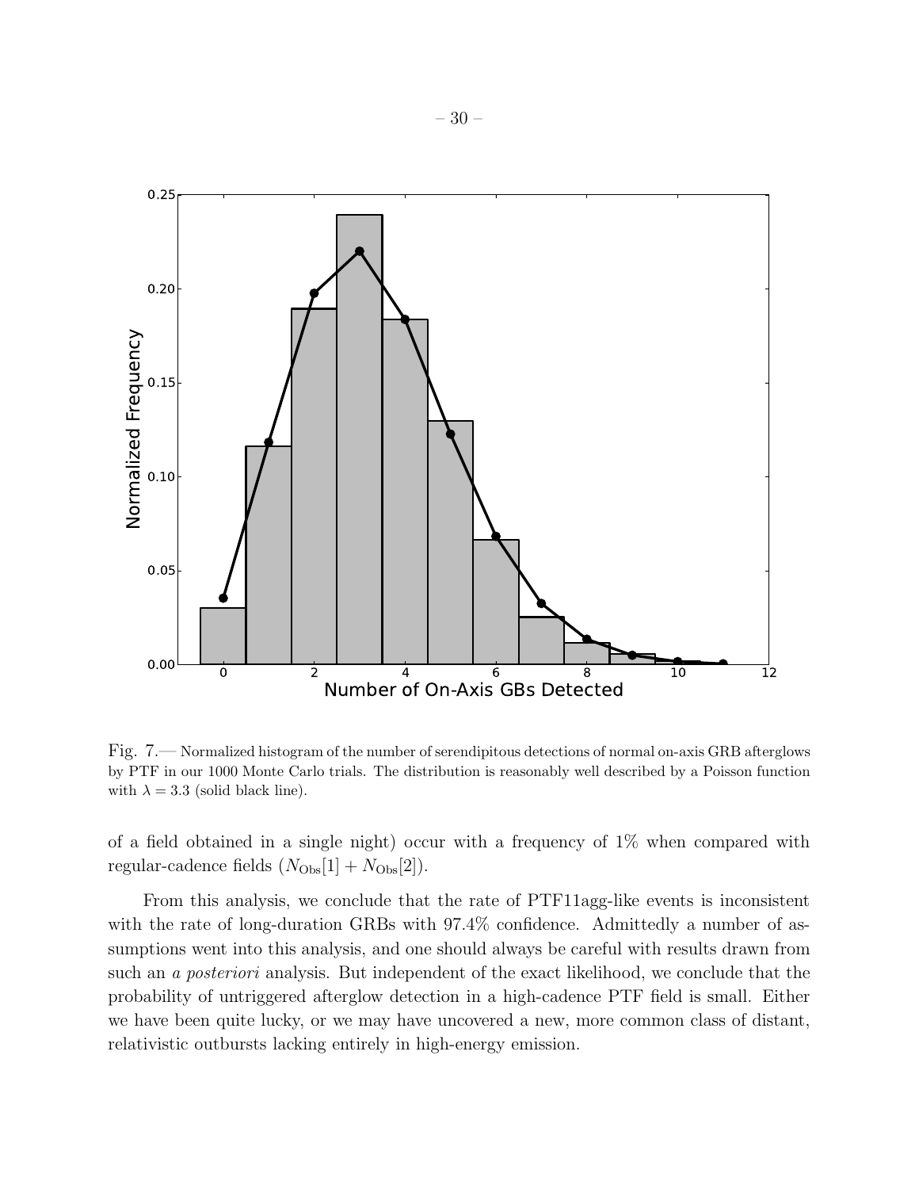Fig. 7.— Normalized histogram of the number of serendipitous detections of normal on-axis GRB afterglows by PTF in our 1000 Monte Carlo trials. The distribution is reasonably well described by a Poisson function with $\lambda = 3.3$ (solid black line).

of a field obtained in a single night) occur with a frequency of 1% when compared with regular-cadence fields ($N_{\rm Obs}[1] + N_{\rm Obs}[2]$).

From this analysis, we conclude that the rate of PTF11agg-like events is inconsistent with the rate of long-duration GRBs with 97.4% confidence. Admittedly a number of assumptions went into this analysis, and one should always be careful with results drawn from such an *a posteriori* analysis. But independent of the exact likelihood, we conclude that the probability of untriggered afterglow detection in a high-cadence PTF field is small. Either we have been quite lucky, or we may have uncovered a new, more common class of distant, relativistic outbursts lacking entirely in high-energy emission.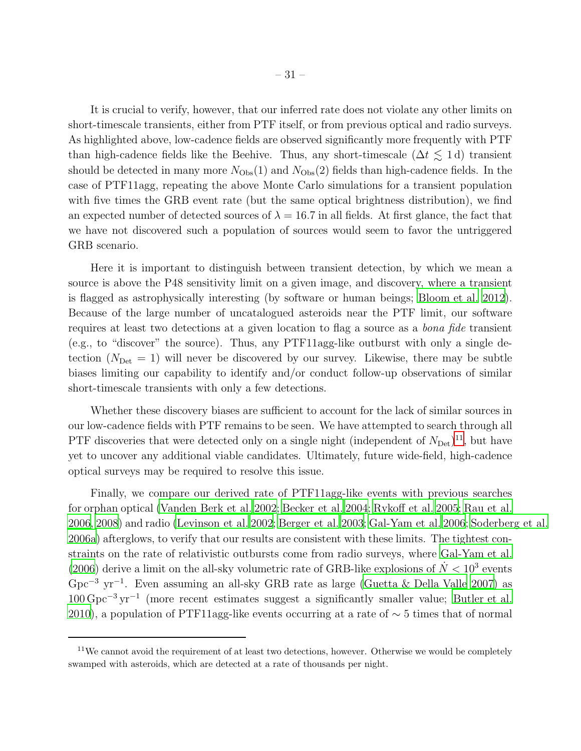It is crucial to verify, however, that our inferred rate does not violate any other limits on short-timescale transients, either from PTF itself, or from previous optical and radio surveys. As highlighted above, low-cadence fields are observed significantly more frequently with PTF than high-cadence fields like the Beehive. Thus, any short-timescale ($\Delta t \lesssim 1\,\mathrm{d}$) transient should be detected in many more $N_{\mathrm{Obs}}(1)$ and $N_{\mathrm{Obs}}(2)$ fields than high-cadence fields. In the case of PTF11agg, repeating the above Monte Carlo simulations for a transient population with five times the GRB event rate (but the same optical brightness distribution), we find an expected number of detected sources of $\lambda = 16.7$ in all fields. At first glance, the fact that we have not discovered such a population of sources would seem to favor the untriggered GRB scenario.

Here it is important to distinguish between transient detection, by which we mean a source is above the P48 sensitivity limit on a given image, and discovery, where a transient is flagged as astrophysically interesting (by software or human beings; Bloom et al. 2012). Because of the large number of uncatalogued asteroids near the PTF limit, our software requires at least two detections at a given location to flag a source as a *bona fide* transient (e.g., to "discover" the source). Thus, any PTF11agg-like outburst with only a single detection ($N_{\mathrm{Det}} = 1$) will never be discovered by our survey. Likewise, there may be subtle biases limiting our capability to identify and/or conduct follow-up observations of similar short-timescale transients with only a few detections.

Whether these discovery biases are sufficient to account for the lack of similar sources in our low-cadence fields with PTF remains to be seen. We have attempted to search through all PTF discoveries that were detected only on a single night (independent of $N_{\mathrm{Det}}$)[11], but have yet to uncover any additional viable candidates. Ultimately, future wide-field, high-cadence optical surveys may be required to resolve this issue.

Finally, we compare our derived rate of PTF11agg-like events with previous searches for orphan optical (Vanden Berk et al. 2002; Becker et al. 2004; Rykoff et al. 2005; Rau et al. 2006, 2008) and radio (Levinson et al. 2002; Berger et al. 2003; Gal-Yam et al. 2006; Soderberg et al. 2006a) afterglows, to verify that our results are consistent with these limits. The tightest constraints on the rate of relativistic outbursts come from radio surveys, where Gal-Yam et al. (2006) derive a limit on the all-sky volumetric rate of GRB-like explosions of $\dot{N} < 10^3$ events $\mathrm{Gpc}^{-3}$ $\mathrm{yr}^{-1}$. Even assuming an all-sky GRB rate as large (Guetta & Della Valle 2007) as $100\,\mathrm{Gpc}^{-3}\,\mathrm{yr}^{-1}$ (more recent estimates suggest a significantly smaller value; Butler et al. 2010), a population of PTF11agg-like events occurring at a rate of $\sim 5$ times that of normal

[11] We cannot avoid the requirement of at least two detections, however. Otherwise we would be completely swamped with asteroids, which are detected at a rate of thousands per night.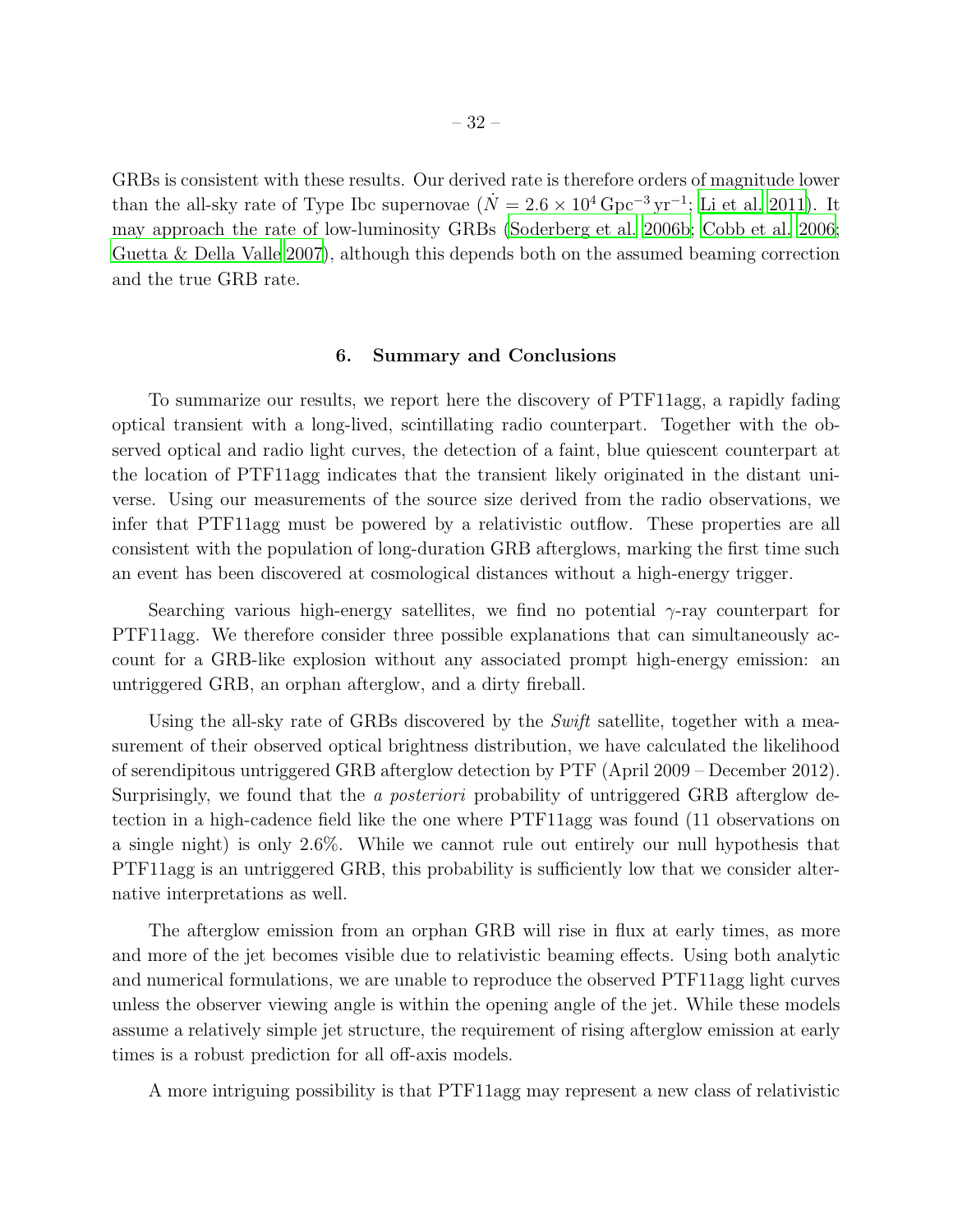GRBs is consistent with these results. Our derived rate is therefore orders of magnitude lower than the all-sky rate of Type Ibc supernovae ($\dot{N} = 2.6 \times 10^4\,\mathrm{Gpc}^{-3}\,\mathrm{yr}^{-1}$; Li et al. 2011). It may approach the rate of low-luminosity GRBs (Soderberg et al. 2006b; Cobb et al. 2006; Guetta & Della Valle 2007), although this depends both on the assumed beaming correction and the true GRB rate.

## 6. Summary and Conclusions

To summarize our results, we report here the discovery of PTF11agg, a rapidly fading optical transient with a long-lived, scintillating radio counterpart. Together with the observed optical and radio light curves, the detection of a faint, blue quiescent counterpart at the location of PTF11agg indicates that the transient likely originated in the distant universe. Using our measurements of the source size derived from the radio observations, we infer that PTF11agg must be powered by a relativistic outflow. These properties are all consistent with the population of long-duration GRB afterglows, marking the first time such an event has been discovered at cosmological distances without a high-energy trigger.

Searching various high-energy satellites, we find no potential $\gamma$-ray counterpart for PTF11agg. We therefore consider three possible explanations that can simultaneously account for a GRB-like explosion without any associated prompt high-energy emission: an untriggered GRB, an orphan afterglow, and a dirty fireball.

Using the all-sky rate of GRBs discovered by the *Swift* satellite, together with a measurement of their observed optical brightness distribution, we have calculated the likelihood of serendipitous untriggered GRB afterglow detection by PTF (April 2009 – December 2012). Surprisingly, we found that the *a posteriori* probability of untriggered GRB afterglow detection in a high-cadence field like the one where PTF11agg was found (11 observations on a single night) is only 2.6%. While we cannot rule out entirely our null hypothesis that PTF11agg is an untriggered GRB, this probability is sufficiently low that we consider alternative interpretations as well.

The afterglow emission from an orphan GRB will rise in flux at early times, as more and more of the jet becomes visible due to relativistic beaming effects. Using both analytic and numerical formulations, we are unable to reproduce the observed PTF11agg light curves unless the observer viewing angle is within the opening angle of the jet. While these models assume a relatively simple jet structure, the requirement of rising afterglow emission at early times is a robust prediction for all off-axis models.

A more intriguing possibility is that PTF11agg may represent a new class of relativistic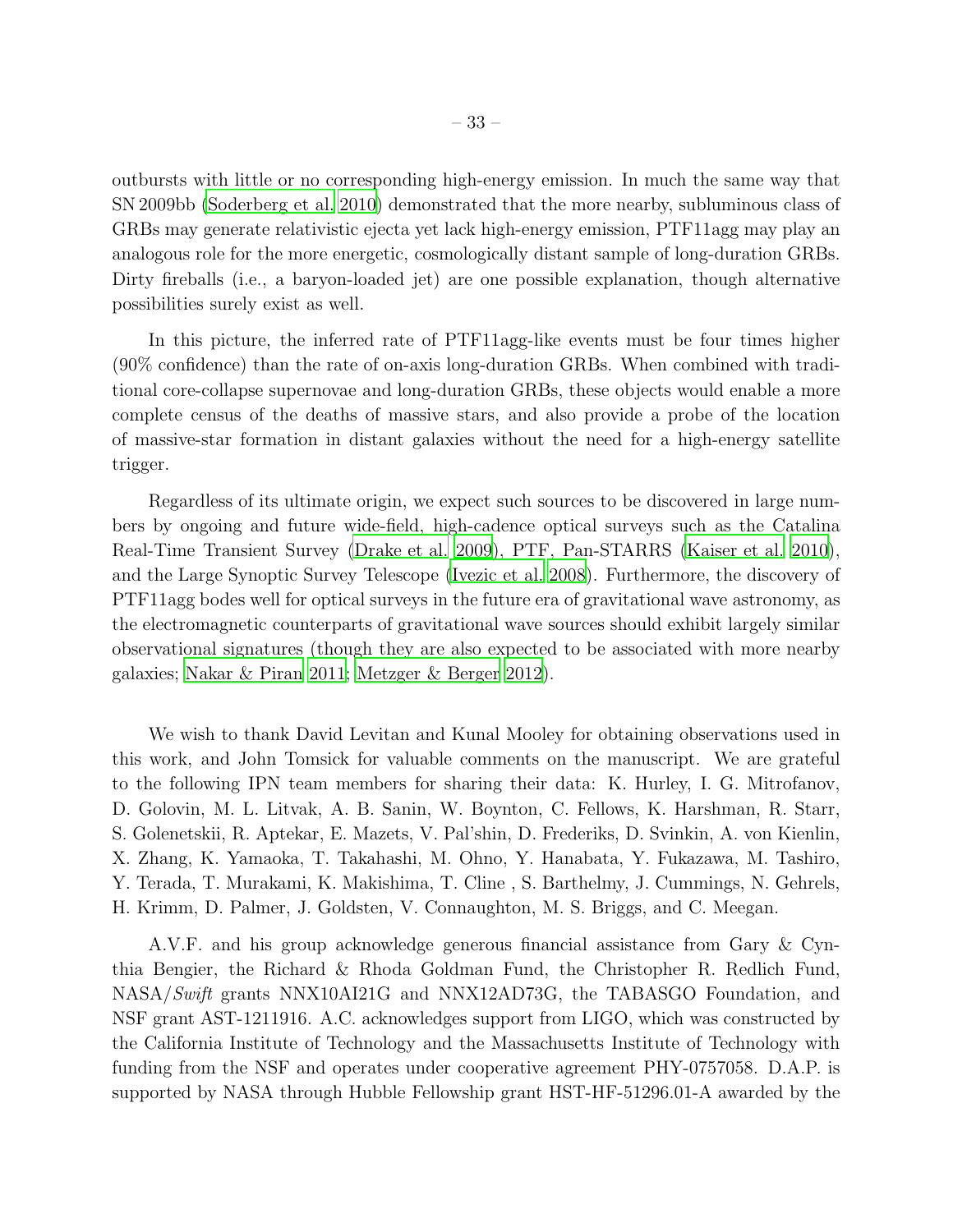outbursts with little or no corresponding high-energy emission. In much the same way that SN 2009bb (Soderberg et al. 2010) demonstrated that the more nearby, subluminous class of GRBs may generate relativistic ejecta yet lack high-energy emission, PTF11agg may play an analogous role for the more energetic, cosmologically distant sample of long-duration GRBs. Dirty fireballs (i.e., a baryon-loaded jet) are one possible explanation, though alternative possibilities surely exist as well.

In this picture, the inferred rate of PTF11agg-like events must be four times higher (90% confidence) than the rate of on-axis long-duration GRBs. When combined with traditional core-collapse supernovae and long-duration GRBs, these objects would enable a more complete census of the deaths of massive stars, and also provide a probe of the location of massive-star formation in distant galaxies without the need for a high-energy satellite trigger.

Regardless of its ultimate origin, we expect such sources to be discovered in large numbers by ongoing and future wide-field, high-cadence optical surveys such as the Catalina Real-Time Transient Survey (Drake et al. 2009), PTF, Pan-STARRS (Kaiser et al. 2010), and the Large Synoptic Survey Telescope (Ivezic et al. 2008). Furthermore, the discovery of PTF11agg bodes well for optical surveys in the future era of gravitational wave astronomy, as the electromagnetic counterparts of gravitational wave sources should exhibit largely similar observational signatures (though they are also expected to be associated with more nearby galaxies; Nakar & Piran 2011; Metzger & Berger 2012).

We wish to thank David Levitan and Kunal Mooley for obtaining observations used in this work, and John Tomsick for valuable comments on the manuscript. We are grateful to the following IPN team members for sharing their data: K. Hurley, I. G. Mitrofanov, D. Golovin, M. L. Litvak, A. B. Sanin, W. Boynton, C. Fellows, K. Harshman, R. Starr, S. Golenetskii, R. Aptekar, E. Mazets, V. Pal'shin, D. Frederiks, D. Svinkin, A. von Kienlin, X. Zhang, K. Yamaoka, T. Takahashi, M. Ohno, Y. Hanabata, Y. Fukazawa, M. Tashiro, Y. Terada, T. Murakami, K. Makishima, T. Cline , S. Barthelmy, J. Cummings, N. Gehrels, H. Krimm, D. Palmer, J. Goldsten, V. Connaughton, M. S. Briggs, and C. Meegan.

A.V.F. and his group acknowledge generous financial assistance from Gary & Cynthia Bengier, the Richard & Rhoda Goldman Fund, the Christopher R. Redlich Fund, NASA/*Swift* grants NNX10AI21G and NNX12AD73G, the TABASGO Foundation, and NSF grant AST-1211916. A.C. acknowledges support from LIGO, which was constructed by the California Institute of Technology and the Massachusetts Institute of Technology with funding from the NSF and operates under cooperative agreement PHY-0757058. D.A.P. is supported by NASA through Hubble Fellowship grant HST-HF-51296.01-A awarded by the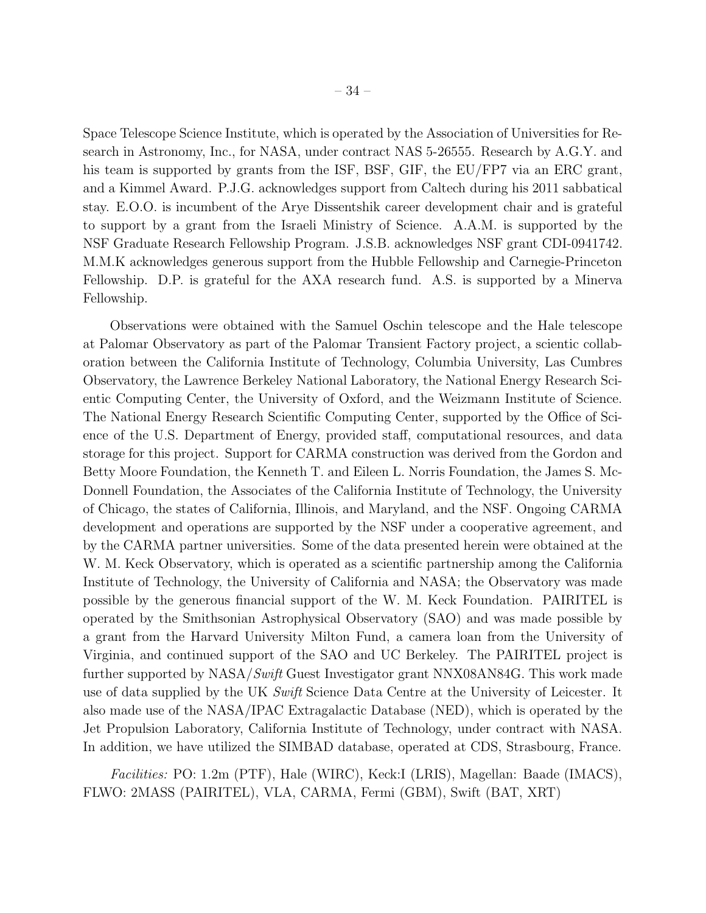Space Telescope Science Institute, which is operated by the Association of Universities for Research in Astronomy, Inc., for NASA, under contract NAS 5-26555. Research by A.G.Y. and his team is supported by grants from the ISF, BSF, GIF, the EU/FP7 via an ERC grant, and a Kimmel Award. P.J.G. acknowledges support from Caltech during his 2011 sabbatical stay. E.O.O. is incumbent of the Arye Dissentshik career development chair and is grateful to support by a grant from the Israeli Ministry of Science. A.A.M. is supported by the NSF Graduate Research Fellowship Program. J.S.B. acknowledges NSF grant CDI-0941742. M.M.K acknowledges generous support from the Hubble Fellowship and Carnegie-Princeton Fellowship. D.P. is grateful for the AXA research fund. A.S. is supported by a Minerva Fellowship.

Observations were obtained with the Samuel Oschin telescope and the Hale telescope at Palomar Observatory as part of the Palomar Transient Factory project, a scientic collaboration between the California Institute of Technology, Columbia University, Las Cumbres Observatory, the Lawrence Berkeley National Laboratory, the National Energy Research Scientic Computing Center, the University of Oxford, and the Weizmann Institute of Science. The National Energy Research Scientific Computing Center, supported by the Office of Science of the U.S. Department of Energy, provided staff, computational resources, and data storage for this project. Support for CARMA construction was derived from the Gordon and Betty Moore Foundation, the Kenneth T. and Eileen L. Norris Foundation, the James S. McDonnell Foundation, the Associates of the California Institute of Technology, the University of Chicago, the states of California, Illinois, and Maryland, and the NSF. Ongoing CARMA development and operations are supported by the NSF under a cooperative agreement, and by the CARMA partner universities. Some of the data presented herein were obtained at the W. M. Keck Observatory, which is operated as a scientific partnership among the California Institute of Technology, the University of California and NASA; the Observatory was made possible by the generous financial support of the W. M. Keck Foundation. PAIRITEL is operated by the Smithsonian Astrophysical Observatory (SAO) and was made possible by a grant from the Harvard University Milton Fund, a camera loan from the University of Virginia, and continued support of the SAO and UC Berkeley. The PAIRITEL project is further supported by NASA/*Swift* Guest Investigator grant NNX08AN84G. This work made use of data supplied by the UK *Swift* Science Data Centre at the University of Leicester. It also made use of the NASA/IPAC Extragalactic Database (NED), which is operated by the Jet Propulsion Laboratory, California Institute of Technology, under contract with NASA. In addition, we have utilized the SIMBAD database, operated at CDS, Strasbourg, France.

*Facilities:* PO: 1.2m (PTF), Hale (WIRC), Keck:I (LRIS), Magellan: Baade (IMACS), FLWO: 2MASS (PAIRITEL), VLA, CARMA, Fermi (GBM), Swift (BAT, XRT)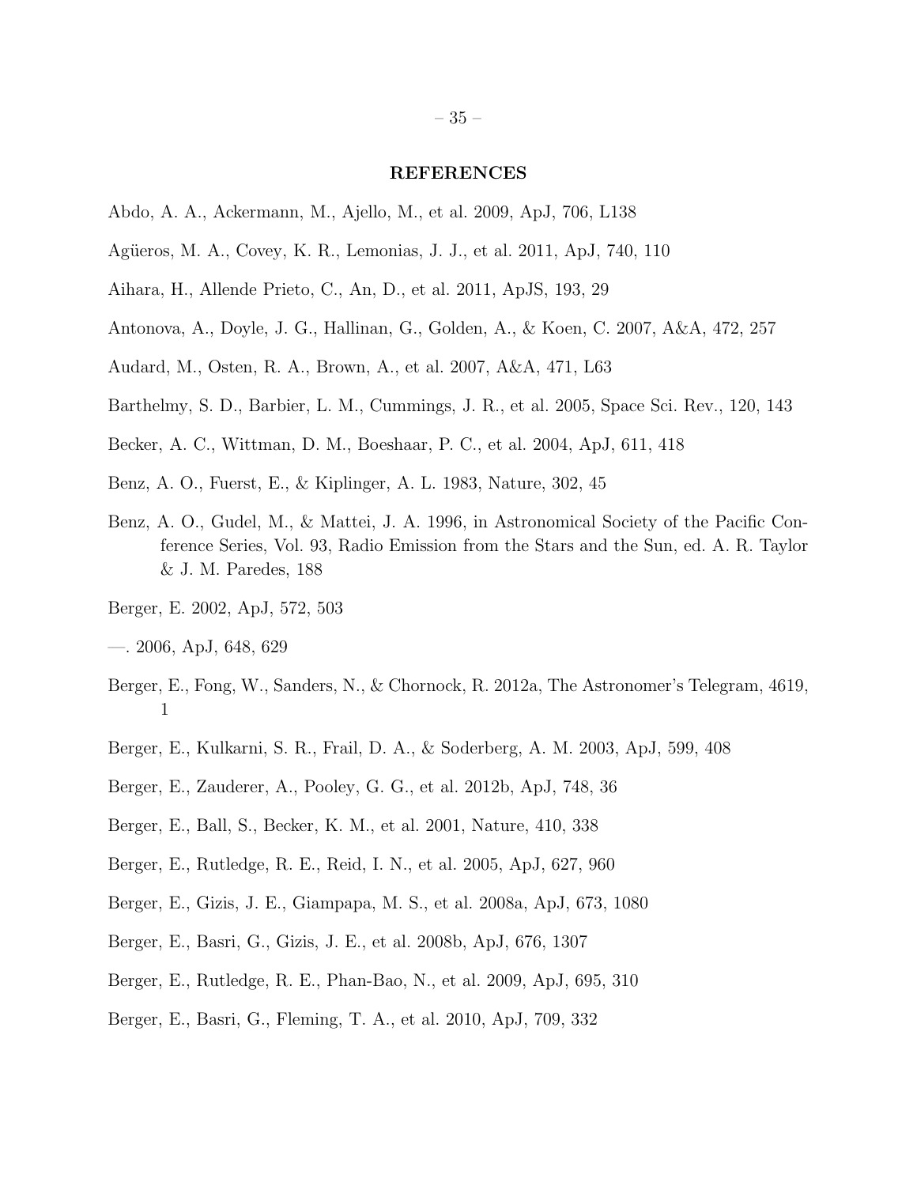## REFERENCES

Abdo, A. A., Ackermann, M., Ajello, M., et al. 2009, ApJ, 706, L138

Agüeros, M. A., Covey, K. R., Lemonias, J. J., et al. 2011, ApJ, 740, 110

Aihara, H., Allende Prieto, C., An, D., et al. 2011, ApJS, 193, 29

Antonova, A., Doyle, J. G., Hallinan, G., Golden, A., & Koen, C. 2007, A&A, 472, 257

Audard, M., Osten, R. A., Brown, A., et al. 2007, A&A, 471, L63

Barthelmy, S. D., Barbier, L. M., Cummings, J. R., et al. 2005, Space Sci. Rev., 120, 143

Becker, A. C., Wittman, D. M., Boeshaar, P. C., et al. 2004, ApJ, 611, 418

Benz, A. O., Fuerst, E., & Kiplinger, A. L. 1983, Nature, 302, 45

Benz, A. O., Gudel, M., & Mattei, J. A. 1996, in Astronomical Society of the Pacific Conference Series, Vol. 93, Radio Emission from the Stars and the Sun, ed. A. R. Taylor & J. M. Paredes, 188

Berger, E. 2002, ApJ, 572, 503

—. 2006, ApJ, 648, 629

Berger, E., Fong, W., Sanders, N., & Chornock, R. 2012a, The Astronomer's Telegram, 4619, 1

Berger, E., Kulkarni, S. R., Frail, D. A., & Soderberg, A. M. 2003, ApJ, 599, 408

Berger, E., Zauderer, A., Pooley, G. G., et al. 2012b, ApJ, 748, 36

Berger, E., Ball, S., Becker, K. M., et al. 2001, Nature, 410, 338

Berger, E., Rutledge, R. E., Reid, I. N., et al. 2005, ApJ, 627, 960

Berger, E., Gizis, J. E., Giampapa, M. S., et al. 2008a, ApJ, 673, 1080

Berger, E., Basri, G., Gizis, J. E., et al. 2008b, ApJ, 676, 1307

Berger, E., Rutledge, R. E., Phan-Bao, N., et al. 2009, ApJ, 695, 310

Berger, E., Basri, G., Fleming, T. A., et al. 2010, ApJ, 709, 332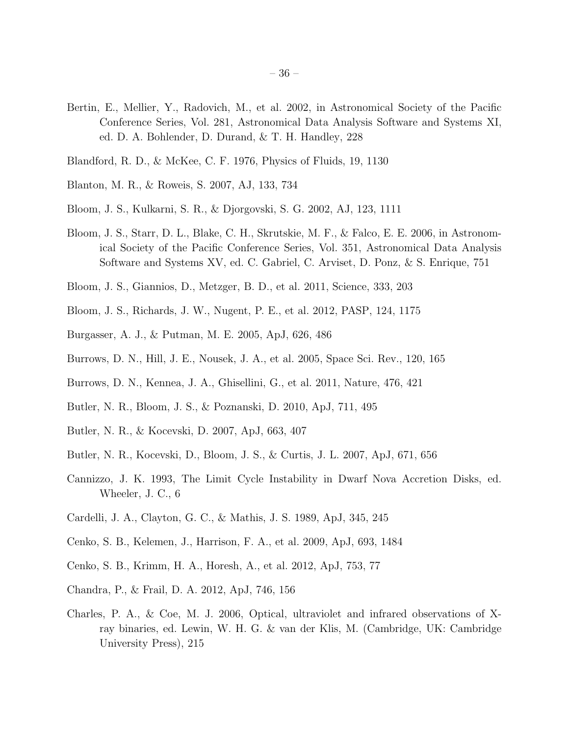Bertin, E., Mellier, Y., Radovich, M., et al. 2002, in Astronomical Society of the Pacific Conference Series, Vol. 281, Astronomical Data Analysis Software and Systems XI, ed. D. A. Bohlender, D. Durand, & T. H. Handley, 228

Blandford, R. D., & McKee, C. F. 1976, Physics of Fluids, 19, 1130

Blanton, M. R., & Roweis, S. 2007, AJ, 133, 734

Bloom, J. S., Kulkarni, S. R., & Djorgovski, S. G. 2002, AJ, 123, 1111

Bloom, J. S., Starr, D. L., Blake, C. H., Skrutskie, M. F., & Falco, E. E. 2006, in Astronomical Society of the Pacific Conference Series, Vol. 351, Astronomical Data Analysis Software and Systems XV, ed. C. Gabriel, C. Arviset, D. Ponz, & S. Enrique, 751

Bloom, J. S., Giannios, D., Metzger, B. D., et al. 2011, Science, 333, 203

Bloom, J. S., Richards, J. W., Nugent, P. E., et al. 2012, PASP, 124, 1175

Burgasser, A. J., & Putman, M. E. 2005, ApJ, 626, 486

Burrows, D. N., Hill, J. E., Nousek, J. A., et al. 2005, Space Sci. Rev., 120, 165

Burrows, D. N., Kennea, J. A., Ghisellini, G., et al. 2011, Nature, 476, 421

Butler, N. R., Bloom, J. S., & Poznanski, D. 2010, ApJ, 711, 495

Butler, N. R., & Kocevski, D. 2007, ApJ, 663, 407

Butler, N. R., Kocevski, D., Bloom, J. S., & Curtis, J. L. 2007, ApJ, 671, 656

Cannizzo, J. K. 1993, The Limit Cycle Instability in Dwarf Nova Accretion Disks, ed. Wheeler, J. C., 6

Cardelli, J. A., Clayton, G. C., & Mathis, J. S. 1989, ApJ, 345, 245

Cenko, S. B., Kelemen, J., Harrison, F. A., et al. 2009, ApJ, 693, 1484

Cenko, S. B., Krimm, H. A., Horesh, A., et al. 2012, ApJ, 753, 77

Chandra, P., & Frail, D. A. 2012, ApJ, 746, 156

Charles, P. A., & Coe, M. J. 2006, Optical, ultraviolet and infrared observations of X-ray binaries, ed. Lewin, W. H. G. & van der Klis, M. (Cambridge, UK: Cambridge University Press), 215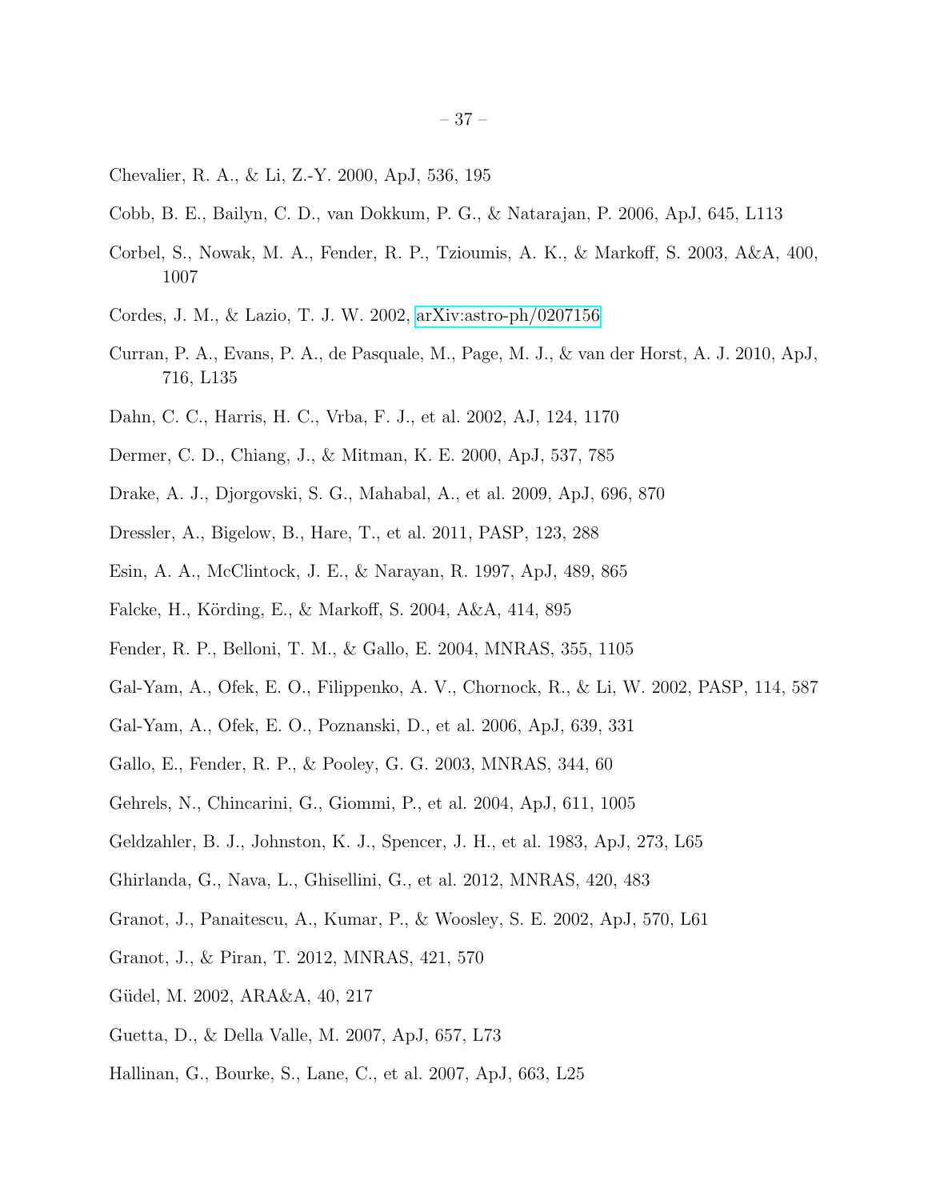Chevalier, R. A., & Li, Z.-Y. 2000, ApJ, 536, 195

Cobb, B. E., Bailyn, C. D., van Dokkum, P. G., & Natarajan, P. 2006, ApJ, 645, L113

Corbel, S., Nowak, M. A., Fender, R. P., Tzioumis, A. K., & Markoff, S. 2003, A&A, 400, 1007

Cordes, J. M., & Lazio, T. J. W. 2002, arXiv:astro-ph/0207156

Curran, P. A., Evans, P. A., de Pasquale, M., Page, M. J., & van der Horst, A. J. 2010, ApJ, 716, L135

Dahn, C. C., Harris, H. C., Vrba, F. J., et al. 2002, AJ, 124, 1170

Dermer, C. D., Chiang, J., & Mitman, K. E. 2000, ApJ, 537, 785

Drake, A. J., Djorgovski, S. G., Mahabal, A., et al. 2009, ApJ, 696, 870

Dressler, A., Bigelow, B., Hare, T., et al. 2011, PASP, 123, 288

Esin, A. A., McClintock, J. E., & Narayan, R. 1997, ApJ, 489, 865

Falcke, H., Körding, E., & Markoff, S. 2004, A&A, 414, 895

Fender, R. P., Belloni, T. M., & Gallo, E. 2004, MNRAS, 355, 1105

Gal-Yam, A., Ofek, E. O., Filippenko, A. V., Chornock, R., & Li, W. 2002, PASP, 114, 587

Gal-Yam, A., Ofek, E. O., Poznanski, D., et al. 2006, ApJ, 639, 331

Gallo, E., Fender, R. P., & Pooley, G. G. 2003, MNRAS, 344, 60

Gehrels, N., Chincarini, G., Giommi, P., et al. 2004, ApJ, 611, 1005

Geldzahler, B. J., Johnston, K. J., Spencer, J. H., et al. 1983, ApJ, 273, L65

Ghirlanda, G., Nava, L., Ghisellini, G., et al. 2012, MNRAS, 420, 483

Granot, J., Panaitescu, A., Kumar, P., & Woosley, S. E. 2002, ApJ, 570, L61

Granot, J., & Piran, T. 2012, MNRAS, 421, 570

Güdel, M. 2002, ARA&A, 40, 217

Guetta, D., & Della Valle, M. 2007, ApJ, 657, L73

Hallinan, G., Bourke, S., Lane, C., et al. 2007, ApJ, 663, L25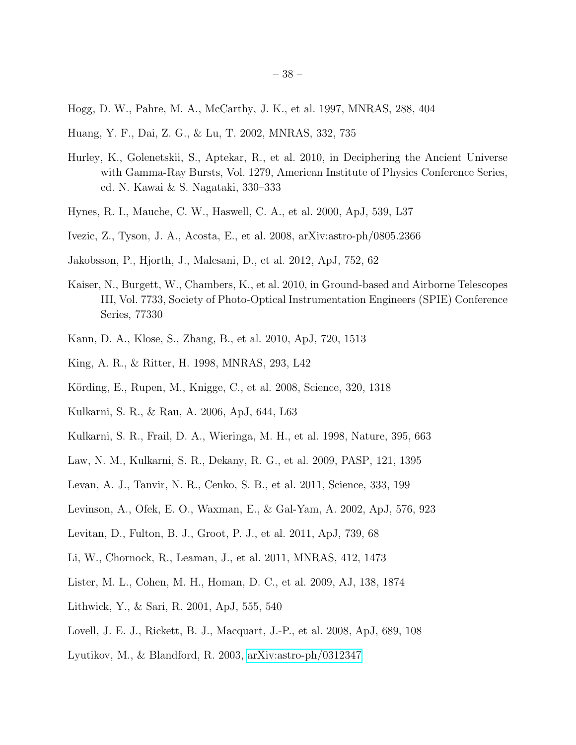Hogg, D. W., Pahre, M. A., McCarthy, J. K., et al. 1997, MNRAS, 288, 404

Huang, Y. F., Dai, Z. G., & Lu, T. 2002, MNRAS, 332, 735

Hurley, K., Golenetskii, S., Aptekar, R., et al. 2010, in Deciphering the Ancient Universe with Gamma-Ray Bursts, Vol. 1279, American Institute of Physics Conference Series, ed. N. Kawai & S. Nagataki, 330–333

Hynes, R. I., Mauche, C. W., Haswell, C. A., et al. 2000, ApJ, 539, L37

Ivezic, Z., Tyson, J. A., Acosta, E., et al. 2008, arXiv:astro-ph/0805.2366

Jakobsson, P., Hjorth, J., Malesani, D., et al. 2012, ApJ, 752, 62

Kaiser, N., Burgett, W., Chambers, K., et al. 2010, in Ground-based and Airborne Telescopes III, Vol. 7733, Society of Photo-Optical Instrumentation Engineers (SPIE) Conference Series, 77330

Kann, D. A., Klose, S., Zhang, B., et al. 2010, ApJ, 720, 1513

King, A. R., & Ritter, H. 1998, MNRAS, 293, L42

Körding, E., Rupen, M., Knigge, C., et al. 2008, Science, 320, 1318

Kulkarni, S. R., & Rau, A. 2006, ApJ, 644, L63

Kulkarni, S. R., Frail, D. A., Wieringa, M. H., et al. 1998, Nature, 395, 663

Law, N. M., Kulkarni, S. R., Dekany, R. G., et al. 2009, PASP, 121, 1395

Levan, A. J., Tanvir, N. R., Cenko, S. B., et al. 2011, Science, 333, 199

Levinson, A., Ofek, E. O., Waxman, E., & Gal-Yam, A. 2002, ApJ, 576, 923

Levitan, D., Fulton, B. J., Groot, P. J., et al. 2011, ApJ, 739, 68

Li, W., Chornock, R., Leaman, J., et al. 2011, MNRAS, 412, 1473

Lister, M. L., Cohen, M. H., Homan, D. C., et al. 2009, AJ, 138, 1874

Lithwick, Y., & Sari, R. 2001, ApJ, 555, 540

Lovell, J. E. J., Rickett, B. J., Macquart, J.-P., et al. 2008, ApJ, 689, 108

Lyutikov, M., & Blandford, R. 2003, arXiv:astro-ph/0312347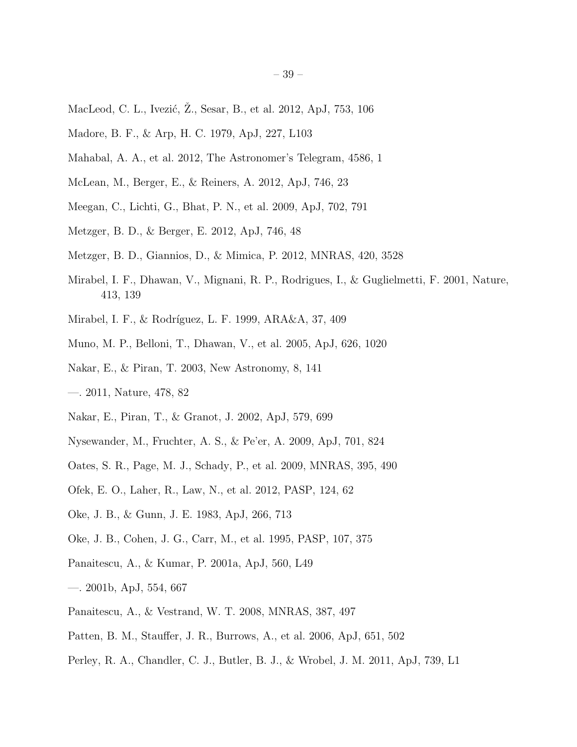MacLeod, C. L., Ivezić, Ž., Sesar, B., et al. 2012, ApJ, 753, 106

Madore, B. F., & Arp, H. C. 1979, ApJ, 227, L103

Mahabal, A. A., et al. 2012, The Astronomer's Telegram, 4586, 1

McLean, M., Berger, E., & Reiners, A. 2012, ApJ, 746, 23

Meegan, C., Lichti, G., Bhat, P. N., et al. 2009, ApJ, 702, 791

Metzger, B. D., & Berger, E. 2012, ApJ, 746, 48

Metzger, B. D., Giannios, D., & Mimica, P. 2012, MNRAS, 420, 3528

Mirabel, I. F., Dhawan, V., Mignani, R. P., Rodrigues, I., & Guglielmetti, F. 2001, Nature, 413, 139

Mirabel, I. F., & Rodríguez, L. F. 1999, ARA&A, 37, 409

Muno, M. P., Belloni, T., Dhawan, V., et al. 2005, ApJ, 626, 1020

Nakar, E., & Piran, T. 2003, New Astronomy, 8, 141

—. 2011, Nature, 478, 82

Nakar, E., Piran, T., & Granot, J. 2002, ApJ, 579, 699

Nysewander, M., Fruchter, A. S., & Pe'er, A. 2009, ApJ, 701, 824

Oates, S. R., Page, M. J., Schady, P., et al. 2009, MNRAS, 395, 490

Ofek, E. O., Laher, R., Law, N., et al. 2012, PASP, 124, 62

Oke, J. B., & Gunn, J. E. 1983, ApJ, 266, 713

Oke, J. B., Cohen, J. G., Carr, M., et al. 1995, PASP, 107, 375

Panaitescu, A., & Kumar, P. 2001a, ApJ, 560, L49

—. 2001b, ApJ, 554, 667

Panaitescu, A., & Vestrand, W. T. 2008, MNRAS, 387, 497

Patten, B. M., Stauffer, J. R., Burrows, A., et al. 2006, ApJ, 651, 502

Perley, R. A., Chandler, C. J., Butler, B. J., & Wrobel, J. M. 2011, ApJ, 739, L1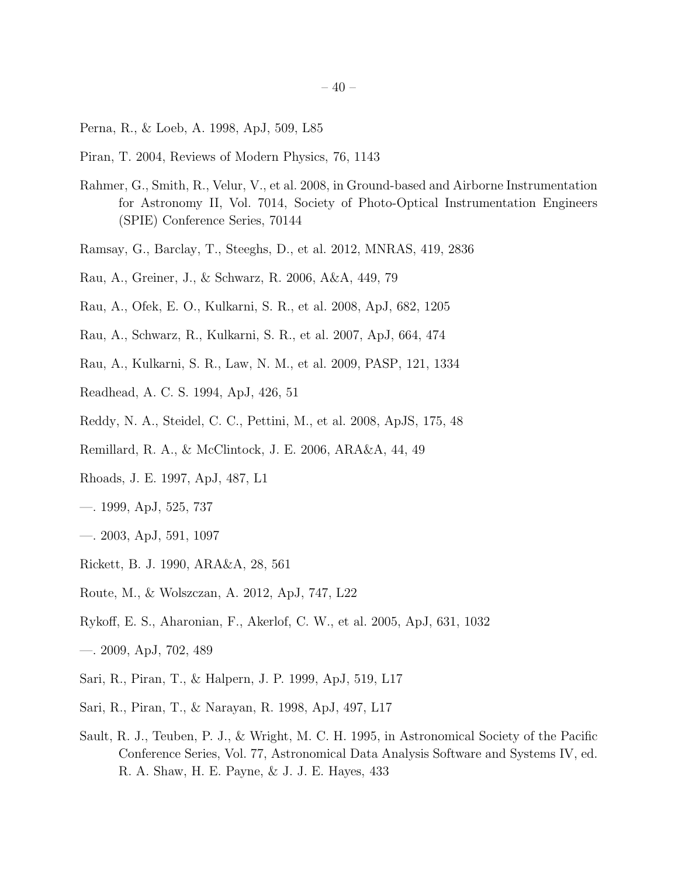Perna, R., & Loeb, A. 1998, ApJ, 509, L85

Piran, T. 2004, Reviews of Modern Physics, 76, 1143

Rahmer, G., Smith, R., Velur, V., et al. 2008, in Ground-based and Airborne Instrumentation for Astronomy II, Vol. 7014, Society of Photo-Optical Instrumentation Engineers (SPIE) Conference Series, 70144

Ramsay, G., Barclay, T., Steeghs, D., et al. 2012, MNRAS, 419, 2836

Rau, A., Greiner, J., & Schwarz, R. 2006, A&A, 449, 79

Rau, A., Ofek, E. O., Kulkarni, S. R., et al. 2008, ApJ, 682, 1205

Rau, A., Schwarz, R., Kulkarni, S. R., et al. 2007, ApJ, 664, 474

Rau, A., Kulkarni, S. R., Law, N. M., et al. 2009, PASP, 121, 1334

Readhead, A. C. S. 1994, ApJ, 426, 51

Reddy, N. A., Steidel, C. C., Pettini, M., et al. 2008, ApJS, 175, 48

Remillard, R. A., & McClintock, J. E. 2006, ARA&A, 44, 49

Rhoads, J. E. 1997, ApJ, 487, L1

—. 1999, ApJ, 525, 737

—. 2003, ApJ, 591, 1097

Rickett, B. J. 1990, ARA&A, 28, 561

Route, M., & Wolszczan, A. 2012, ApJ, 747, L22

Rykoff, E. S., Aharonian, F., Akerlof, C. W., et al. 2005, ApJ, 631, 1032

—. 2009, ApJ, 702, 489

Sari, R., Piran, T., & Halpern, J. P. 1999, ApJ, 519, L17

Sari, R., Piran, T., & Narayan, R. 1998, ApJ, 497, L17

Sault, R. J., Teuben, P. J., & Wright, M. C. H. 1995, in Astronomical Society of the Pacific Conference Series, Vol. 77, Astronomical Data Analysis Software and Systems IV, ed. R. A. Shaw, H. E. Payne, & J. J. E. Hayes, 433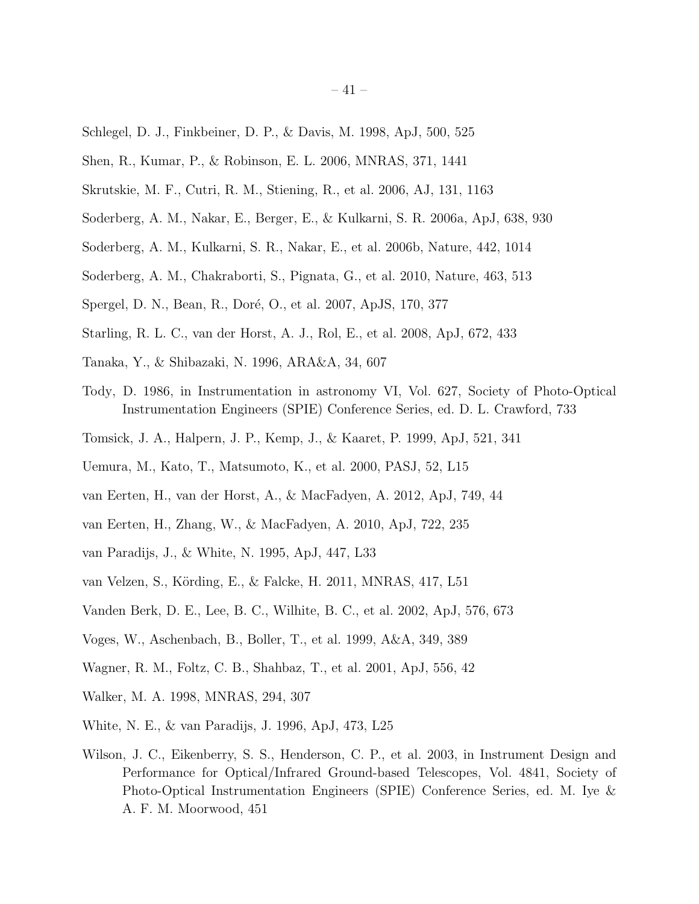Schlegel, D. J., Finkbeiner, D. P., & Davis, M. 1998, ApJ, 500, 525

Shen, R., Kumar, P., & Robinson, E. L. 2006, MNRAS, 371, 1441

Skrutskie, M. F., Cutri, R. M., Stiening, R., et al. 2006, AJ, 131, 1163

Soderberg, A. M., Nakar, E., Berger, E., & Kulkarni, S. R. 2006a, ApJ, 638, 930

Soderberg, A. M., Kulkarni, S. R., Nakar, E., et al. 2006b, Nature, 442, 1014

Soderberg, A. M., Chakraborti, S., Pignata, G., et al. 2010, Nature, 463, 513

Spergel, D. N., Bean, R., Doré, O., et al. 2007, ApJS, 170, 377

Starling, R. L. C., van der Horst, A. J., Rol, E., et al. 2008, ApJ, 672, 433

Tanaka, Y., & Shibazaki, N. 1996, ARA&A, 34, 607

Tody, D. 1986, in Instrumentation in astronomy VI, Vol. 627, Society of Photo-Optical Instrumentation Engineers (SPIE) Conference Series, ed. D. L. Crawford, 733

Tomsick, J. A., Halpern, J. P., Kemp, J., & Kaaret, P. 1999, ApJ, 521, 341

Uemura, M., Kato, T., Matsumoto, K., et al. 2000, PASJ, 52, L15

van Eerten, H., van der Horst, A., & MacFadyen, A. 2012, ApJ, 749, 44

van Eerten, H., Zhang, W., & MacFadyen, A. 2010, ApJ, 722, 235

van Paradijs, J., & White, N. 1995, ApJ, 447, L33

van Velzen, S., Körding, E., & Falcke, H. 2011, MNRAS, 417, L51

Vanden Berk, D. E., Lee, B. C., Wilhite, B. C., et al. 2002, ApJ, 576, 673

Voges, W., Aschenbach, B., Boller, T., et al. 1999, A&A, 349, 389

Wagner, R. M., Foltz, C. B., Shahbaz, T., et al. 2001, ApJ, 556, 42

Walker, M. A. 1998, MNRAS, 294, 307

White, N. E., & van Paradijs, J. 1996, ApJ, 473, L25

Wilson, J. C., Eikenberry, S. S., Henderson, C. P., et al. 2003, in Instrument Design and Performance for Optical/Infrared Ground-based Telescopes, Vol. 4841, Society of Photo-Optical Instrumentation Engineers (SPIE) Conference Series, ed. M. Iye & A. F. M. Moorwood, 451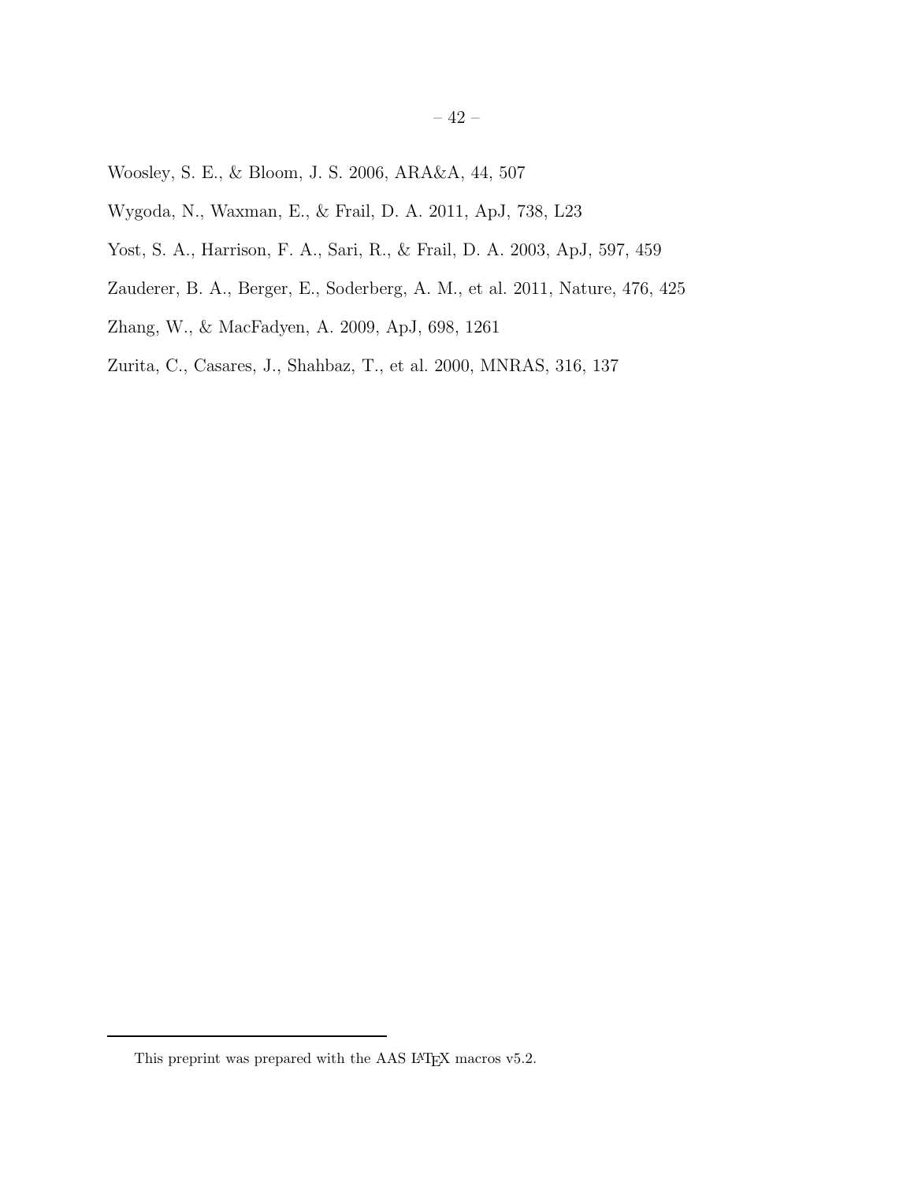Woosley, S. E., & Bloom, J. S. 2006, ARA&A, 44, 507

Wygoda, N., Waxman, E., & Frail, D. A. 2011, ApJ, 738, L23

Yost, S. A., Harrison, F. A., Sari, R., & Frail, D. A. 2003, ApJ, 597, 459

Zauderer, B. A., Berger, E., Soderberg, A. M., et al. 2011, Nature, 476, 425

Zhang, W., & MacFadyen, A. 2009, ApJ, 698, 1261

Zurita, C., Casares, J., Shahbaz, T., et al. 2000, MNRAS, 316, 137

---

This preprint was prepared with the AAS LaTeX macros v5.2.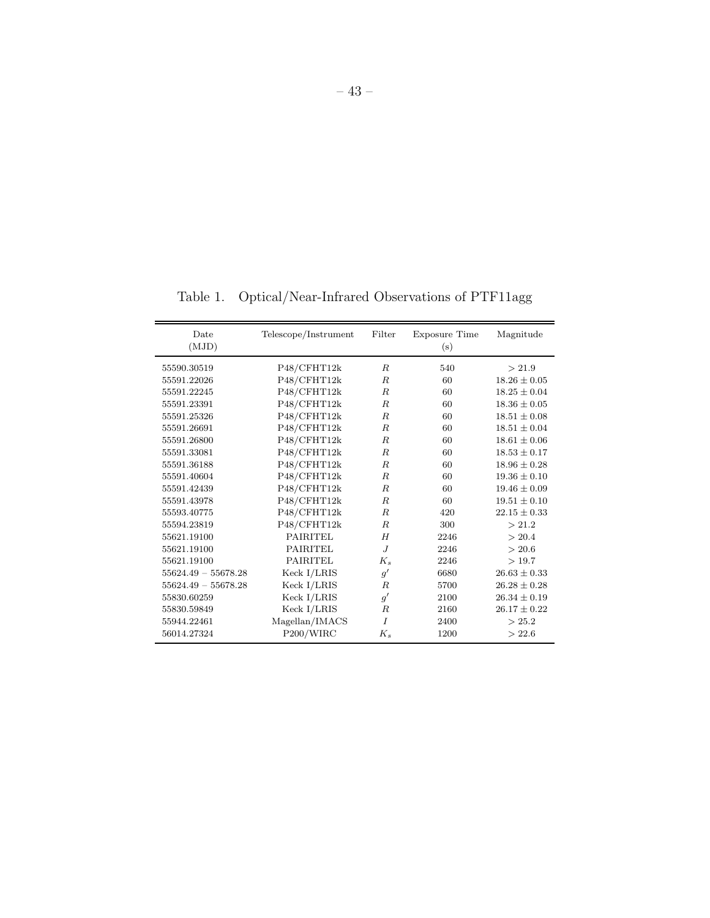Table 1. Optical/Near-Infrared Observations of PTF11agg

| Date (MJD) | Telescope/Instrument | Filter | Exposure Time (s) | Magnitude |
|---|---|---|---|---|
| 55590.30519 | P48/CFHT12k | $R$ | 540 | $> 21.9$ |
| 55591.22026 | P48/CFHT12k | $R$ | 60 | $18.26 \pm 0.05$ |
| 55591.22245 | P48/CFHT12k | $R$ | 60 | $18.25 \pm 0.04$ |
| 55591.23391 | P48/CFHT12k | $R$ | 60 | $18.36 \pm 0.05$ |
| 55591.25326 | P48/CFHT12k | $R$ | 60 | $18.51 \pm 0.08$ |
| 55591.26691 | P48/CFHT12k | $R$ | 60 | $18.51 \pm 0.04$ |
| 55591.26800 | P48/CFHT12k | $R$ | 60 | $18.61 \pm 0.06$ |
| 55591.33081 | P48/CFHT12k | $R$ | 60 | $18.53 \pm 0.17$ |
| 55591.36188 | P48/CFHT12k | $R$ | 60 | $18.96 \pm 0.28$ |
| 55591.40604 | P48/CFHT12k | $R$ | 60 | $19.36 \pm 0.10$ |
| 55591.42439 | P48/CFHT12k | $R$ | 60 | $19.46 \pm 0.09$ |
| 55591.43978 | P48/CFHT12k | $R$ | 60 | $19.51 \pm 0.10$ |
| 55593.40775 | P48/CFHT12k | $R$ | 420 | $22.15 \pm 0.33$ |
| 55594.23819 | P48/CFHT12k | $R$ | 300 | $> 21.2$ |
| 55621.19100 | PAIRITEL | $H$ | 2246 | $> 20.4$ |
| 55621.19100 | PAIRITEL | $J$ | 2246 | $> 20.6$ |
| 55621.19100 | PAIRITEL | $K_s$ | 2246 | $> 19.7$ |
| 55624.49 – 55678.28 | Keck I/LRIS | $g'$ | 6680 | $26.63 \pm 0.33$ |
| 55624.49 – 55678.28 | Keck I/LRIS | $R$ | 5700 | $26.28 \pm 0.28$ |
| 55830.60259 | Keck I/LRIS | $g'$ | 2100 | $26.34 \pm 0.19$ |
| 55830.59849 | Keck I/LRIS | $R$ | 2160 | $26.17 \pm 0.22$ |
| 55944.22461 | Magellan/IMACS | $I$ | 2400 | $> 25.2$ |
| 56014.27324 | P200/WIRC | $K_s$ | 1200 | $> 22.6$ |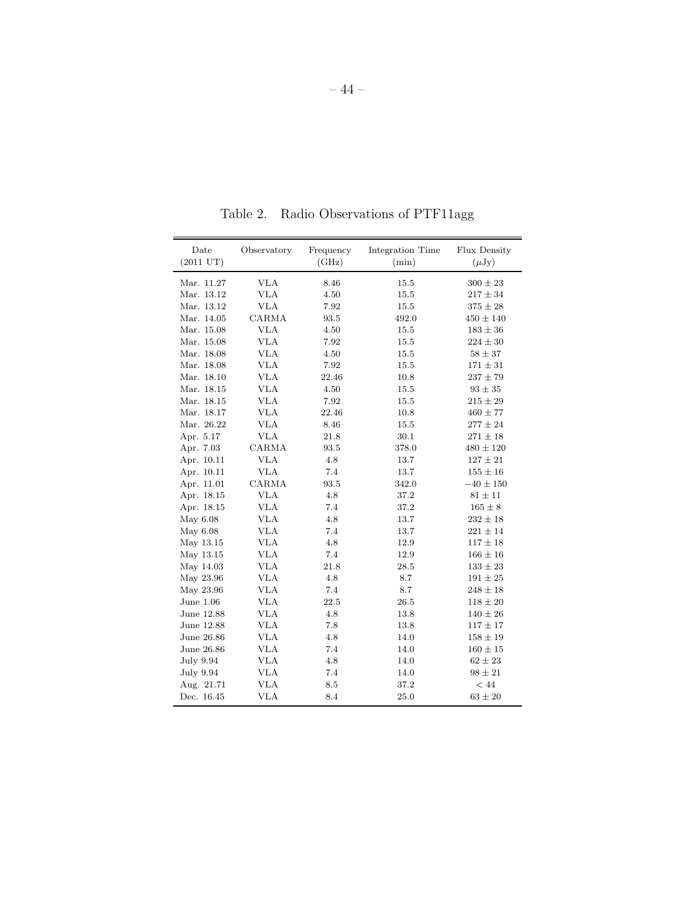Table 2. Radio Observations of PTF11agg

| Date (2011 UT) | Observatory | Frequency (GHz) | Integration Time (min) | Flux Density ($\mu$Jy) |
|---|---|---|---|---|
| Mar. 11.27 | VLA | 8.46 | 15.5 | $300 \pm 23$ |
| Mar. 13.12 | VLA | 4.50 | 15.5 | $217 \pm 34$ |
| Mar. 13.12 | VLA | 7.92 | 15.5 | $375 \pm 28$ |
| Mar. 14.05 | CARMA | 93.5 | 492.0 | $450 \pm 140$ |
| Mar. 15.08 | VLA | 4.50 | 15.5 | $183 \pm 36$ |
| Mar. 15.08 | VLA | 7.92 | 15.5 | $224 \pm 30$ |
| Mar. 18.08 | VLA | 4.50 | 15.5 | $58 \pm 37$ |
| Mar. 18.08 | VLA | 7.92 | 15.5 | $171 \pm 31$ |
| Mar. 18.10 | VLA | 22.46 | 10.8 | $237 \pm 79$ |
| Mar. 18.15 | VLA | 4.50 | 15.5 | $93 \pm 35$ |
| Mar. 18.15 | VLA | 7.92 | 15.5 | $215 \pm 29$ |
| Mar. 18.17 | VLA | 22.46 | 10.8 | $460 \pm 77$ |
| Mar. 26.22 | VLA | 8.46 | 15.5 | $277 \pm 24$ |
| Apr. 5.17 | VLA | 21.8 | 30.1 | $271 \pm 18$ |
| Apr. 7.03 | CARMA | 93.5 | 378.0 | $480 \pm 120$ |
| Apr. 10.11 | VLA | 4.8 | 13.7 | $127 \pm 21$ |
| Apr. 10.11 | VLA | 7.4 | 13.7 | $155 \pm 16$ |
| Apr. 11.01 | CARMA | 93.5 | 342.0 | $-40 \pm 150$ |
| Apr. 18.15 | VLA | 4.8 | 37.2 | $81 \pm 11$ |
| Apr. 18.15 | VLA | 7.4 | 37.2 | $165 \pm 8$ |
| May 6.08 | VLA | 4.8 | 13.7 | $232 \pm 18$ |
| May 6.08 | VLA | 7.4 | 13.7 | $221 \pm 14$ |
| May 13.15 | VLA | 4.8 | 12.9 | $117 \pm 18$ |
| May 13.15 | VLA | 7.4 | 12.9 | $166 \pm 16$ |
| May 14.03 | VLA | 21.8 | 28.5 | $133 \pm 23$ |
| May 23.96 | VLA | 4.8 | 8.7 | $191 \pm 25$ |
| May 23.96 | VLA | 7.4 | 8.7 | $248 \pm 18$ |
| June 1.06 | VLA | 22.5 | 26.5 | $118 \pm 20$ |
| June 12.88 | VLA | 4.8 | 13.8 | $140 \pm 26$ |
| June 12.88 | VLA | 7.8 | 13.8 | $117 \pm 17$ |
| June 26.86 | VLA | 4.8 | 14.0 | $158 \pm 19$ |
| June 26.86 | VLA | 7.4 | 14.0 | $160 \pm 15$ |
| July 9.94 | VLA | 4.8 | 14.0 | $62 \pm 23$ |
| July 9.94 | VLA | 7.4 | 14.0 | $98 \pm 21$ |
| Aug. 21.71 | VLA | 8.5 | 37.2 | $< 44$ |
| Dec. 16.45 | VLA | 8.4 | 25.0 | $63 \pm 20$ |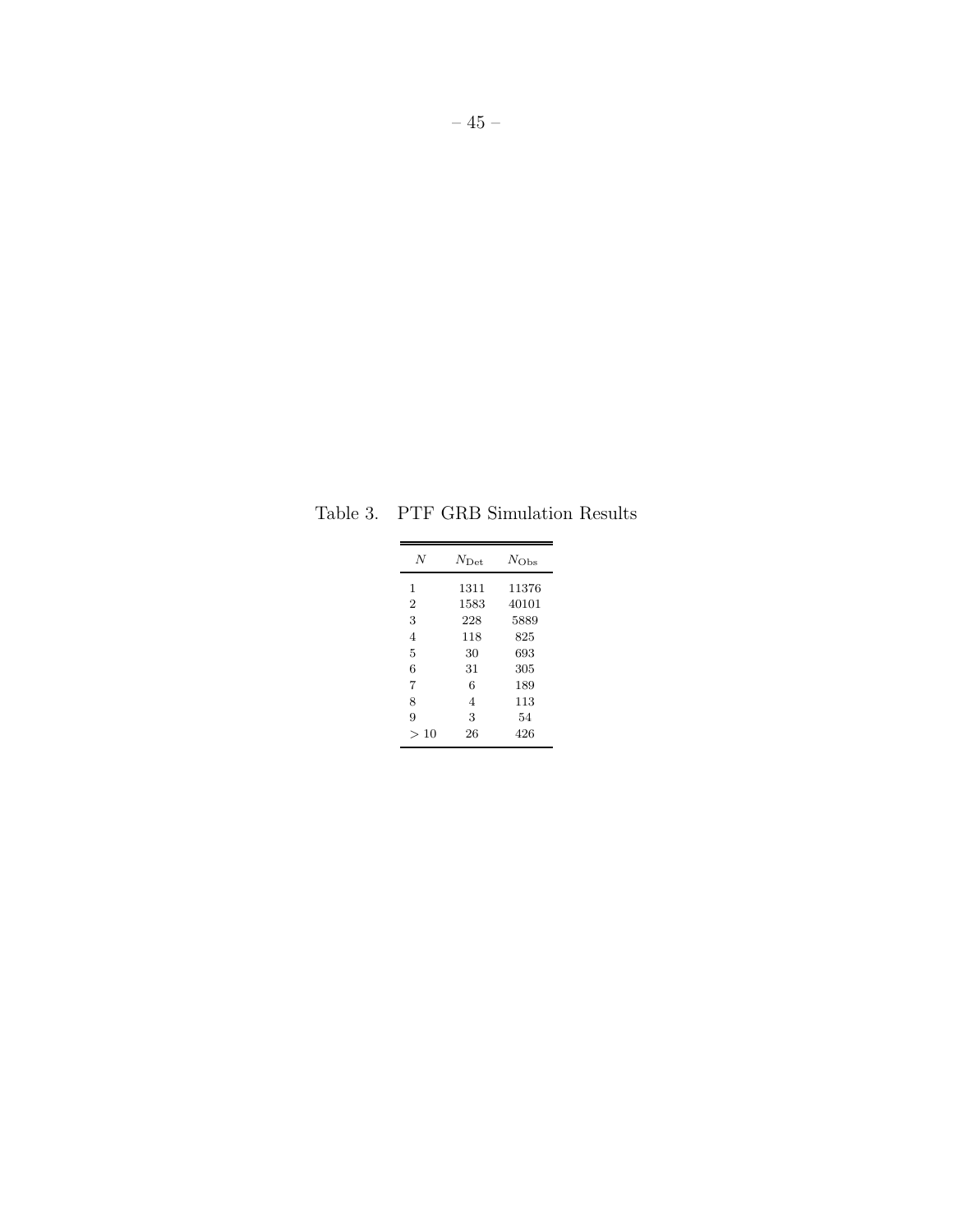Table 3. PTF GRB Simulation Results

| $N$ | $N_{\mathrm{Det}}$ | $N_{\mathrm{Obs}}$ |
|---|---|---|
| 1 | 1311 | 11376 |
| 2 | 1583 | 40101 |
| 3 | 228 | 5889 |
| 4 | 118 | 825 |
| 5 | 30 | 693 |
| 6 | 31 | 305 |
| 7 | 6 | 189 |
| 8 | 4 | 113 |
| 9 | 3 | 54 |
| $> 10$ | 26 | 426 |